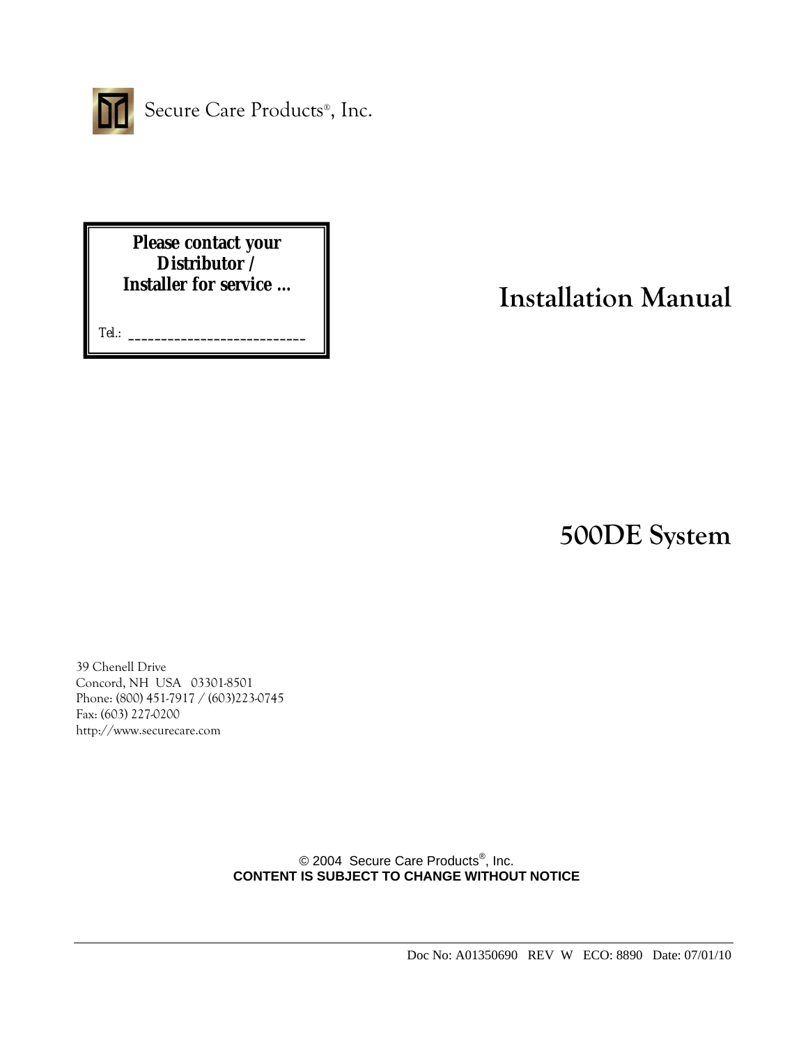Secure Care Products®, Inc.

**Please contact your Distributor / Installer for service ...**

Tel.: ___________________________

# Installation Manual

# 500DE System

39 Chenell Drive
Concord, NH USA 03301-8501
Phone: (800) 451-7917 / (603)223-0745
Fax: (603) 227-0200
http://www.securecare.com

© 2004 Secure Care Products®, Inc.
**CONTENT IS SUBJECT TO CHANGE WITHOUT NOTICE**

Doc No: A01350690 REV W ECO: 8890 Date: 07/01/10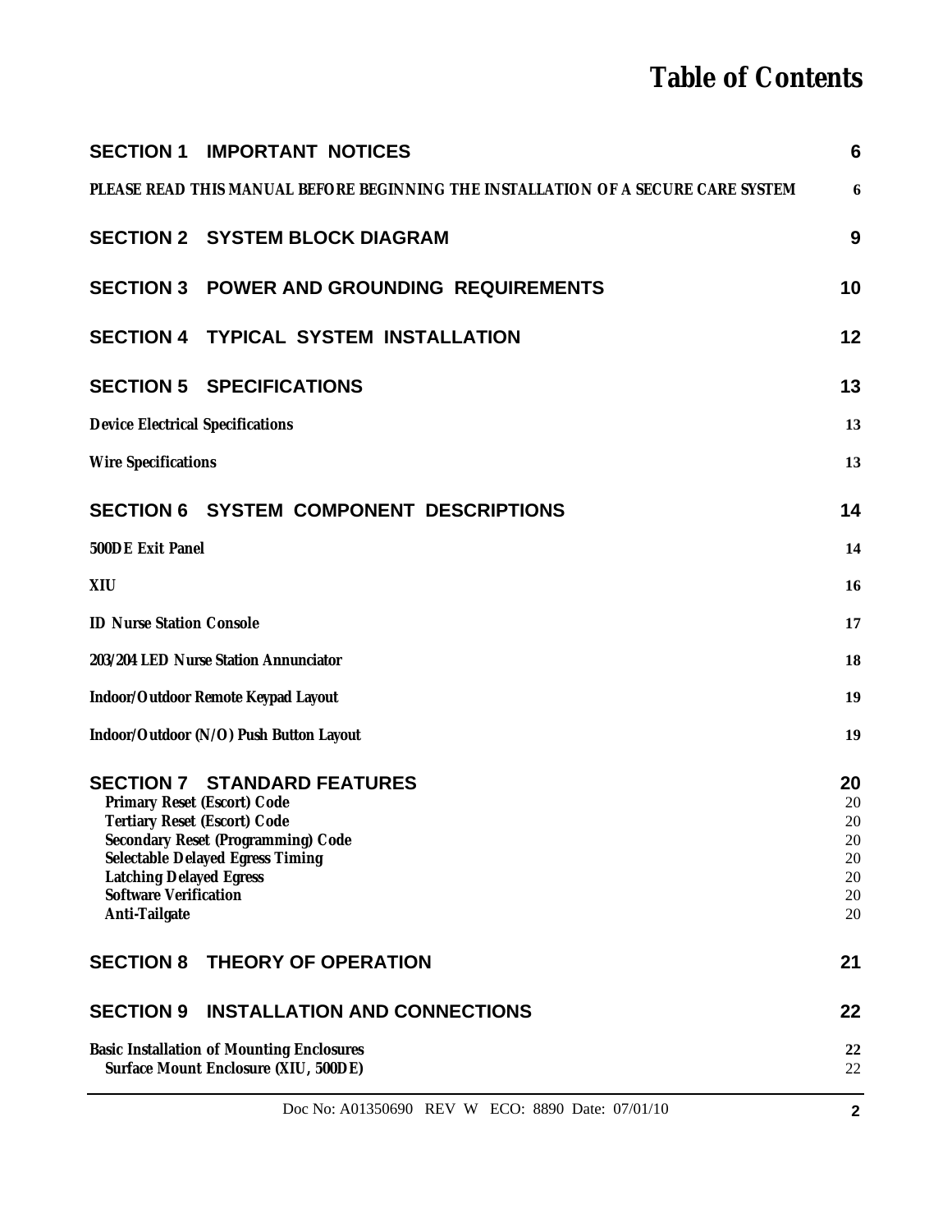# Table of Contents

| | |
|---|---|
| **SECTION 1 IMPORTANT NOTICES** | **6** |
| **PLEASE READ THIS MANUAL BEFORE BEGINNING THE INSTALLATION OF A SECURE CARE SYSTEM** | **6** |
| **SECTION 2 SYSTEM BLOCK DIAGRAM** | **9** |
| **SECTION 3 POWER AND GROUNDING REQUIREMENTS** | **10** |
| **SECTION 4 TYPICAL SYSTEM INSTALLATION** | **12** |
| **SECTION 5 SPECIFICATIONS** | **13** |
| **Device Electrical Specifications** | **13** |
| **Wire Specifications** | **13** |
| **SECTION 6 SYSTEM COMPONENT DESCRIPTIONS** | **14** |
| **500DE Exit Panel** | **14** |
| **XIU** | **16** |
| **ID Nurse Station Console** | **17** |
| **203/204 LED Nurse Station Annunciator** | **18** |
| **Indoor/Outdoor Remote Keypad Layout** | **19** |
| **Indoor/Outdoor (N/O) Push Button Layout** | **19** |
| **SECTION 7 STANDARD FEATURES** | **20** |
| Primary Reset (Escort) Code | 20 |
| Tertiary Reset (Escort) Code | 20 |
| Secondary Reset (Programming) Code | 20 |
| Selectable Delayed Egress Timing | 20 |
| Latching Delayed Egress | 20 |
| Software Verification | 20 |
| Anti-Tailgate | 20 |
| **SECTION 8 THEORY OF OPERATION** | **21** |
| **SECTION 9 INSTALLATION AND CONNECTIONS** | **22** |
| **Basic Installation of Mounting Enclosures** | **22** |
| Surface Mount Enclosure (XIU, 500DE) | 22 |

Doc No: A01350690 REV W ECO: 8890 Date: 07/01/10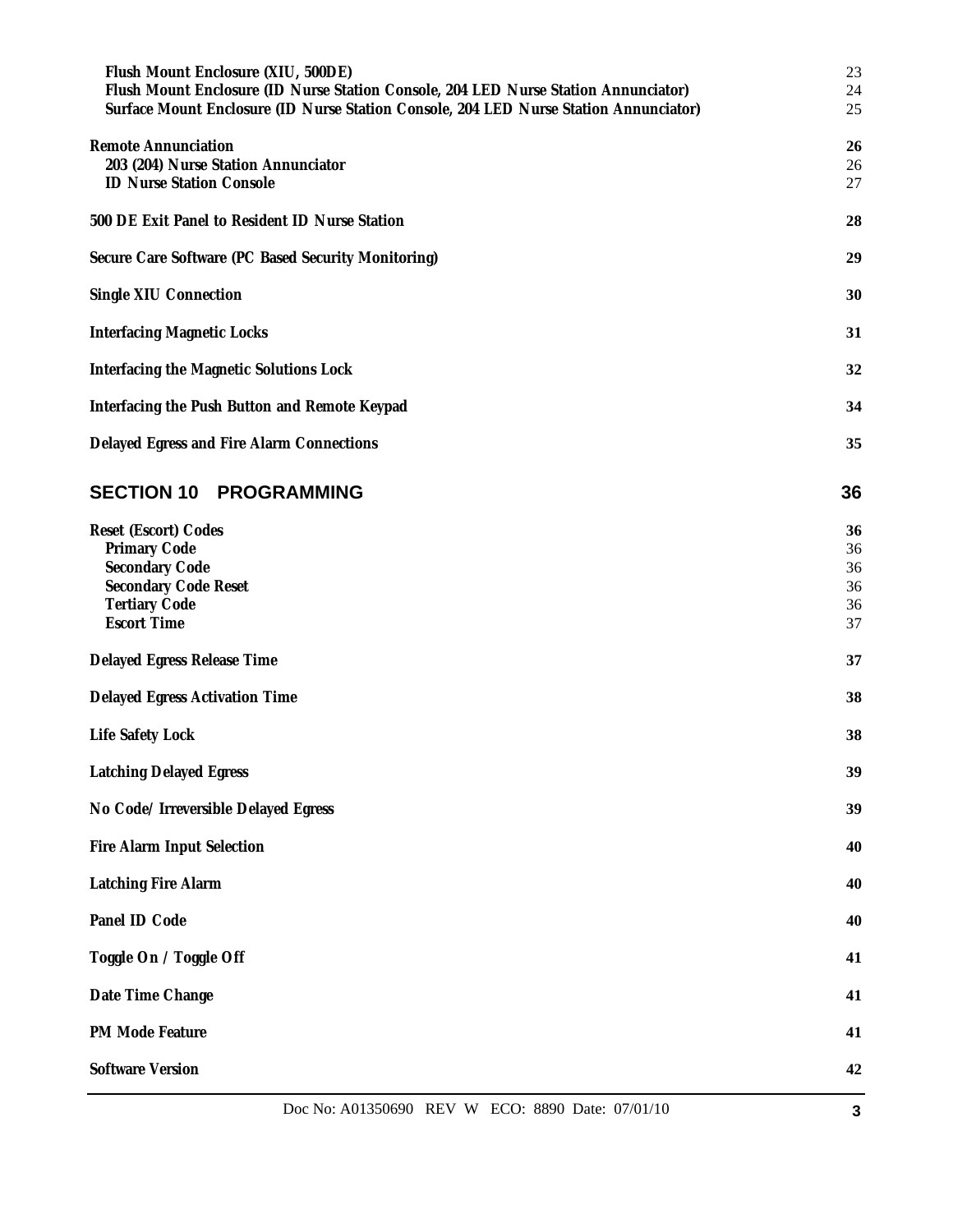| | |
|---|---|
| **Flush Mount Enclosure (XIU, 500DE)** | 23 |
| **Flush Mount Enclosure (ID Nurse Station Console, 204 LED Nurse Station Annunciator)** | 24 |
| **Surface Mount Enclosure (ID Nurse Station Console, 204 LED Nurse Station Annunciator)** | 25 |
| **Remote Annunciation** | **26** |
| **203 (204) Nurse Station Annunciator** | 26 |
| **ID Nurse Station Console** | 27 |
| **500 DE Exit Panel to Resident ID Nurse Station** | **28** |
| **Secure Care Software (PC Based Security Monitoring)** | **29** |
| **Single XIU Connection** | **30** |
| **Interfacing Magnetic Locks** | **31** |
| **Interfacing the Magnetic Solutions Lock** | **32** |
| **Interfacing the Push Button and Remote Keypad** | **34** |
| **Delayed Egress and Fire Alarm Connections** | **35** |

## SECTION 10 PROGRAMMING 36

| | |
|---|---|
| **Reset (Escort) Codes** | **36** |
| **Primary Code** | 36 |
| **Secondary Code** | 36 |
| **Secondary Code Reset** | 36 |
| **Tertiary Code** | 36 |
| **Escort Time** | 37 |
| **Delayed Egress Release Time** | **37** |
| **Delayed Egress Activation Time** | **38** |
| **Life Safety Lock** | **38** |
| **Latching Delayed Egress** | **39** |
| **No Code/ Irreversible Delayed Egress** | **39** |
| **Fire Alarm Input Selection** | **40** |
| **Latching Fire Alarm** | **40** |
| **Panel ID Code** | **40** |
| **Toggle On / Toggle Off** | **41** |
| **Date Time Change** | **41** |
| **PM Mode Feature** | **41** |
| **Software Version** | **42** |

Doc No: A01350690 REV W ECO: 8890 Date: 07/01/10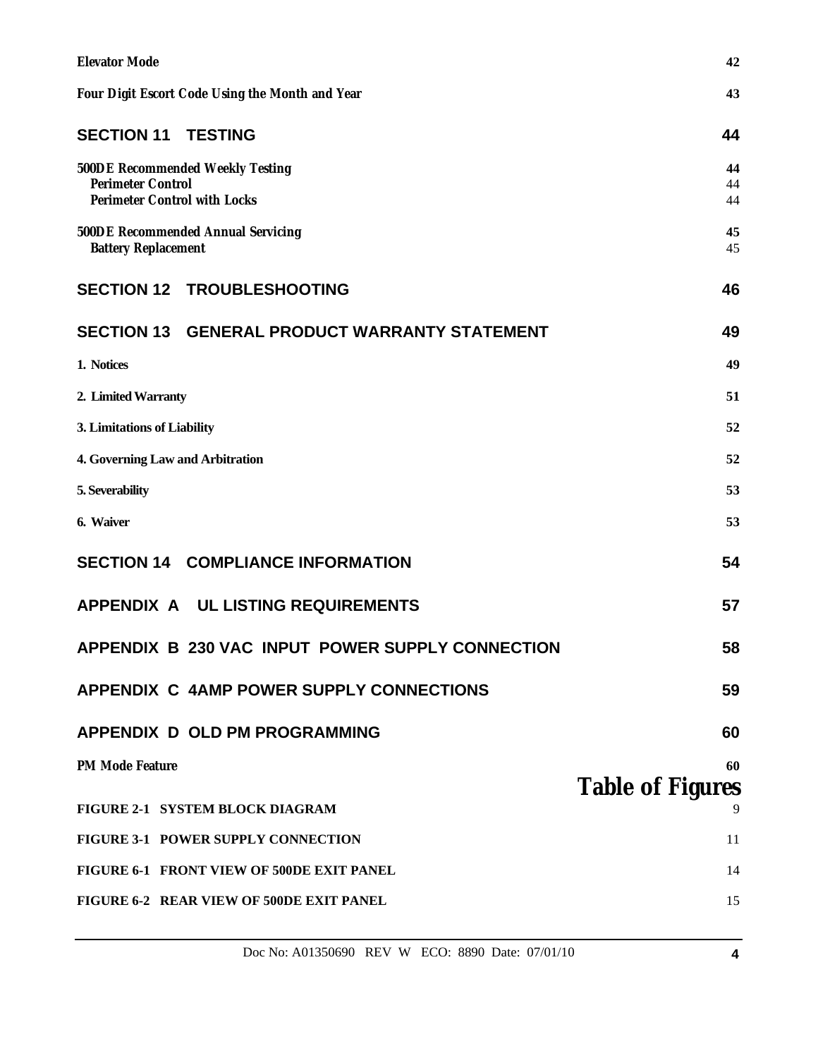**Elevator Mode** 42

**Four Digit Escort Code Using the Month and Year** 43

## SECTION 11 TESTING 44

**500DE Recommended Weekly Testing** 44
**Perimeter Control** 44
**Perimeter Control with Locks** 44

**500DE Recommended Annual Servicing** 45
**Battery Replacement** 45

## SECTION 12 TROUBLESHOOTING 46

## SECTION 13 GENERAL PRODUCT WARRANTY STATEMENT 49

**1. Notices** 49

**2. Limited Warranty** 51

**3. Limitations of Liability** 52

**4. Governing Law and Arbitration** 52

**5. Severability** 53

**6. Waiver** 53

## SECTION 14 COMPLIANCE INFORMATION 54

## APPENDIX A UL LISTING REQUIREMENTS 57

## APPENDIX B 230 VAC INPUT POWER SUPPLY CONNECTION 58

## APPENDIX C 4AMP POWER SUPPLY CONNECTIONS 59

## APPENDIX D OLD PM PROGRAMMING 60

**PM Mode Feature** 60

# Table of Figures

**FIGURE 2-1 SYSTEM BLOCK DIAGRAM** 9

**FIGURE 3-1 POWER SUPPLY CONNECTION** 11

**FIGURE 6-1 FRONT VIEW OF 500DE EXIT PANEL** 14

**FIGURE 6-2 REAR VIEW OF 500DE EXIT PANEL** 15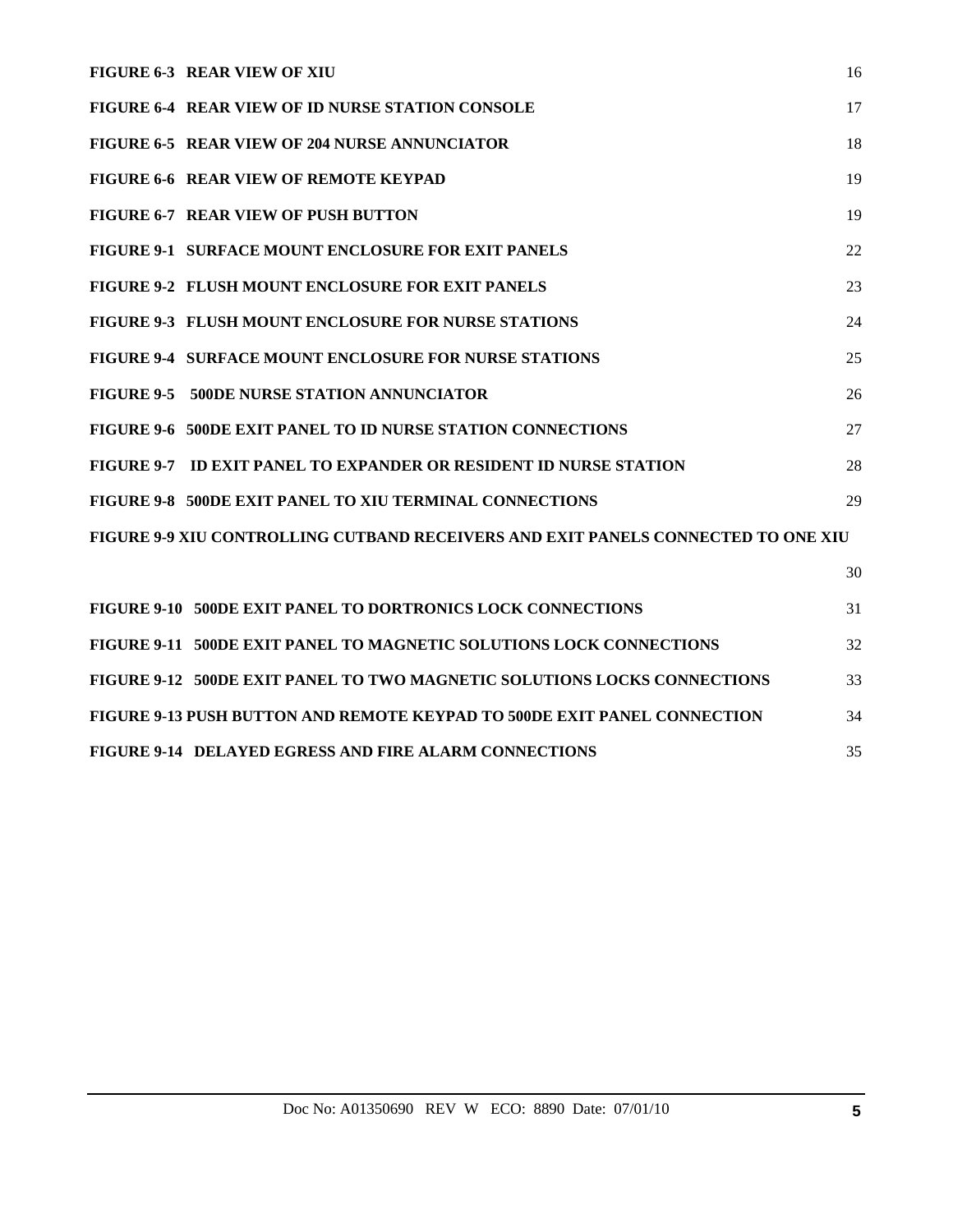**FIGURE 6-3 REAR VIEW OF XIU** 16

**FIGURE 6-4 REAR VIEW OF ID NURSE STATION CONSOLE** 17

**FIGURE 6-5 REAR VIEW OF 204 NURSE ANNUNCIATOR** 18

**FIGURE 6-6 REAR VIEW OF REMOTE KEYPAD** 19

**FIGURE 6-7 REAR VIEW OF PUSH BUTTON** 19

**FIGURE 9-1 SURFACE MOUNT ENCLOSURE FOR EXIT PANELS** 22

**FIGURE 9-2 FLUSH MOUNT ENCLOSURE FOR EXIT PANELS** 23

**FIGURE 9-3 FLUSH MOUNT ENCLOSURE FOR NURSE STATIONS** 24

**FIGURE 9-4 SURFACE MOUNT ENCLOSURE FOR NURSE STATIONS** 25

**FIGURE 9-5 500DE NURSE STATION ANNUNCIATOR** 26

**FIGURE 9-6 500DE EXIT PANEL TO ID NURSE STATION CONNECTIONS** 27

**FIGURE 9-7 ID EXIT PANEL TO EXPANDER OR RESIDENT ID NURSE STATION** 28

**FIGURE 9-8 500DE EXIT PANEL TO XIU TERMINAL CONNECTIONS** 29

**FIGURE 9-9 XIU CONTROLLING CUTBAND RECEIVERS AND EXIT PANELS CONNECTED TO ONE XIU** 30

**FIGURE 9-10 500DE EXIT PANEL TO DORTRONICS LOCK CONNECTIONS** 31

**FIGURE 9-11 500DE EXIT PANEL TO MAGNETIC SOLUTIONS LOCK CONNECTIONS** 32

**FIGURE 9-12 500DE EXIT PANEL TO TWO MAGNETIC SOLUTIONS LOCKS CONNECTIONS** 33

**FIGURE 9-13 PUSH BUTTON AND REMOTE KEYPAD TO 500DE EXIT PANEL CONNECTION** 34

**FIGURE 9-14 DELAYED EGRESS AND FIRE ALARM CONNECTIONS** 35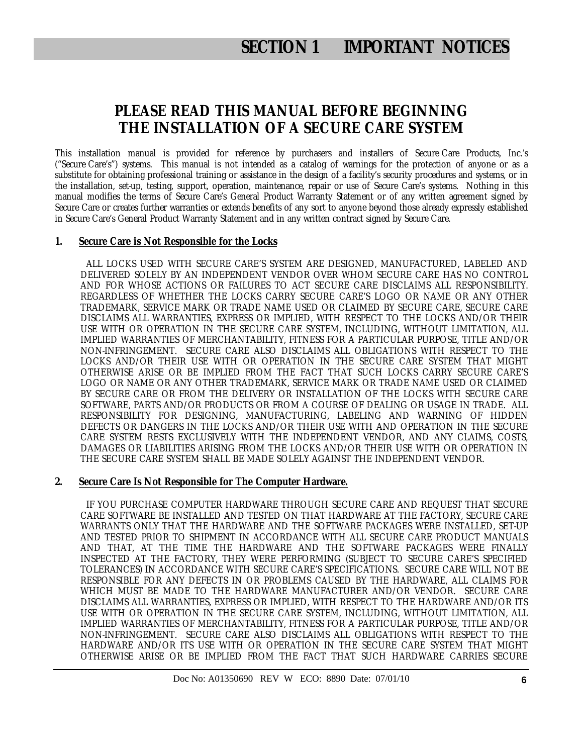# SECTION 1 IMPORTANT NOTICES

## PLEASE READ THIS MANUAL BEFORE BEGINNING THE INSTALLATION OF A SECURE CARE SYSTEM

This installation manual is provided for reference by purchasers and installers of Secure Care Products, Inc.'s ("Secure Care's") systems. This manual is not intended as a catalog of warnings for the protection of anyone or as a substitute for obtaining professional training or assistance in the design of a facility's security procedures and systems, or in the installation, set-up, testing, support, operation, maintenance, repair or use of Secure Care's systems. Nothing in this manual modifies the terms of Secure Care's General Product Warranty Statement or of any written agreement signed by Secure Care or creates further warranties or extends benefits of any sort to anyone beyond those already expressly established in Secure Care's General Product Warranty Statement and in any written contract signed by Secure Care.

**1. Secure Care is Not Responsible for the Locks**

ALL LOCKS USED WITH SECURE CARE'S SYSTEM ARE DESIGNED, MANUFACTURED, LABELED AND DELIVERED SOLELY BY AN INDEPENDENT VENDOR OVER WHOM SECURE CARE HAS NO CONTROL AND FOR WHOSE ACTIONS OR FAILURES TO ACT SECURE CARE DISCLAIMS ALL RESPONSIBILITY. REGARDLESS OF WHETHER THE LOCKS CARRY SECURE CARE'S LOGO OR NAME OR ANY OTHER TRADEMARK, SERVICE MARK OR TRADE NAME USED OR CLAIMED BY SECURE CARE, SECURE CARE DISCLAIMS ALL WARRANTIES, EXPRESS OR IMPLIED, WITH RESPECT TO THE LOCKS AND/OR THEIR USE WITH OR OPERATION IN THE SECURE CARE SYSTEM, INCLUDING, WITHOUT LIMITATION, ALL IMPLIED WARRANTIES OF MERCHANTABILITY, FITNESS FOR A PARTICULAR PURPOSE, TITLE AND/OR NON-INFRINGEMENT. SECURE CARE ALSO DISCLAIMS ALL OBLIGATIONS WITH RESPECT TO THE LOCKS AND/OR THEIR USE WITH OR OPERATION IN THE SECURE CARE SYSTEM THAT MIGHT OTHERWISE ARISE OR BE IMPLIED FROM THE FACT THAT SUCH LOCKS CARRY SECURE CARE'S LOGO OR NAME OR ANY OTHER TRADEMARK, SERVICE MARK OR TRADE NAME USED OR CLAIMED BY SECURE CARE OR FROM THE DELIVERY OR INSTALLATION OF THE LOCKS WITH SECURE CARE SOFTWARE, PARTS AND/OR PRODUCTS OR FROM A COURSE OF DEALING OR USAGE IN TRADE. ALL RESPONSIBILITY FOR DESIGNING, MANUFACTURING, LABELING AND WARNING OF HIDDEN DEFECTS OR DANGERS IN THE LOCKS AND/OR THEIR USE WITH AND OPERATION IN THE SECURE CARE SYSTEM RESTS EXCLUSIVELY WITH THE INDEPENDENT VENDOR, AND ANY CLAIMS, COSTS, DAMAGES OR LIABILITIES ARISING FROM THE LOCKS AND/OR THEIR USE WITH OR OPERATION IN THE SECURE CARE SYSTEM SHALL BE MADE SOLELY AGAINST THE INDEPENDENT VENDOR.

**2. Secure Care Is Not Responsible for The Computer Hardware.**

IF YOU PURCHASE COMPUTER HARDWARE THROUGH SECURE CARE AND REQUEST THAT SECURE CARE SOFTWARE BE INSTALLED AND TESTED ON THAT HARDWARE AT THE FACTORY, SECURE CARE WARRANTS ONLY THAT THE HARDWARE AND THE SOFTWARE PACKAGES WERE INSTALLED, SET-UP AND TESTED PRIOR TO SHIPMENT IN ACCORDANCE WITH ALL SECURE CARE PRODUCT MANUALS AND THAT, AT THE TIME THE HARDWARE AND THE SOFTWARE PACKAGES WERE FINALLY INSPECTED AT THE FACTORY, THEY WERE PERFORMING (SUBJECT TO SECURE CARE'S SPECIFIED TOLERANCES) IN ACCORDANCE WITH SECURE CARE'S SPECIFICATIONS. SECURE CARE WILL NOT BE RESPONSIBLE FOR ANY DEFECTS IN OR PROBLEMS CAUSED BY THE HARDWARE, ALL CLAIMS FOR WHICH MUST BE MADE TO THE HARDWARE MANUFACTURER AND/OR VENDOR. SECURE CARE DISCLAIMS ALL WARRANTIES, EXPRESS OR IMPLIED, WITH RESPECT TO THE HARDWARE AND/OR ITS USE WITH OR OPERATION IN THE SECURE CARE SYSTEM, INCLUDING, WITHOUT LIMITATION, ALL IMPLIED WARRANTIES OF MERCHANTABILITY, FITNESS FOR A PARTICULAR PURPOSE, TITLE AND/OR NON-INFRINGEMENT. SECURE CARE ALSO DISCLAIMS ALL OBLIGATIONS WITH RESPECT TO THE HARDWARE AND/OR ITS USE WITH OR OPERATION IN THE SECURE CARE SYSTEM THAT MIGHT OTHERWISE ARISE OR BE IMPLIED FROM THE FACT THAT SUCH HARDWARE CARRIES SECURE

Doc No: A01350690 REV W ECO: 8890 Date: 07/01/10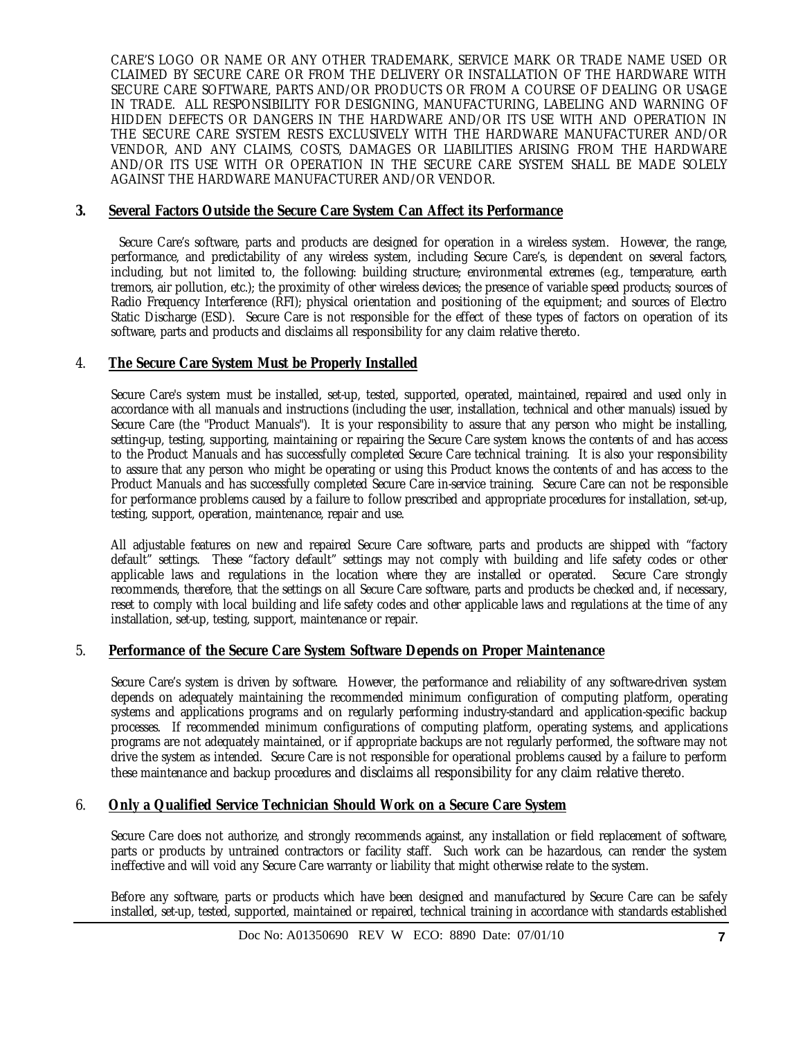CARE'S LOGO OR NAME OR ANY OTHER TRADEMARK, SERVICE MARK OR TRADE NAME USED OR CLAIMED BY SECURE CARE OR FROM THE DELIVERY OR INSTALLATION OF THE HARDWARE WITH SECURE CARE SOFTWARE, PARTS AND/OR PRODUCTS OR FROM A COURSE OF DEALING OR USAGE IN TRADE. ALL RESPONSIBILITY FOR DESIGNING, MANUFACTURING, LABELING AND WARNING OF HIDDEN DEFECTS OR DANGERS IN THE HARDWARE AND/OR ITS USE WITH AND OPERATION IN THE SECURE CARE SYSTEM RESTS EXCLUSIVELY WITH THE HARDWARE MANUFACTURER AND/OR VENDOR, AND ANY CLAIMS, COSTS, DAMAGES OR LIABILITIES ARISING FROM THE HARDWARE AND/OR ITS USE WITH OR OPERATION IN THE SECURE CARE SYSTEM SHALL BE MADE SOLELY AGAINST THE HARDWARE MANUFACTURER AND/OR VENDOR.

## 3. Several Factors Outside the Secure Care System Can Affect its Performance

Secure Care's software, parts and products are designed for operation in a wireless system. However, the range, performance, and predictability of any wireless system, including Secure Care's, is dependent on several factors, including, but not limited to, the following: building structure; environmental extremes (e.g., temperature, earth tremors, air pollution, etc.); the proximity of other wireless devices; the presence of variable speed products; sources of Radio Frequency Interference (RFI); physical orientation and positioning of the equipment; and sources of Electro Static Discharge (ESD). Secure Care is not responsible for the effect of these types of factors on operation of its software, parts and products and disclaims all responsibility for any claim relative thereto.

## 4. The Secure Care System Must be Properly Installed

Secure Care's system must be installed, set-up, tested, supported, operated, maintained, repaired and used only in accordance with all manuals and instructions (including the user, installation, technical and other manuals) issued by Secure Care (the "Product Manuals"). It is your responsibility to assure that any person who might be installing, setting-up, testing, supporting, maintaining or repairing the Secure Care system knows the contents of and has access to the Product Manuals and has successfully completed Secure Care technical training. It is also your responsibility to assure that any person who might be operating or using this Product knows the contents of and has access to the Product Manuals and has successfully completed Secure Care in-service training. Secure Care can not be responsible for performance problems caused by a failure to follow prescribed and appropriate procedures for installation, set-up, testing, support, operation, maintenance, repair and use.

All adjustable features on new and repaired Secure Care software, parts and products are shipped with "factory default" settings. These "factory default" settings may not comply with building and life safety codes or other applicable laws and regulations in the location where they are installed or operated. Secure Care strongly recommends, therefore, that the settings on all Secure Care software, parts and products be checked and, if necessary, reset to comply with local building and life safety codes and other applicable laws and regulations at the time of any installation, set-up, testing, support, maintenance or repair.

## 5. Performance of the Secure Care System Software Depends on Proper Maintenance

Secure Care's system is driven by software. However, the performance and reliability of any software-driven system depends on adequately maintaining the recommended minimum configuration of computing platform, operating systems and applications programs and on regularly performing industry-standard and application-specific backup processes. If recommended minimum configurations of computing platform, operating systems, and applications programs are not adequately maintained, or if appropriate backups are not regularly performed, the software may not drive the system as intended. Secure Care is not responsible for operational problems caused by a failure to perform these maintenance and backup procedures and disclaims all responsibility for any claim relative thereto.

## 6. Only a Qualified Service Technician Should Work on a Secure Care System

Secure Care does not authorize, and strongly recommends against, any installation or field replacement of software, parts or products by untrained contractors or facility staff. Such work can be hazardous, can render the system ineffective and will void any Secure Care warranty or liability that might otherwise relate to the system.

Before any software, parts or products which have been designed and manufactured by Secure Care can be safely installed, set-up, tested, supported, maintained or repaired, technical training in accordance with standards established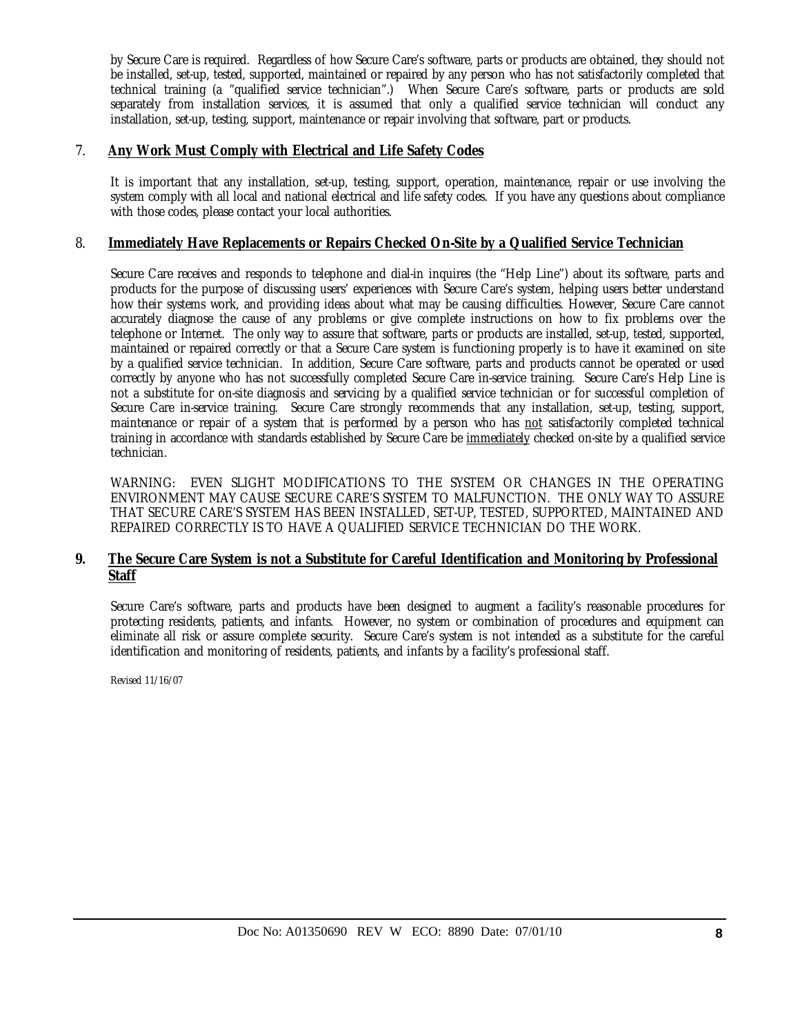by Secure Care is required. Regardless of how Secure Care's software, parts or products are obtained, they should not be installed, set-up, tested, supported, maintained or repaired by any person who has not satisfactorily completed that technical training (a "qualified service technician".) When Secure Care's software, parts or products are sold separately from installation services, it is assumed that only a qualified service technician will conduct any installation, set-up, testing, support, maintenance or repair involving that software, part or products.

## 7. Any Work Must Comply with Electrical and Life Safety Codes

It is important that any installation, set-up, testing, support, operation, maintenance, repair or use involving the system comply with all local and national electrical and life safety codes. If you have any questions about compliance with those codes, please contact your local authorities.

## 8. Immediately Have Replacements or Repairs Checked On-Site by a Qualified Service Technician

Secure Care receives and responds to telephone and dial-in inquires (the "Help Line") about its software, parts and products for the purpose of discussing users' experiences with Secure Care's system, helping users better understand how their systems work, and providing ideas about what may be causing difficulties. However, Secure Care cannot accurately diagnose the cause of any problems or give complete instructions on how to fix problems over the telephone or Internet. The only way to assure that software, parts or products are installed, set-up, tested, supported, maintained or repaired correctly or that a Secure Care system is functioning properly is to have it examined on site by a qualified service technician. In addition, Secure Care software, parts and products cannot be operated or used correctly by anyone who has not successfully completed Secure Care in-service training. Secure Care's Help Line is not a substitute for on-site diagnosis and servicing by a qualified service technician or for successful completion of Secure Care in-service training. Secure Care strongly recommends that any installation, set-up, testing, support, maintenance or repair of a system that is performed by a person who has <u>not</u> satisfactorily completed technical training in accordance with standards established by Secure Care be <u>immediately</u> checked on-site by a qualified service technician.

WARNING: EVEN SLIGHT MODIFICATIONS TO THE SYSTEM OR CHANGES IN THE OPERATING ENVIRONMENT MAY CAUSE SECURE CARE'S SYSTEM TO MALFUNCTION. THE ONLY WAY TO ASSURE THAT SECURE CARE'S SYSTEM HAS BEEN INSTALLED, SET-UP, TESTED, SUPPORTED, MAINTAINED AND REPAIRED CORRECTLY IS TO HAVE A QUALIFIED SERVICE TECHNICIAN DO THE WORK.

## 9. The Secure Care System is not a Substitute for Careful Identification and Monitoring by Professional Staff

Secure Care's software, parts and products have been designed to augment a facility's reasonable procedures for protecting residents, patients, and infants. However, no system or combination of procedures and equipment can eliminate all risk or assure complete security. Secure Care's system is not intended as a substitute for the careful identification and monitoring of residents, patients, and infants by a facility's professional staff.

Revised 11/16/07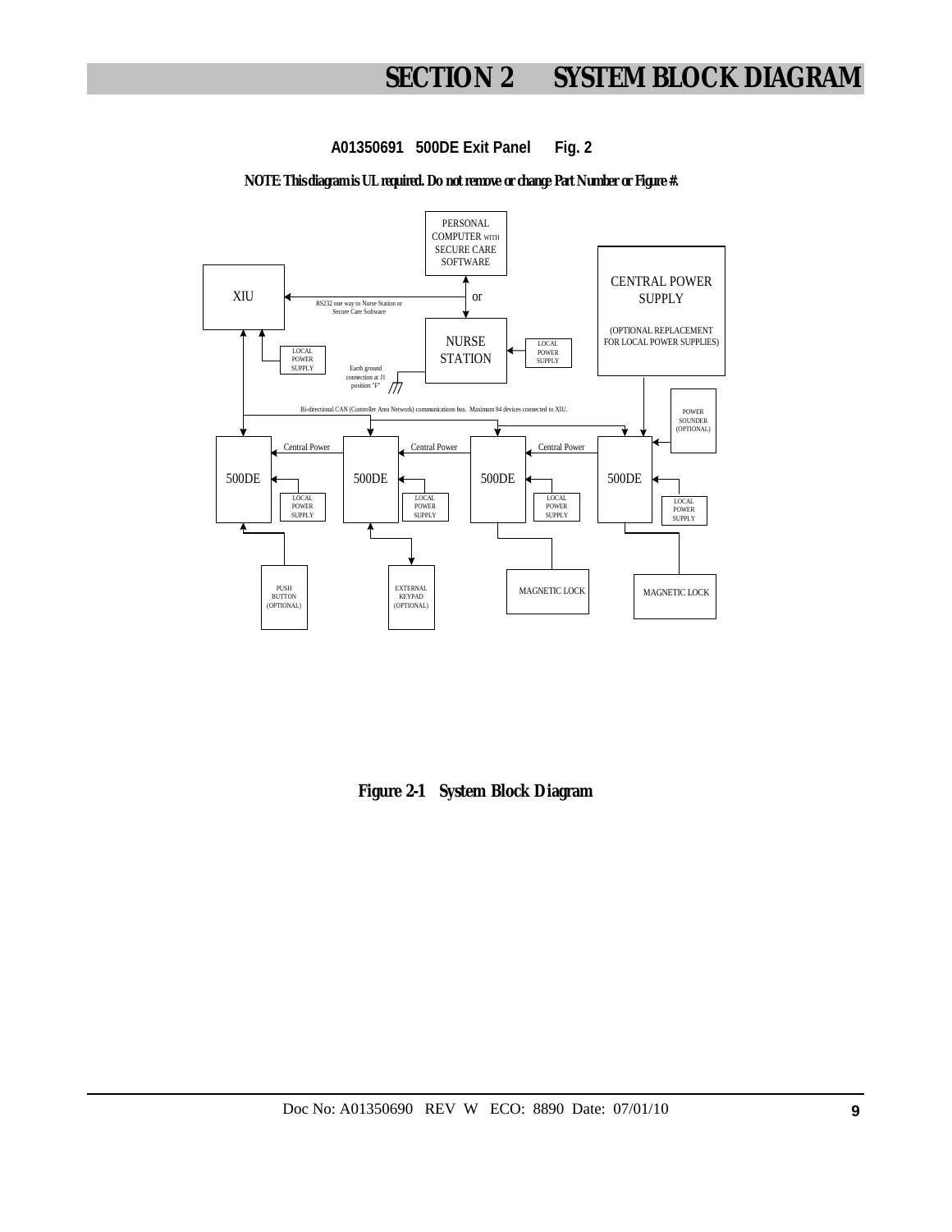# SECTION 2 SYSTEM BLOCK DIAGRAM

**A01350691 500DE Exit Panel Fig. 2**

**NOTE: This diagram is UL required. Do not remove or change Part Number or Figure #.**

PERSONAL COMPUTER WITH SECURE CARE SOFTWARE

or

XIU

RS232 one way to Nurse Station or Secure Care Software

NURSE STATION

LOCAL POWER SUPPLY

LOCAL POWER SUPPLY

Earth ground connection at J1 position "F"

CENTRAL POWER SUPPLY

(OPTIONAL REPLACEMENT FOR LOCAL POWER SUPPLIES)

Bi-directional CAN (Controller Area Network) communications bus. Maximum 94 devices connected to XIU.

POWER SOUNDER (OPTIONAL)

Central Power

Central Power

Central Power

500DE

500DE

500DE

500DE

LOCAL POWER SUPPLY

LOCAL POWER SUPPLY

LOCAL POWER SUPPLY

LOCAL POWER SUPPLY

PUSH BUTTON (OPTIONAL)

EXTERNAL KEYPAD (OPTIONAL)

MAGNETIC LOCK

MAGNETIC LOCK

**Figure 2-1 System Block Diagram**

Doc No: A01350690 REV W ECO: 8890 Date: 07/01/10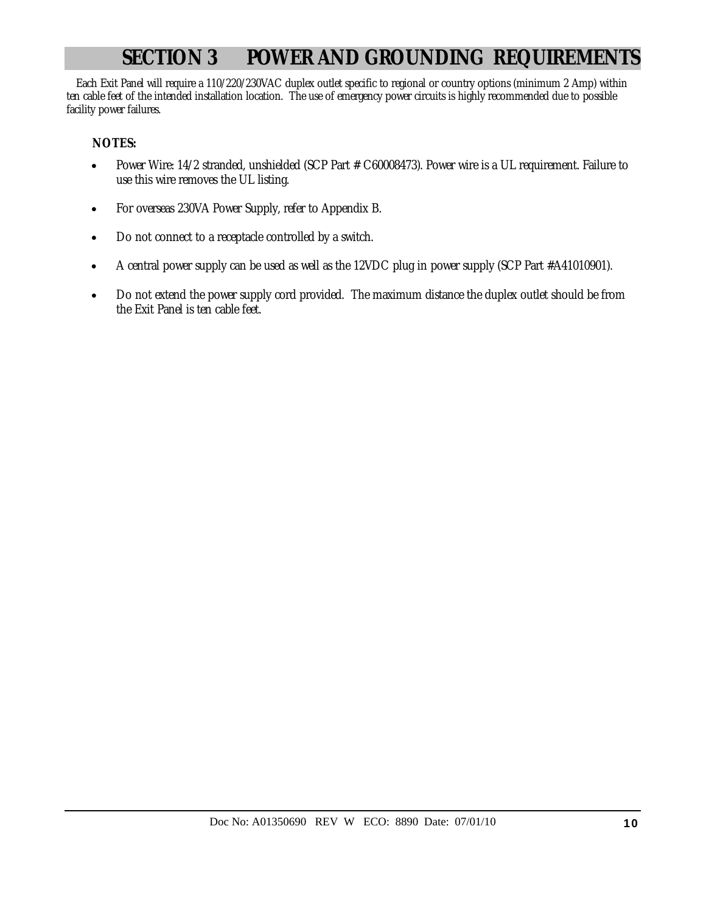# SECTION 3 POWER AND GROUNDING REQUIREMENTS

Each Exit Panel will require a 110/220/230VAC duplex outlet specific to regional or country options (minimum 2 Amp) within ten cable feet of the intended installation location. The use of emergency power circuits is highly recommended due to possible facility power failures.

**NOTES:**

- Power Wire: 14/2 stranded, unshielded (SCP Part # C60008473). Power wire is a UL requirement. Failure to use this wire removes the UL listing.
- For overseas 230VA Power Supply, refer to Appendix B.
- Do not connect to a receptacle controlled by a switch.
- A central power supply can be used as well as the 12VDC plug in power supply (SCP Part #A41010901).
- Do not extend the power supply cord provided. The maximum distance the duplex outlet should be from the Exit Panel is ten cable feet.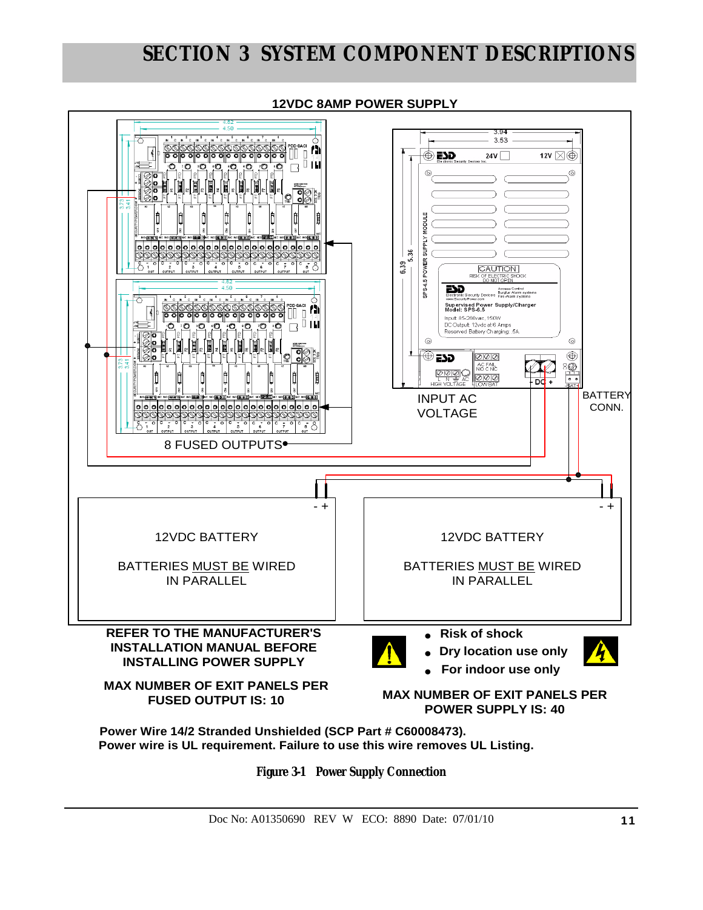# SECTION 3 SYSTEM COMPONENT DESCRIPTIONS

**12VDC 8AMP POWER SUPPLY**

8 FUSED OUTPUTS

INPUT AC VOLTAGE

BATTERY CONN.

12VDC BATTERY

BATTERIES MUST BE WIRED IN PARALLEL

12VDC BATTERY

BATTERIES MUST BE WIRED IN PARALLEL

**REFER TO THE MANUFACTURER'S INSTALLATION MANUAL BEFORE INSTALLING POWER SUPPLY**

- **Risk of shock**
- **Dry location use only**
- **For indoor use only**

**MAX NUMBER OF EXIT PANELS PER FUSED OUTPUT IS: 10**

**MAX NUMBER OF EXIT PANELS PER POWER SUPPLY IS: 40**

**Power Wire 14/2 Stranded Unshielded (SCP Part # C60008473).**
**Power wire is UL requirement. Failure to use this wire removes UL Listing.**

**Figure 3-1 Power Supply Connection**

Doc No: A01350690 REV W ECO: 8890 Date: 07/01/10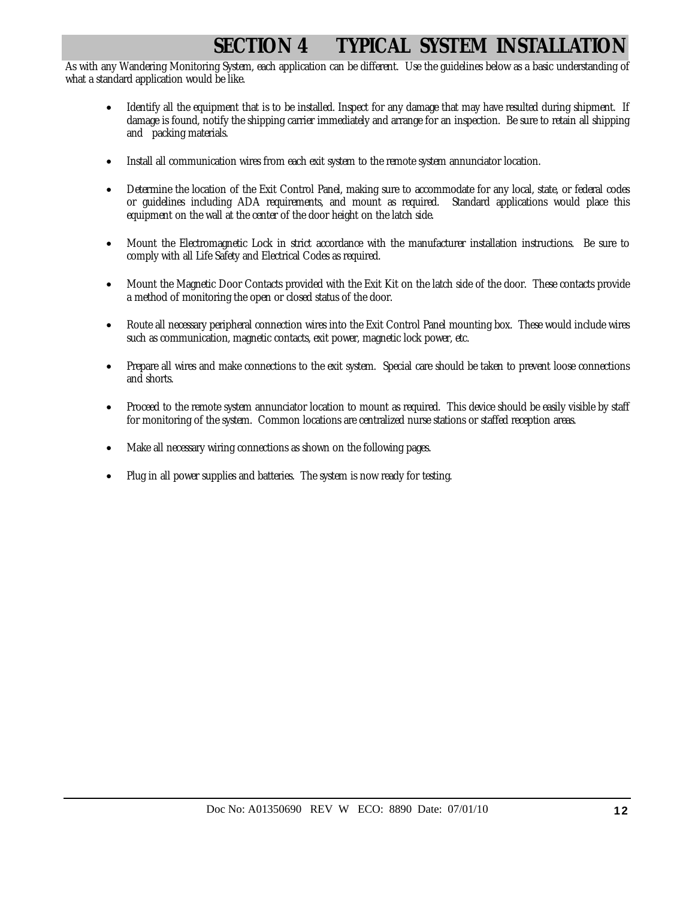# SECTION 4 TYPICAL SYSTEM INSTALLATION

As with any Wandering Monitoring System, each application can be different. Use the guidelines below as a basic understanding of what a standard application would be like.

- Identify all the equipment that is to be installed. Inspect for any damage that may have resulted during shipment. If damage is found, notify the shipping carrier immediately and arrange for an inspection. Be sure to retain all shipping and packing materials.

- Install all communication wires from each exit system to the remote system annunciator location.

- Determine the location of the Exit Control Panel, making sure to accommodate for any local, state, or federal codes or guidelines including ADA requirements, and mount as required. Standard applications would place this equipment on the wall at the center of the door height on the latch side.

- Mount the Electromagnetic Lock in strict accordance with the manufacturer installation instructions. Be sure to comply with all Life Safety and Electrical Codes as required.

- Mount the Magnetic Door Contacts provided with the Exit Kit on the latch side of the door. These contacts provide a method of monitoring the open or closed status of the door.

- Route all necessary peripheral connection wires into the Exit Control Panel mounting box. These would include wires such as communication, magnetic contacts, exit power, magnetic lock power, etc.

- Prepare all wires and make connections to the exit system. Special care should be taken to prevent loose connections and shorts.

- Proceed to the remote system annunciator location to mount as required. This device should be easily visible by staff for monitoring of the system. Common locations are centralized nurse stations or staffed reception areas.

- Make all necessary wiring connections as shown on the following pages.

- Plug in all power supplies and batteries. The system is now ready for testing.

Doc No: A01350690 REV W ECO: 8890 Date: 07/01/10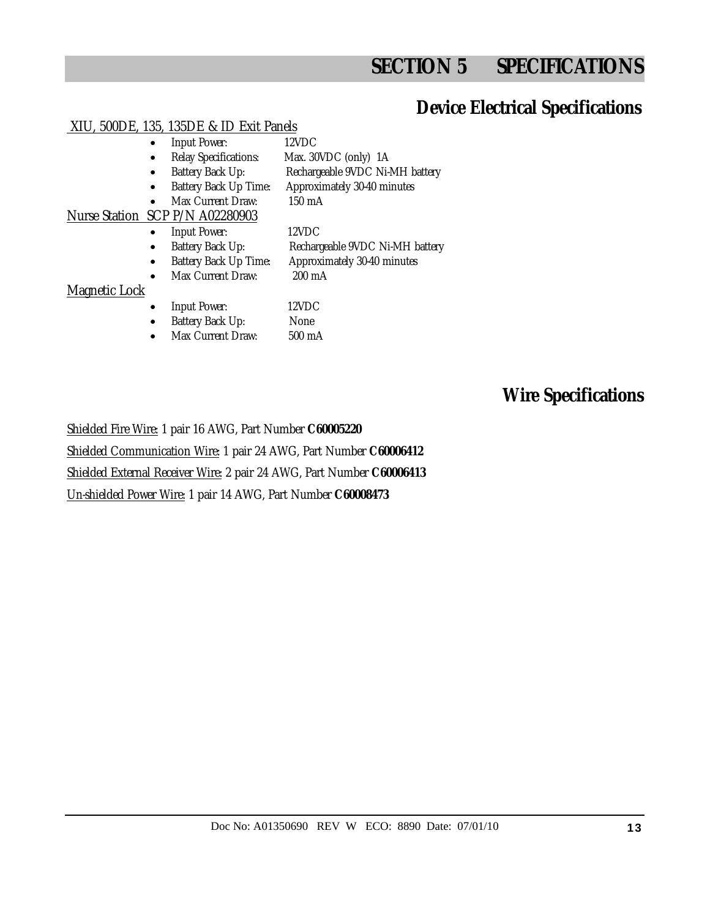# SECTION 5 SPECIFICATIONS

## Device Electrical Specifications

XIU, 500DE, 135, 135DE & ID Exit Panels

- Input Power: 12VDC
- Relay Specifications: Max. 30VDC (only) 1A
- Battery Back Up: Rechargeable 9VDC Ni-MH battery
- Battery Back Up Time: Approximately 30-40 minutes
- Max Current Draw: 150 mA

Nurse Station SCP P/N A02280903

- Input Power: 12VDC
- Battery Back Up: Rechargeable 9VDC Ni-MH battery
- Battery Back Up Time: Approximately 30-40 minutes
- Max Current Draw: 200 mA

Magnetic Lock

- Input Power: 12VDC
- Battery Back Up: None
- Max Current Draw: 500 mA

## Wire Specifications

Shielded Fire Wire: 1 pair 16 AWG, Part Number **C60005220**

Shielded Communication Wire: 1 pair 24 AWG, Part Number **C60006412**

Shielded External Receiver Wire: 2 pair 24 AWG, Part Number **C60006413**

Un-shielded Power Wire: 1 pair 14 AWG, Part Number **C60008473**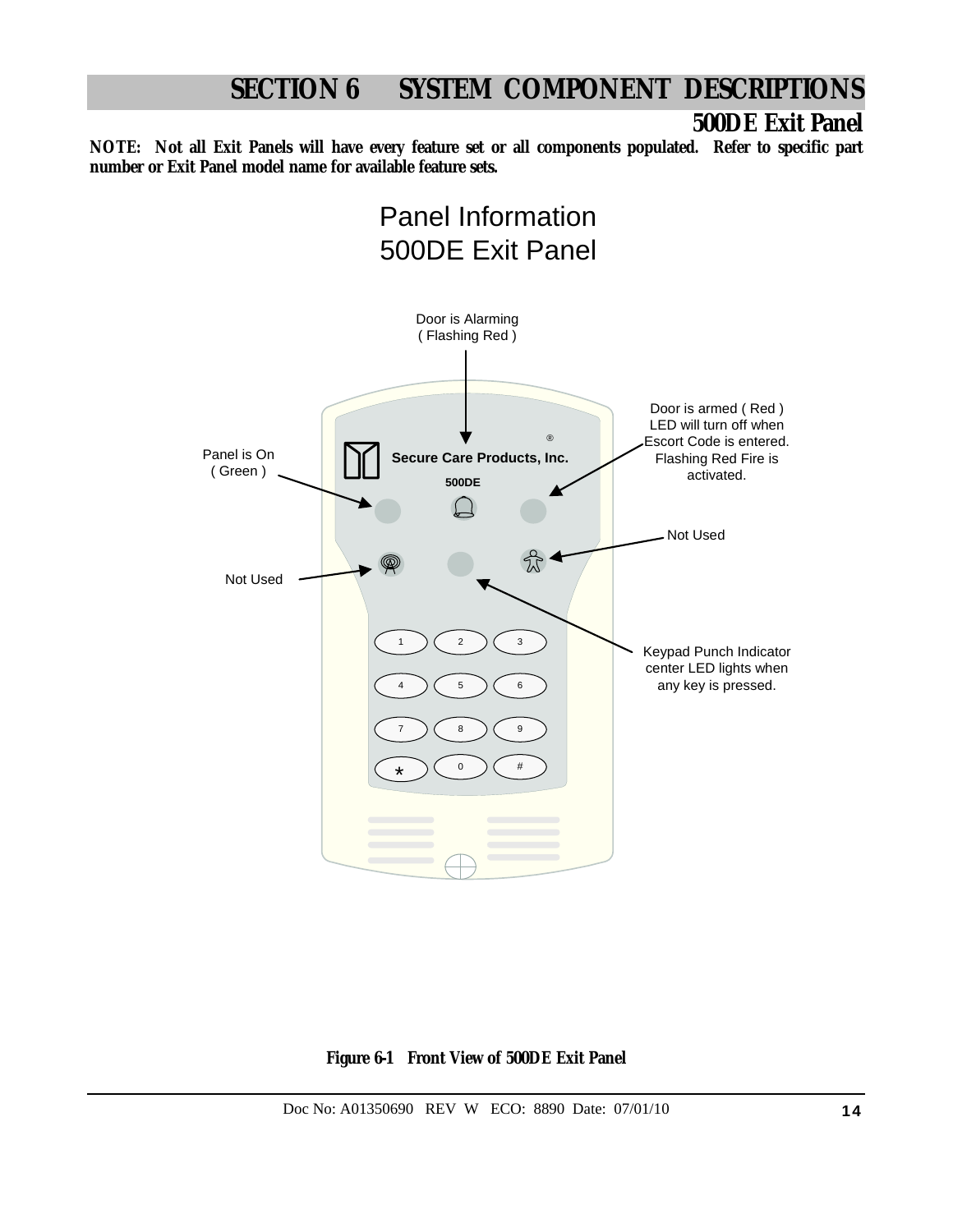# SECTION 6 SYSTEM COMPONENT DESCRIPTIONS

## 500DE Exit Panel

**NOTE: Not all Exit Panels will have every feature set or all components populated. Refer to specific part number or Exit Panel model name for available feature sets.**

Panel Information
500DE Exit Panel

Door is Alarming ( Flashing Red )

Door is armed ( Red ) LED will turn off when Escort Code is entered. Flashing Red Fire is activated.

Panel is On ( Green )

Secure Care Products, Inc.

500DE

Not Used

Not Used

Keypad Punch Indicator center LED lights when any key is pressed.

1 2 3
4 5 6
7 8 9
* 0 #

**Figure 6-1 Front View of 500DE Exit Panel**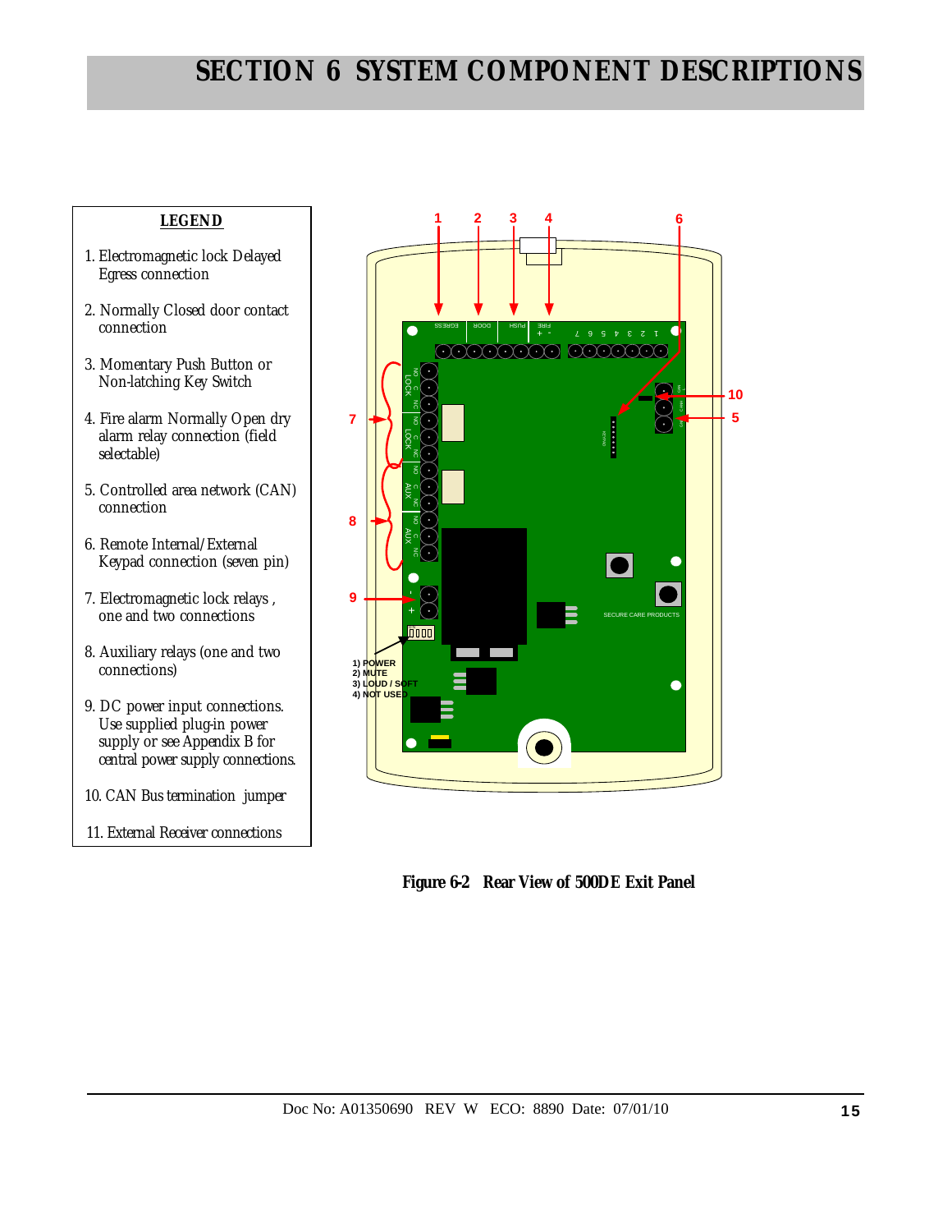# SECTION 6 SYSTEM COMPONENT DESCRIPTIONS

**LEGEND**

1. Electromagnetic lock Delayed Egress connection
2. Normally Closed door contact connection
3. Momentary Push Button or Non-latching Key Switch
4. Fire alarm Normally Open dry alarm relay connection (field selectable)
5. Controlled area network (CAN) connection
6. Remote Internal/External Keypad connection (seven pin)
7. Electromagnetic lock relays , one and two connections
8. Auxiliary relays (one and two connections)
9. DC power input connections. Use supplied plug-in power supply or see Appendix B for central power supply connections.
10. CAN Bus termination jumper
11. External Receiver connections

1) POWER
2) MUTE
3) LOUD / SOFT
4) NOT USED

**Figure 6-2 Rear View of 500DE Exit Panel**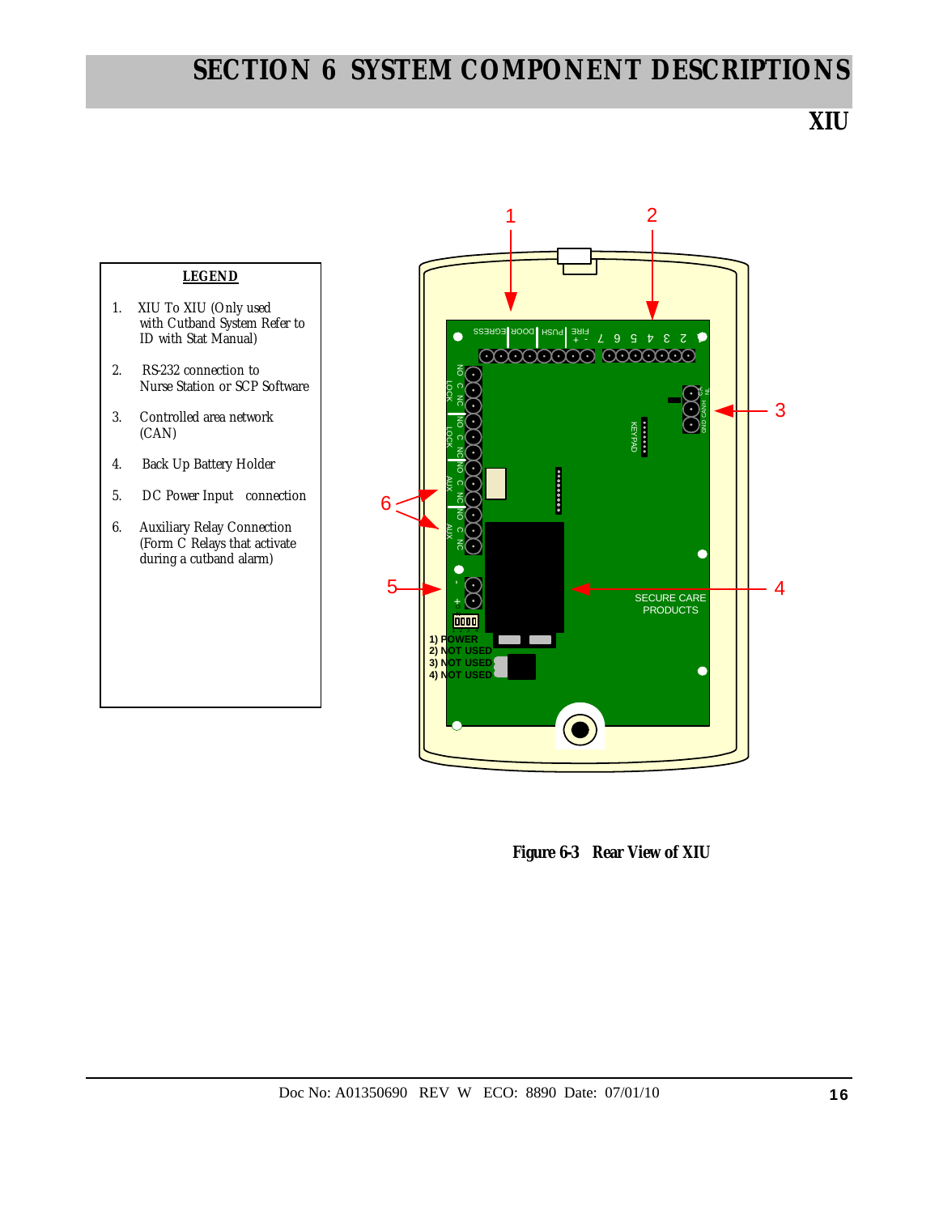# SECTION 6 SYSTEM COMPONENT DESCRIPTIONS

## XIU

**LEGEND**

1. XIU To XIU (Only used with Cutband System Refer to ID with Stat Manual)
2. RS-232 connection to Nurse Station or SCP Software
3. Controlled area network (CAN)
4. Back Up Battery Holder
5. DC Power Input connection
6. Auxiliary Relay Connection (Form C Relays that activate during a cutband alarm)

**Figure 6-3 Rear View of XIU**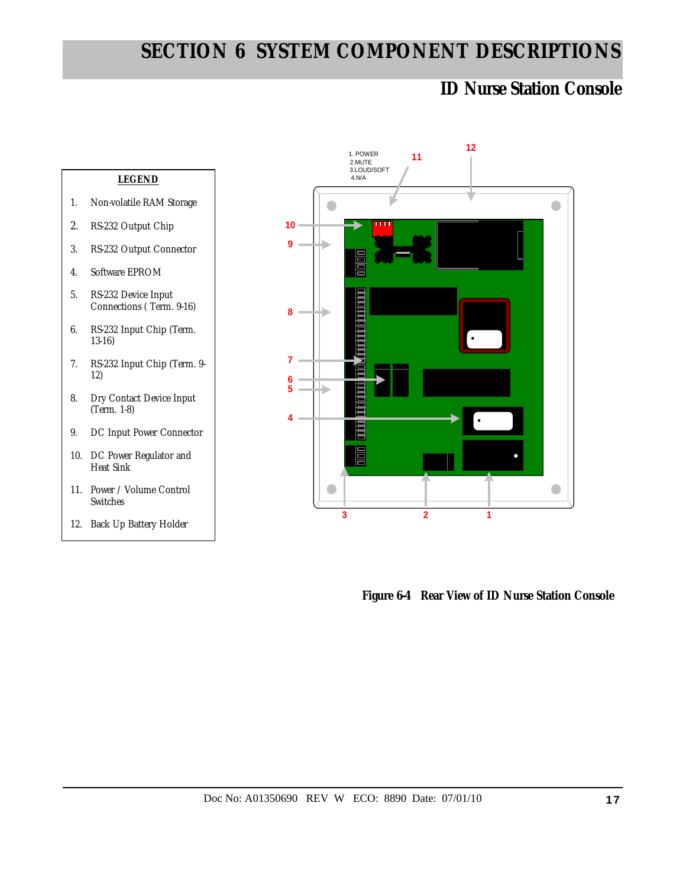# SECTION 6 SYSTEM COMPONENT DESCRIPTIONS

## ID Nurse Station Console

**LEGEND**

1. Non-volatile RAM Storage
2. RS-232 Output Chip
3. RS-232 Output Connector
4. Software EPROM
5. RS-232 Device Input Connections ( Term. 9-16)
6. RS-232 Input Chip (Term. 13-16)
7. RS-232 Input Chip (Term. 9-12)
8. Dry Contact Device Input (Term. 1-8)
9. DC Input Power Connector
10. DC Power Regulator and Heat Sink
11. Power / Volume Control Switches
12. Back Up Battery Holder

1. POWER
2. MUTE
3. LOUD/SOFT
4. N/A

**Figure 6-4 Rear View of ID Nurse Station Console**

Doc No: A01350690 REV W ECO: 8890 Date: 07/01/10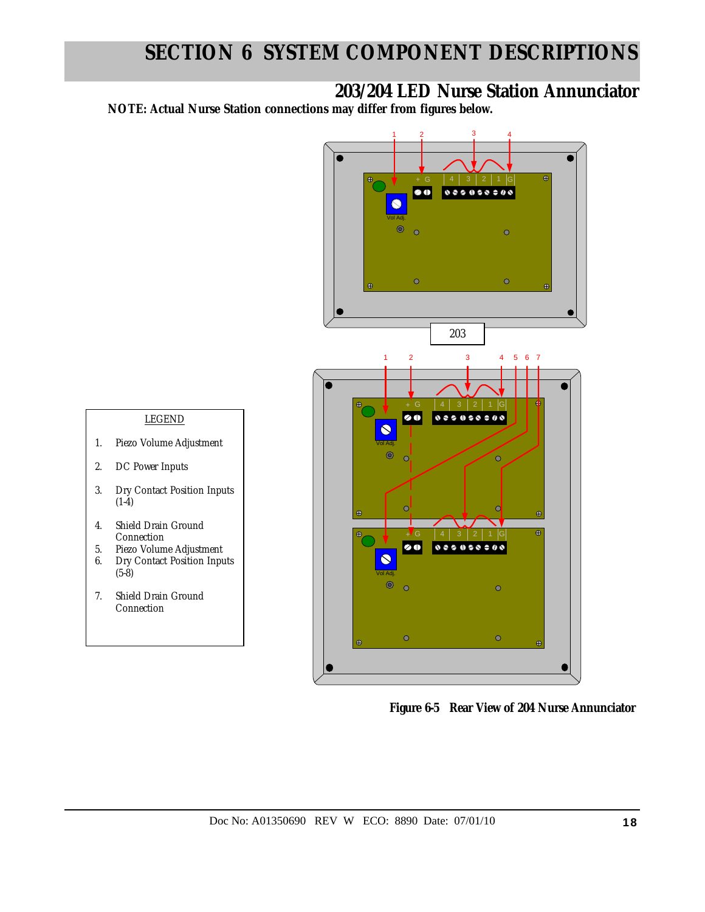# SECTION 6 SYSTEM COMPONENT DESCRIPTIONS

## 203/204 LED Nurse Station Annunciator

**NOTE: Actual Nurse Station connections may differ from figures below.**

LEGEND

1. Piezo Volume Adjustment
2. DC Power Inputs
3. Dry Contact Position Inputs (1-4)
4. Shield Drain Ground Connection
5. Piezo Volume Adjustment
6. Dry Contact Position Inputs (5-8)
7. Shield Drain Ground Connection

**Figure 6-5 Rear View of 204 Nurse Annunciator**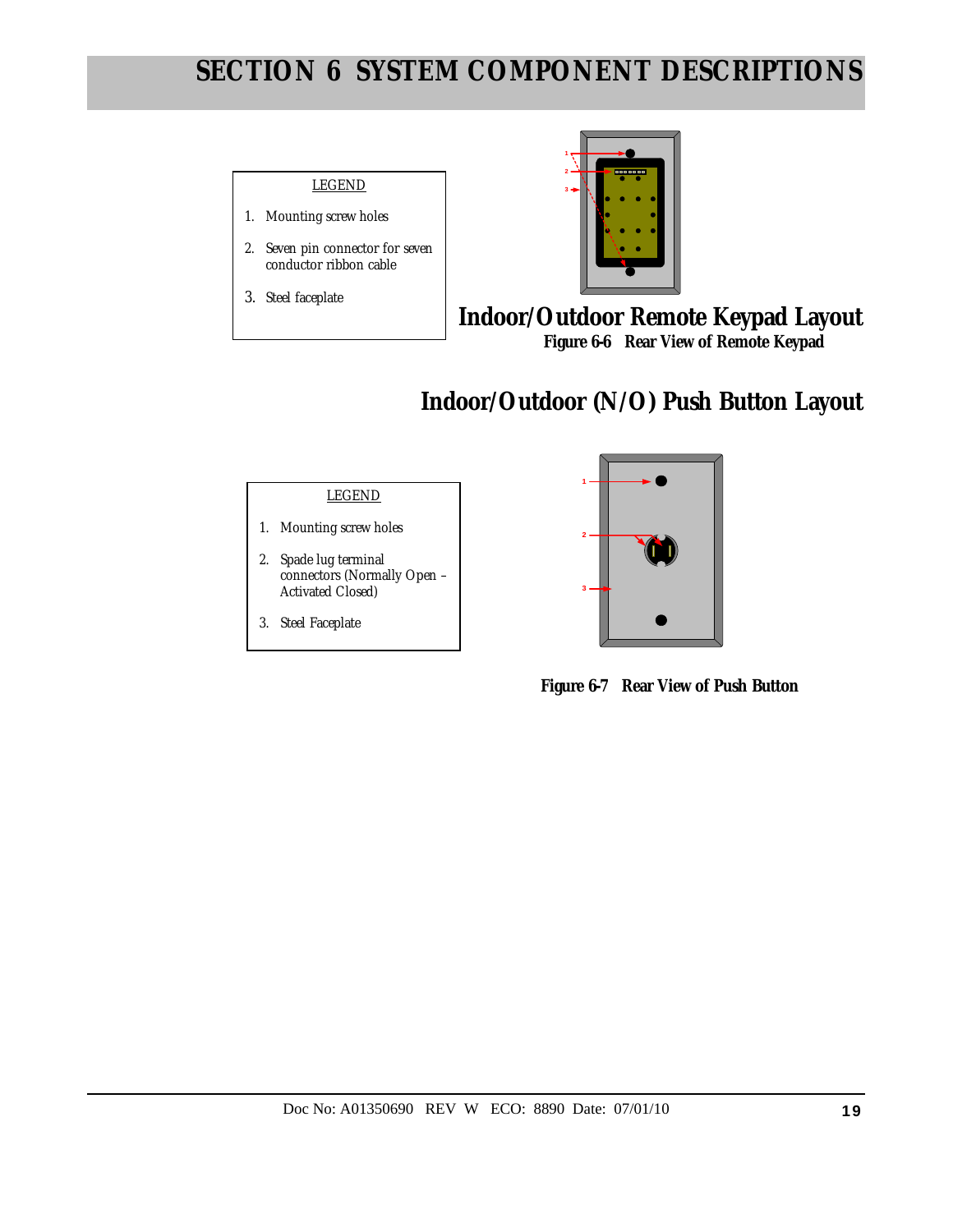# SECTION 6 SYSTEM COMPONENT DESCRIPTIONS

LEGEND

1. Mounting screw holes
2. Seven pin connector for seven conductor ribbon cable
3. Steel faceplate

## Indoor/Outdoor Remote Keypad Layout

**Figure 6-6 Rear View of Remote Keypad**

## Indoor/Outdoor (N/O) Push Button Layout

LEGEND

1. Mounting screw holes
2. Spade lug terminal connectors (Normally Open – Activated Closed)
3. Steel Faceplate

**Figure 6-7 Rear View of Push Button**

Doc No: A01350690 REV W ECO: 8890 Date: 07/01/10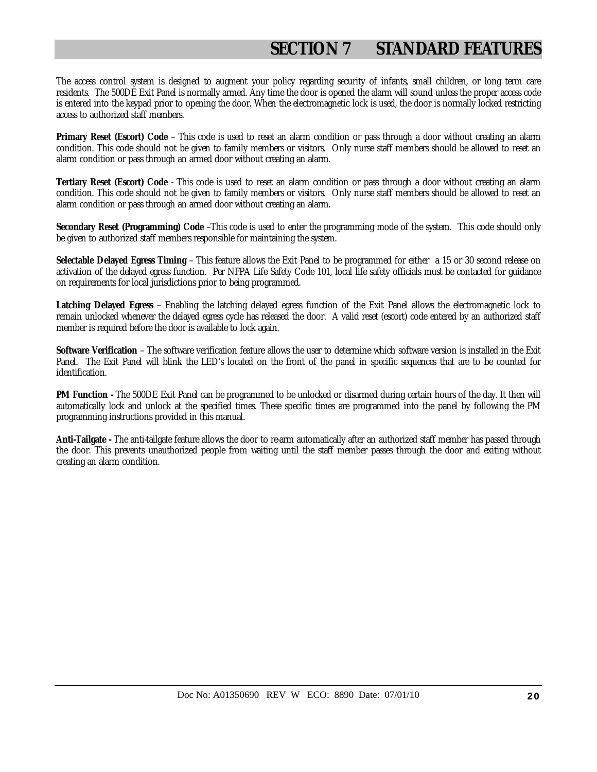# SECTION 7 STANDARD FEATURES

The access control system is designed to augment your policy regarding security of infants, small children, or long term care residents. The 500DE Exit Panel is normally armed. Any time the door is opened the alarm will sound unless the proper access code is entered into the keypad prior to opening the door. When the electromagnetic lock is used, the door is normally locked restricting access to authorized staff members.

**Primary Reset (Escort) Code** – This code is used to reset an alarm condition or pass through a door without creating an alarm condition. This code should not be given to family members or visitors. Only nurse staff members should be allowed to reset an alarm condition or pass through an armed door without creating an alarm.

**Tertiary Reset (Escort) Code** - This code is used to reset an alarm condition or pass through a door without creating an alarm condition. This code should not be given to family members or visitors. Only nurse staff members should be allowed to reset an alarm condition or pass through an armed door without creating an alarm.

**Secondary Reset (Programming) Code** –This code is used to enter the programming mode of the system. This code should only be given to authorized staff members responsible for maintaining the system.

**Selectable Delayed Egress Timing** – This feature allows the Exit Panel to be programmed for either a 15 or 30 second release on activation of the delayed egress function. Per NFPA Life Safety Code 101, local life safety officials must be contacted for guidance on requirements for local jurisdictions prior to being programmed.

**Latching Delayed Egress** – Enabling the latching delayed egress function of the Exit Panel allows the electromagnetic lock to remain unlocked whenever the delayed egress cycle has released the door. A valid reset (escort) code entered by an authorized staff member is required before the door is available to lock again.

**Software Verification** – The software verification feature allows the user to determine which software version is installed in the Exit Panel. The Exit Panel will blink the LED's located on the front of the panel in specific sequences that are to be counted for identification.

**PM Function -** The 500DE Exit Panel can be programmed to be unlocked or disarmed during certain hours of the day. It then will automatically lock and unlock at the specified times. These specific times are programmed into the panel by following the PM programming instructions provided in this manual.

**Anti-Tailgate -** The anti-tailgate feature allows the door to re-arm automatically after an authorized staff member has passed through the door. This prevents unauthorized people from waiting until the staff member passes through the door and exiting without creating an alarm condition.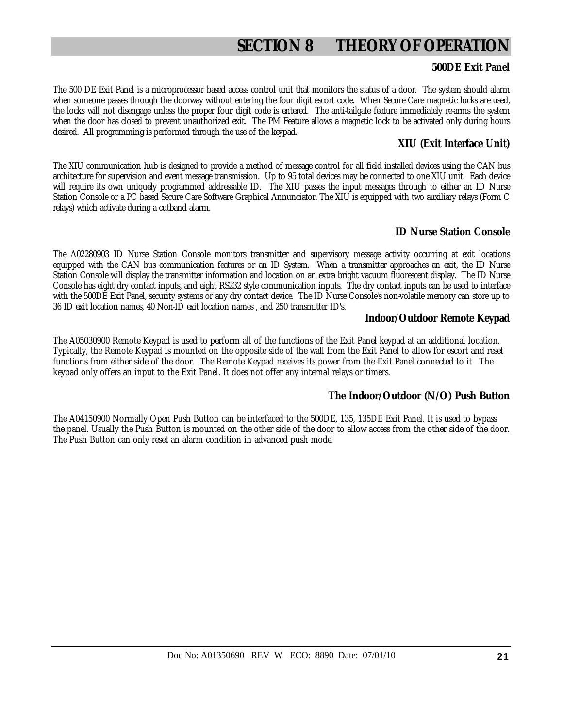# SECTION 8 THEORY OF OPERATION

### 500DE Exit Panel

The 500 DE Exit Panel is a microprocessor based access control unit that monitors the status of a door. The system should alarm when someone passes through the doorway without entering the four digit escort code. When Secure Care magnetic locks are used, the locks will not disengage unless the proper four digit code is entered. The anti-tailgate feature immediately re-arms the system when the door has closed to prevent unauthorized exit. The PM Feature allows a magnetic lock to be activated only during hours desired. All programming is performed through the use of the keypad.

### XIU (Exit Interface Unit)

The XIU communication hub is designed to provide a method of message control for all field installed devices using the CAN bus architecture for supervision and event message transmission. Up to 95 total devices may be connected to one XIU unit. Each device will require its own uniquely programmed addressable ID. The XIU passes the input messages through to either an ID Nurse Station Console or a PC based Secure Care Software Graphical Annunciator. The XIU is equipped with two auxiliary relays (Form C relays) which activate during a cutband alarm.

### ID Nurse Station Console

The A02280903 ID Nurse Station Console monitors transmitter and supervisory message activity occurring at exit locations equipped with the CAN bus communication features or an ID System. When a transmitter approaches an exit, the ID Nurse Station Console will display the transmitter information and location on an extra bright vacuum fluorescent display. The ID Nurse Console has eight dry contact inputs, and eight RS232 style communication inputs. The dry contact inputs can be used to interface with the 500DE Exit Panel, security systems or any dry contact device. The ID Nurse Console's non-volatile memory can store up to 36 ID exit location names, 40 Non-ID exit location names , and 250 transmitter ID's.

### Indoor/Outdoor Remote Keypad

The A05030900 Remote Keypad is used to perform all of the functions of the Exit Panel keypad at an additional location. Typically, the Remote Keypad is mounted on the opposite side of the wall from the Exit Panel to allow for escort and reset functions from either side of the door. The Remote Keypad receives its power from the Exit Panel connected to it. The keypad only offers an input to the Exit Panel. It does not offer any internal relays or timers.

### The Indoor/Outdoor (N/O) Push Button

The A04150900 Normally Open Push Button can be interfaced to the 500DE, 135, 135DE Exit Panel. It is used to bypass the panel. Usually the Push Button is mounted on the other side of the door to allow access from the other side of the door. The Push Button can only reset an alarm condition in advanced push mode.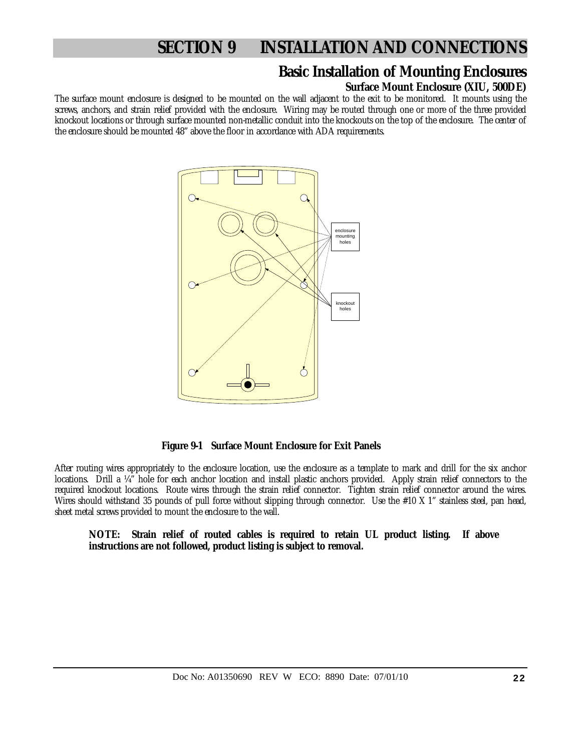# SECTION 9 INSTALLATION AND CONNECTIONS

## Basic Installation of Mounting Enclosures

### Surface Mount Enclosure (XIU, 500DE)

The surface mount enclosure is designed to be mounted on the wall adjacent to the exit to be monitored. It mounts using the screws, anchors, and strain relief provided with the enclosure. Wiring may be routed through one or more of the three provided knockout locations or through surface mounted non-metallic conduit into the knockouts on the top of the enclosure. The center of the enclosure should be mounted 48" above the floor in accordance with ADA requirements.

enclosure mounting holes

knockout holes

**Figure 9-1 Surface Mount Enclosure for Exit Panels**

After routing wires appropriately to the enclosure location, use the enclosure as a template to mark and drill for the six anchor locations. Drill a ¼" hole for each anchor location and install plastic anchors provided. Apply strain relief connectors to the required knockout locations. Route wires through the strain relief connector. Tighten strain relief connector around the wires. Wires should withstand 35 pounds of pull force without slipping through connector. Use the #10 X 1" stainless steel, pan head, sheet metal screws provided to mount the enclosure to the wall.

**NOTE: Strain relief of routed cables is required to retain UL product listing. If above instructions are not followed, product listing is subject to removal.**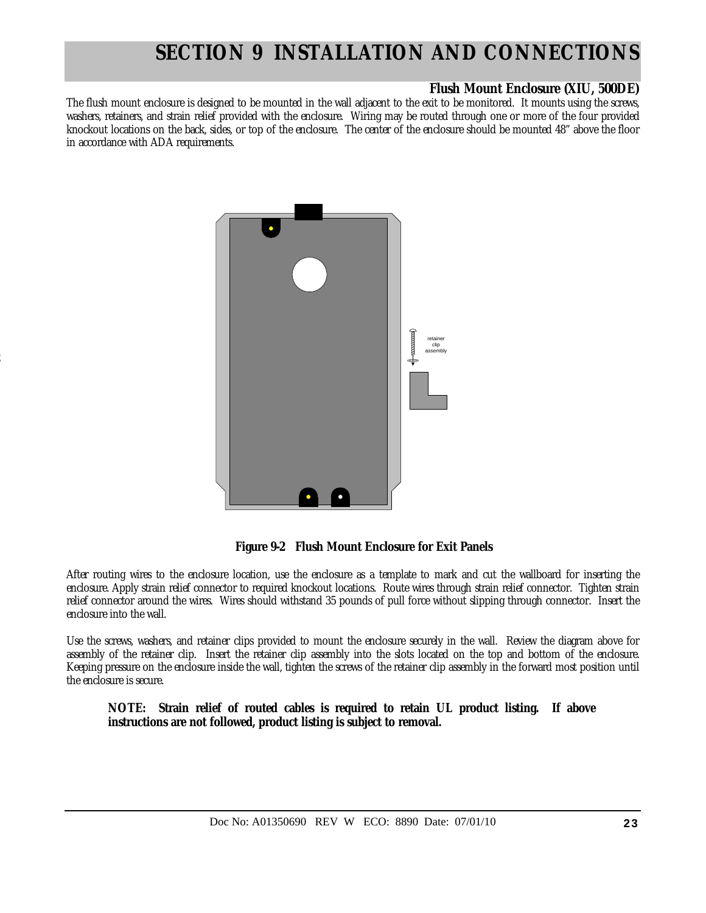# SECTION 9 INSTALLATION AND CONNECTIONS

### Flush Mount Enclosure (XIU, 500DE)

The flush mount enclosure is designed to be mounted in the wall adjacent to the exit to be monitored. It mounts using the screws, washers, retainers, and strain relief provided with the enclosure. Wiring may be routed through one or more of the four provided knockout locations on the back, sides, or top of the enclosure. The center of the enclosure should be mounted 48" above the floor in accordance with ADA requirements.

retainer clip assembly

**Figure 9-2 Flush Mount Enclosure for Exit Panels**

After routing wires to the enclosure location, use the enclosure as a template to mark and cut the wallboard for inserting the enclosure. Apply strain relief connector to required knockout locations. Route wires through strain relief connector. Tighten strain relief connector around the wires. Wires should withstand 35 pounds of pull force without slipping through connector. Insert the enclosure into the wall.

Use the screws, washers, and retainer clips provided to mount the enclosure securely in the wall. Review the diagram above for assembly of the retainer clip. Insert the retainer clip assembly into the slots located on the top and bottom of the enclosure. Keeping pressure on the enclosure inside the wall, tighten the screws of the retainer clip assembly in the forward most position until the enclosure is secure.

> **NOTE: Strain relief of routed cables is required to retain UL product listing. If above instructions are not followed, product listing is subject to removal.**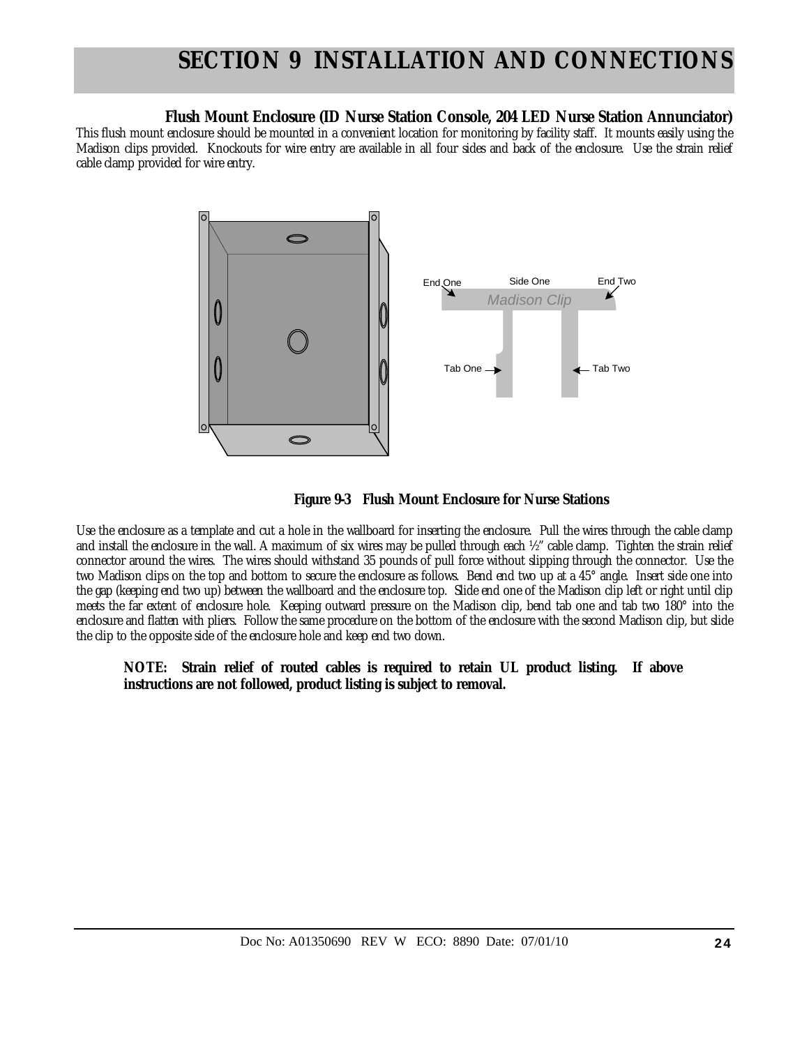# SECTION 9 INSTALLATION AND CONNECTIONS

### Flush Mount Enclosure (ID Nurse Station Console, 204 LED Nurse Station Annunciator)

This flush mount enclosure should be mounted in a convenient location for monitoring by facility staff. It mounts easily using the Madison clips provided. Knockouts for wire entry are available in all four sides and back of the enclosure. Use the strain relief cable clamp provided for wire entry.

**Figure 9-3 Flush Mount Enclosure for Nurse Stations**

Use the enclosure as a template and cut a hole in the wallboard for inserting the enclosure. Pull the wires through the cable clamp and install the enclosure in the wall. A maximum of six wires may be pulled through each ½" cable clamp. Tighten the strain relief connector around the wires. The wires should withstand 35 pounds of pull force without slipping through the connector. Use the two Madison clips on the top and bottom to secure the enclosure as follows. Bend end two up at a 45° angle. Insert side one into the gap (keeping end two up) between the wallboard and the enclosure top. Slide end one of the Madison clip left or right until clip meets the far extent of enclosure hole. Keeping outward pressure on the Madison clip, bend tab one and tab two 180° into the enclosure and flatten with pliers. Follow the same procedure on the bottom of the enclosure with the second Madison clip, but slide the clip to the opposite side of the enclosure hole and keep end two down.

**NOTE: Strain relief of routed cables is required to retain UL product listing. If above instructions are not followed, product listing is subject to removal.**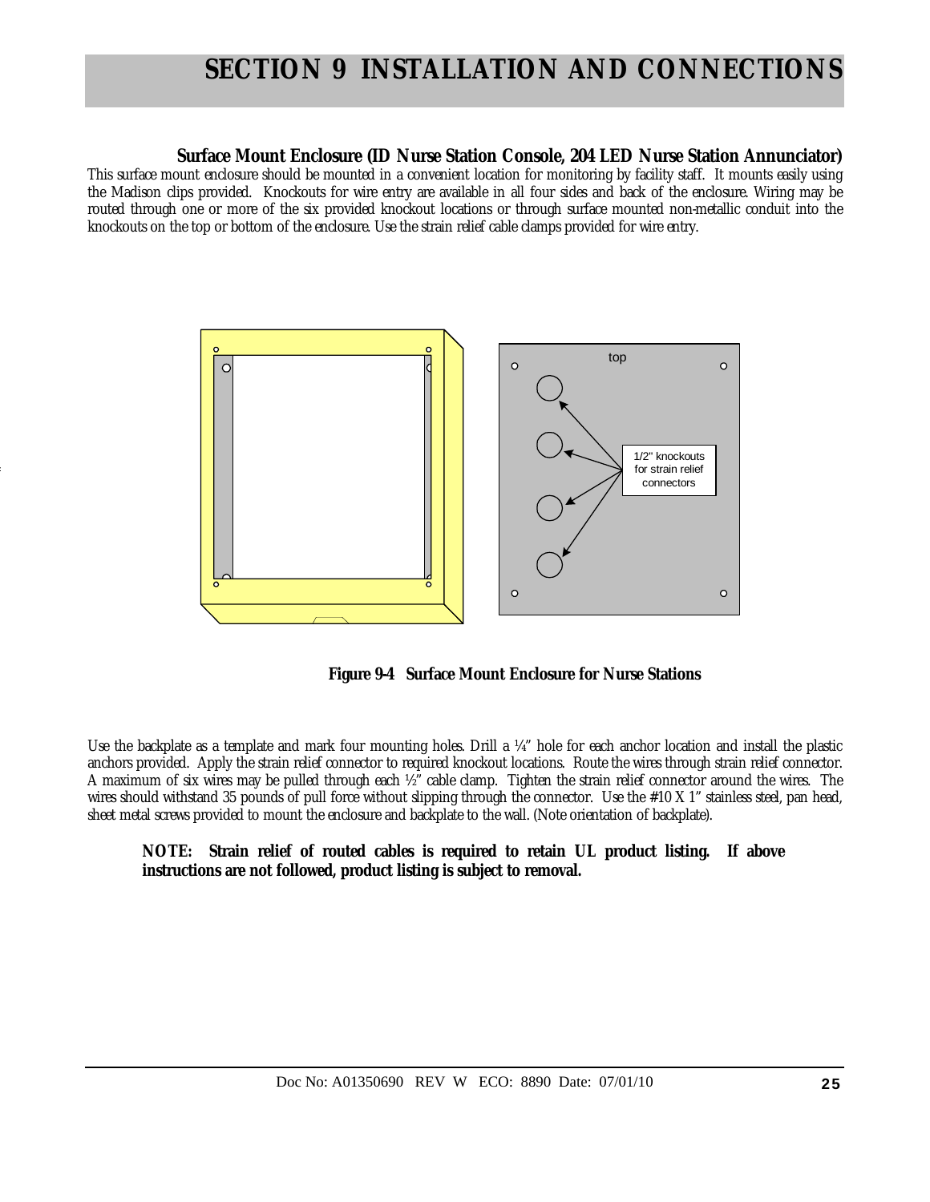# SECTION 9 INSTALLATION AND CONNECTIONS

### Surface Mount Enclosure (ID Nurse Station Console, 204 LED Nurse Station Annunciator)

This surface mount enclosure should be mounted in a convenient location for monitoring by facility staff. It mounts easily using the Madison clips provided. Knockouts for wire entry are available in all four sides and back of the enclosure. Wiring may be routed through one or more of the six provided knockout locations or through surface mounted non-metallic conduit into the knockouts on the top or bottom of the enclosure. Use the strain relief cable clamps provided for wire entry.

top

1/2" knockouts for strain relief connectors

**Figure 9-4 Surface Mount Enclosure for Nurse Stations**

Use the backplate as a template and mark four mounting holes. Drill a ¼" hole for each anchor location and install the plastic anchors provided. Apply the strain relief connector to required knockout locations. Route the wires through strain relief connector. A maximum of six wires may be pulled through each ½" cable clamp. Tighten the strain relief connector around the wires. The wires should withstand 35 pounds of pull force without slipping through the connector. Use the #10 X 1" stainless steel, pan head, sheet metal screws provided to mount the enclosure and backplate to the wall. (Note orientation of backplate).

> **NOTE: Strain relief of routed cables is required to retain UL product listing. If above instructions are not followed, product listing is subject to removal.**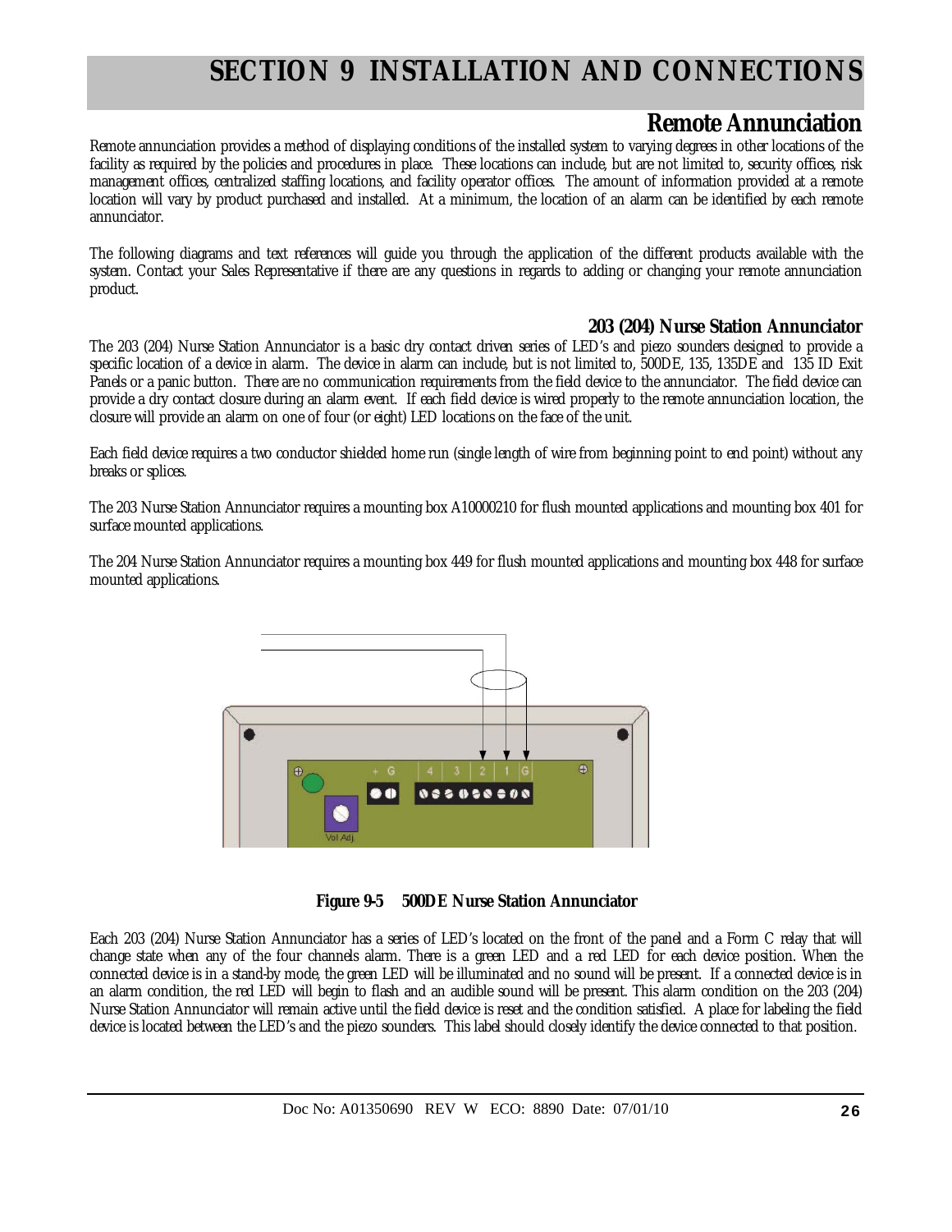# SECTION 9 INSTALLATION AND CONNECTIONS

## Remote Annunciation

Remote annunciation provides a method of displaying conditions of the installed system to varying degrees in other locations of the facility as required by the policies and procedures in place. These locations can include, but are not limited to, security offices, risk management offices, centralized staffing locations, and facility operator offices. The amount of information provided at a remote location will vary by product purchased and installed. At a minimum, the location of an alarm can be identified by each remote annunciator.

The following diagrams and text references will guide you through the application of the different products available with the system. Contact your Sales Representative if there are any questions in regards to adding or changing your remote annunciation product.

### 203 (204) Nurse Station Annunciator

The 203 (204) Nurse Station Annunciator is a basic dry contact driven series of LED's and piezo sounders designed to provide a specific location of a device in alarm. The device in alarm can include, but is not limited to, 500DE, 135, 135DE and 135 ID Exit Panels or a panic button. There are no communication requirements from the field device to the annunciator. The field device can provide a dry contact closure during an alarm event. If each field device is wired properly to the remote annunciation location, the closure will provide an alarm on one of four (or eight) LED locations on the face of the unit.

Each field device requires a two conductor shielded home run (single length of wire from beginning point to end point) without any breaks or splices.

The 203 Nurse Station Annunciator requires a mounting box A10000210 for flush mounted applications and mounting box 401 for surface mounted applications.

The 204 Nurse Station Annunciator requires a mounting box 449 for flush mounted applications and mounting box 448 for surface mounted applications.

**Figure 9-5 500DE Nurse Station Annunciator**

Each 203 (204) Nurse Station Annunciator has a series of LED's located on the front of the panel and a Form C relay that will change state when any of the four channels alarm. There is a green LED and a red LED for each device position. When the connected device is in a stand-by mode, the green LED will be illuminated and no sound will be present. If a connected device is in an alarm condition, the red LED will begin to flash and an audible sound will be present. This alarm condition on the 203 (204) Nurse Station Annunciator will remain active until the field device is reset and the condition satisfied. A place for labeling the field device is located between the LED's and the piezo sounders. This label should closely identify the device connected to that position.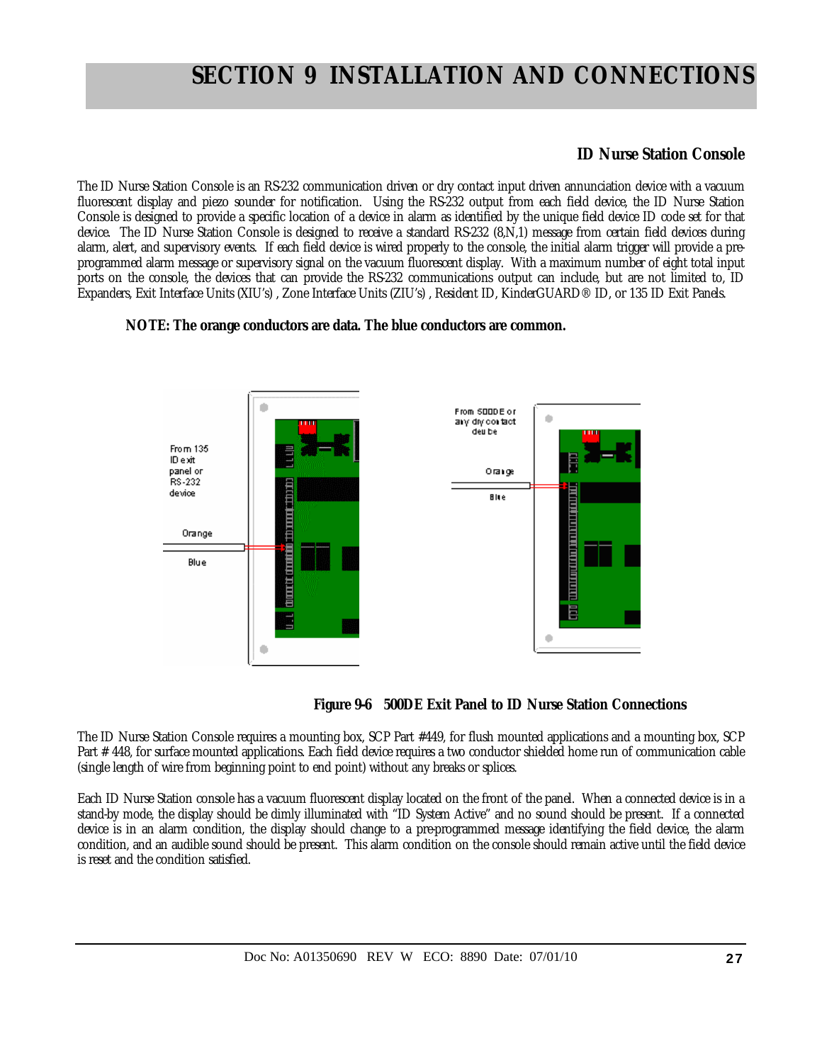# SECTION 9 INSTALLATION AND CONNECTIONS

### ID Nurse Station Console

The ID Nurse Station Console is an RS-232 communication driven or dry contact input driven annunciation device with a vacuum fluorescent display and piezo sounder for notification. Using the RS-232 output from each field device, the ID Nurse Station Console is designed to provide a specific location of a device in alarm as identified by the unique field device ID code set for that device. The ID Nurse Station Console is designed to receive a standard RS-232 (8,N,1) message from certain field devices during alarm, alert, and supervisory events. If each field device is wired properly to the console, the initial alarm trigger will provide a pre-programmed alarm message or supervisory signal on the vacuum fluorescent display. With a maximum number of eight total input ports on the console, the devices that can provide the RS-232 communications output can include, but are not limited to, ID Expanders, Exit Interface Units (XIU's) , Zone Interface Units (ZIU's) , Resident ID, KinderGUARD® ID, or 135 ID Exit Panels.

**NOTE: The orange conductors are data. The blue conductors are common.**

From 135 ID exit panel or RS-232 device

Orange

Blue

From 500DE or any dry contact device

Orange

Blue

**Figure 9-6 500DE Exit Panel to ID Nurse Station Connections**

The ID Nurse Station Console requires a mounting box, SCP Part #449, for flush mounted applications and a mounting box, SCP Part # 448, for surface mounted applications. Each field device requires a two conductor shielded home run of communication cable (single length of wire from beginning point to end point) without any breaks or splices.

Each ID Nurse Station console has a vacuum fluorescent display located on the front of the panel. When a connected device is in a stand-by mode, the display should be dimly illuminated with "ID System Active" and no sound should be present. If a connected device is in an alarm condition, the display should change to a pre-programmed message identifying the field device, the alarm condition, and an audible sound should be present. This alarm condition on the console should remain active until the field device is reset and the condition satisfied.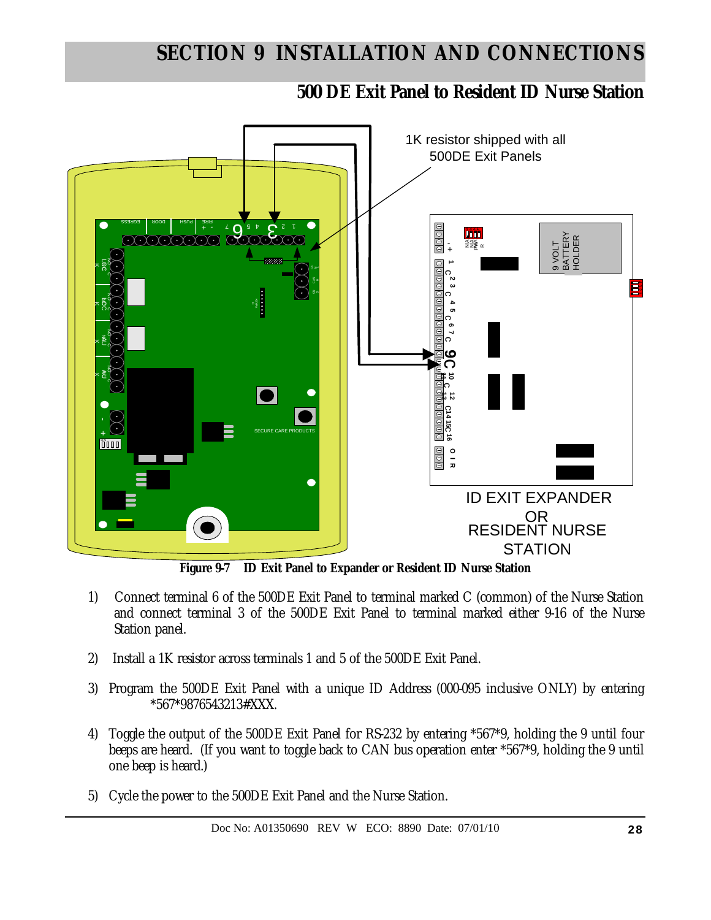# SECTION 9 INSTALLATION AND CONNECTIONS

## 500 DE Exit Panel to Resident ID Nurse Station

Figure 9-7 ID Exit Panel to Expander or Resident ID Nurse Station

1) Connect terminal 6 of the 500DE Exit Panel to terminal marked C (common) of the Nurse Station and connect terminal 3 of the 500DE Exit Panel to terminal marked either 9-16 of the Nurse Station panel.

2) Install a 1K resistor across terminals 1 and 5 of the 500DE Exit Panel.

3) Program the 500DE Exit Panel with a unique ID Address (000-095 inclusive ONLY) by entering *567*9876543213#XXX.

4) Toggle the output of the 500DE Exit Panel for RS-232 by entering *567*9, holding the 9 until four beeps are heard. (If you want to toggle back to CAN bus operation enter *567*9, holding the 9 until one beep is heard.)

5) Cycle the power to the 500DE Exit Panel and the Nurse Station.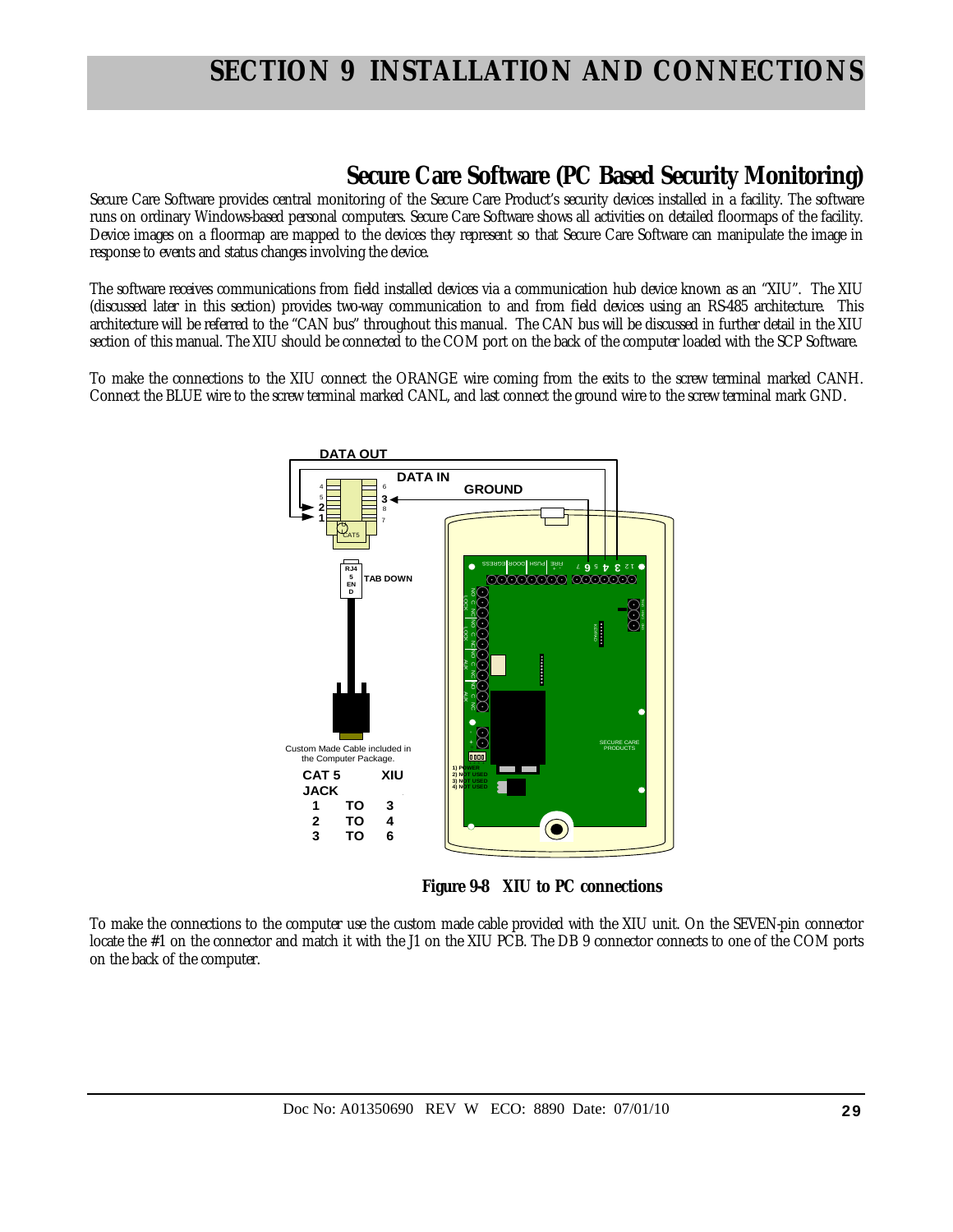# SECTION 9 INSTALLATION AND CONNECTIONS

## Secure Care Software (PC Based Security Monitoring)

Secure Care Software provides central monitoring of the Secure Care Product's security devices installed in a facility. The software runs on ordinary Windows-based personal computers. Secure Care Software shows all activities on detailed floormaps of the facility. Device images on a floormap are mapped to the devices they represent so that Secure Care Software can manipulate the image in response to events and status changes involving the device.

The software receives communications from field installed devices via a communication hub device known as an "XIU". The XIU (discussed later in this section) provides two-way communication to and from field devices using an RS-485 architecture. This architecture will be referred to the "CAN bus" throughout this manual. The CAN bus will be discussed in further detail in the XIU section of this manual. The XIU should be connected to the COM port on the back of the computer loaded with the SCP Software.

To make the connections to the XIU connect the ORANGE wire coming from the exits to the screw terminal marked CANH. Connect the BLUE wire to the screw terminal marked CANL, and last connect the ground wire to the screw terminal mark GND.

Custom Made Cable included in the Computer Package.

| CAT 5 JACK | | XIU |
|---|---|---|
| 1 | TO | 3 |
| 2 | TO | 4 |
| 3 | TO | 6 |

**Figure 9-8 XIU to PC connections**

To make the connections to the computer use the custom made cable provided with the XIU unit. On the SEVEN-pin connector locate the #1 on the connector and match it with the J1 on the XIU PCB. The DB 9 connector connects to one of the COM ports on the back of the computer.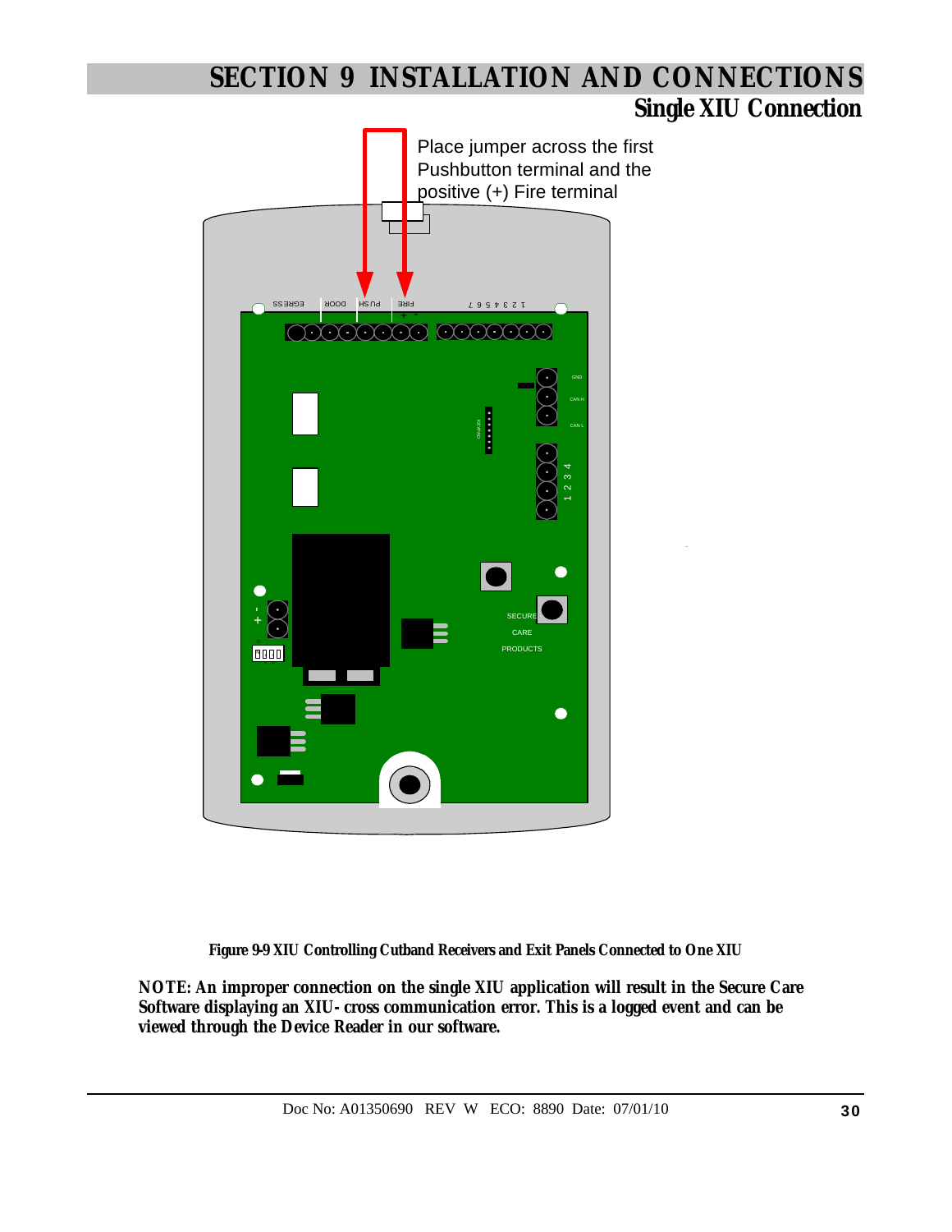# SECTION 9 INSTALLATION AND CONNECTIONS

## Single XIU Connection

Place jumper across the first Pushbutton terminal and the positive (+) Fire terminal

Figure 9-9 XIU Controlling Cutband Receivers and Exit Panels Connected to One XIU

**NOTE: An improper connection on the single XIU application will result in the Secure Care Software displaying an XIU- cross communication error. This is a logged event and can be viewed through the Device Reader in our software.**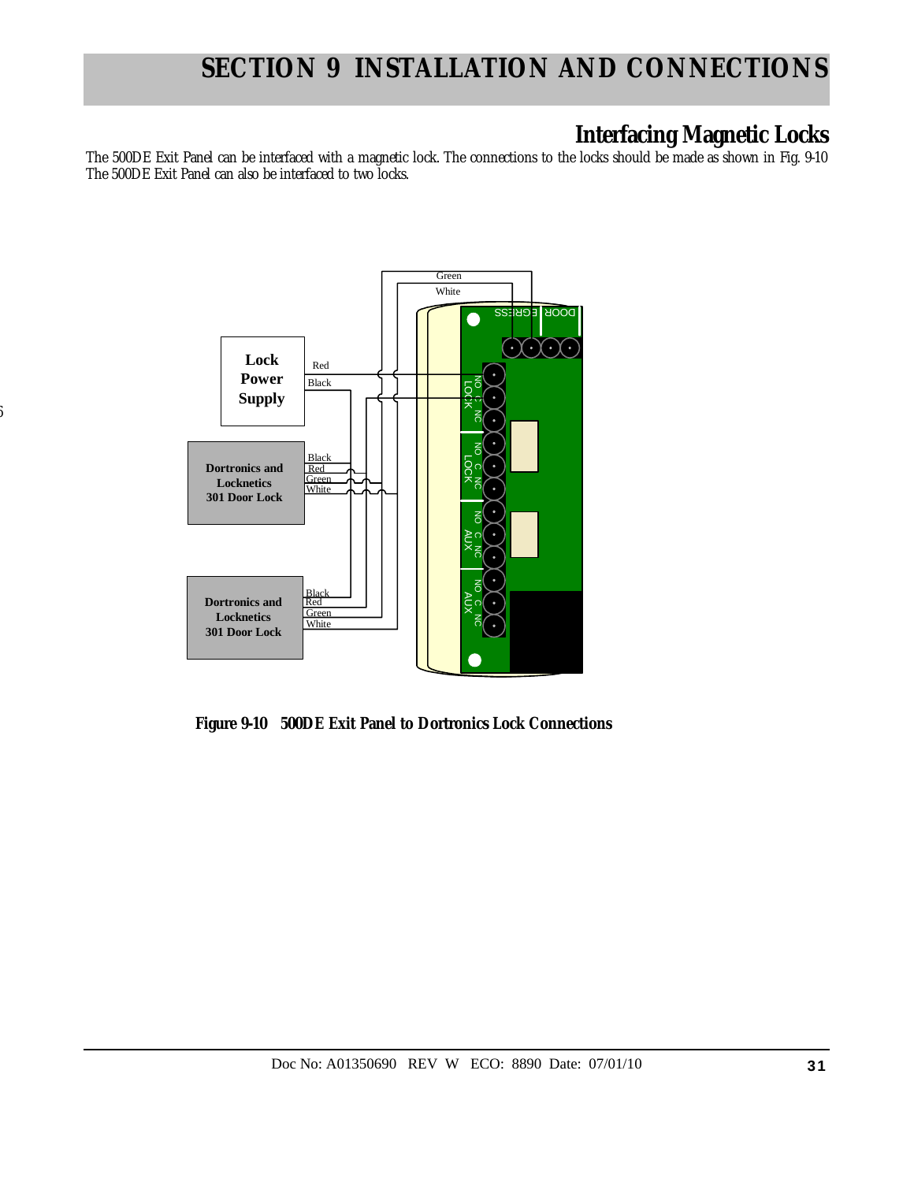## Interfacing Magnetic Locks

The 500DE Exit Panel can be interfaced with a magnetic lock. The connections to the locks should be made as shown in Fig. 9-10 The 500DE Exit Panel can also be interfaced to two locks.

**Figure 9-10 500DE Exit Panel to Dortronics Lock Connections**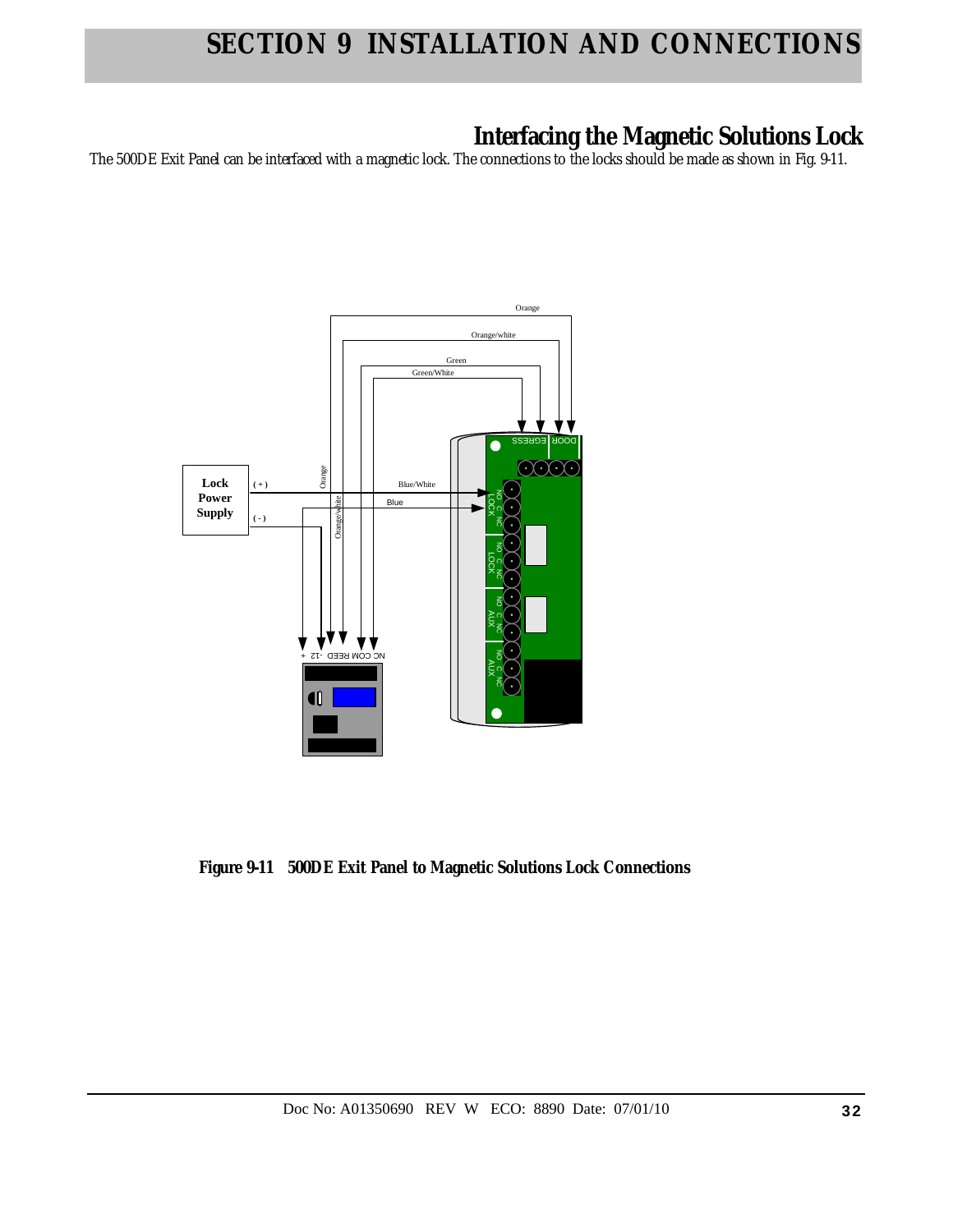# SECTION 9 INSTALLATION AND CONNECTIONS

## Interfacing the Magnetic Solutions Lock

The 500DE Exit Panel can be interfaced with a magnetic lock. The connections to the locks should be made as shown in Fig. 9-11.

**Figure 9-11 500DE Exit Panel to Magnetic Solutions Lock Connections**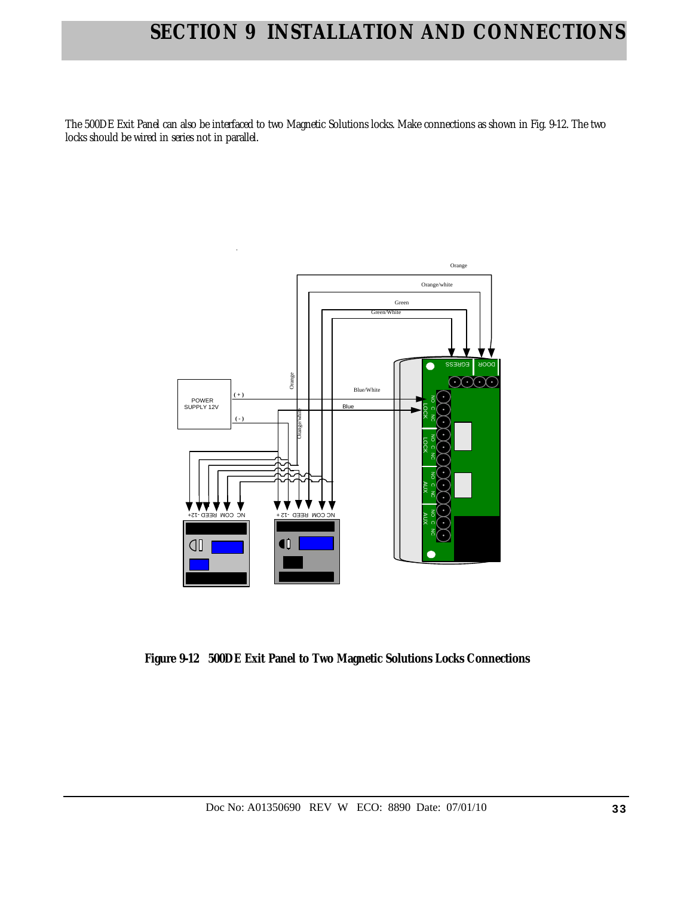# SECTION 9 INSTALLATION AND CONNECTIONS

The 500DE Exit Panel can also be interfaced to two Magnetic Solutions locks. Make connections as shown in Fig. 9-12. The two locks should be wired in series not in parallel.

**Figure 9-12 500DE Exit Panel to Two Magnetic Solutions Locks Connections**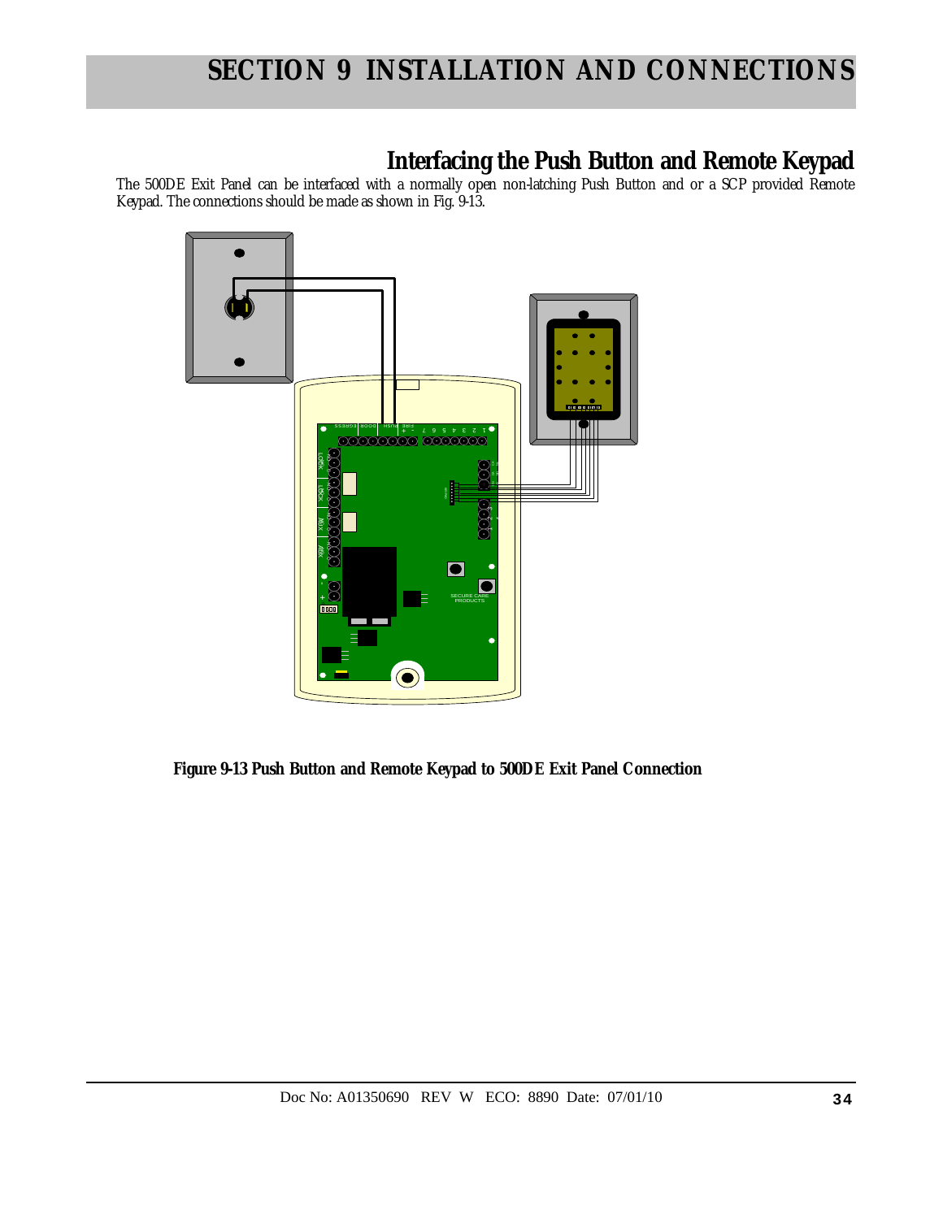# SECTION 9 INSTALLATION AND CONNECTIONS

## Interfacing the Push Button and Remote Keypad

The 500DE Exit Panel can be interfaced with a normally open non-latching Push Button and or a SCP provided Remote Keypad. The connections should be made as shown in Fig. 9-13.

**Figure 9-13 Push Button and Remote Keypad to 500DE Exit Panel Connection**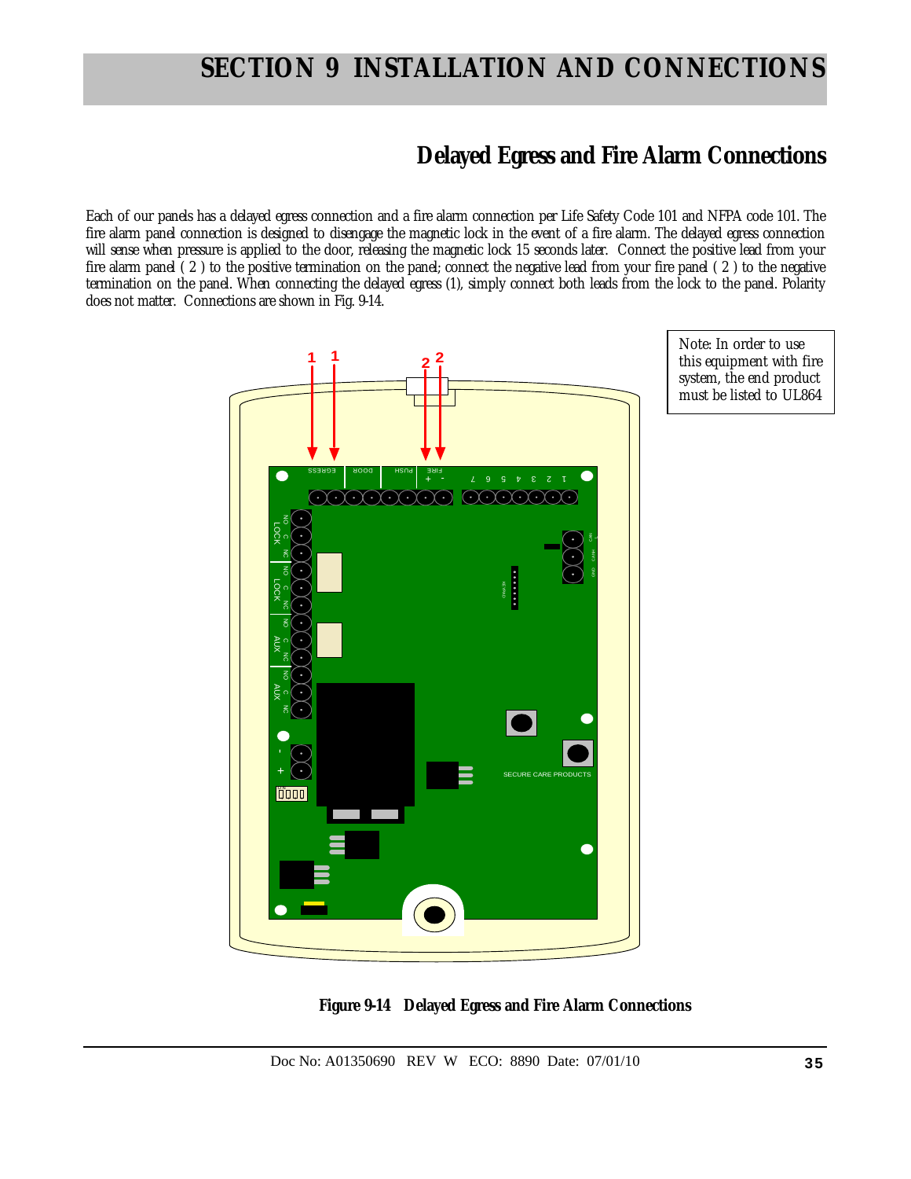# SECTION 9 INSTALLATION AND CONNECTIONS

## Delayed Egress and Fire Alarm Connections

Each of our panels has a delayed egress connection and a fire alarm connection per Life Safety Code 101 and NFPA code 101. The fire alarm panel connection is designed to disengage the magnetic lock in the event of a fire alarm. The delayed egress connection will sense when pressure is applied to the door, releasing the magnetic lock 15 seconds later. Connect the positive lead from your fire alarm panel ( 2 ) to the positive termination on the panel; connect the negative lead from your fire panel ( 2 ) to the negative termination on the panel. When connecting the delayed egress (1), simply connect both leads from the lock to the panel. Polarity does not matter. Connections are shown in Fig. 9-14.

Note: In order to use this equipment with fire system, the end product must be listed to UL864

Figure 9-14 Delayed Egress and Fire Alarm Connections

Doc No: A01350690 REV W ECO: 8890 Date: 07/01/10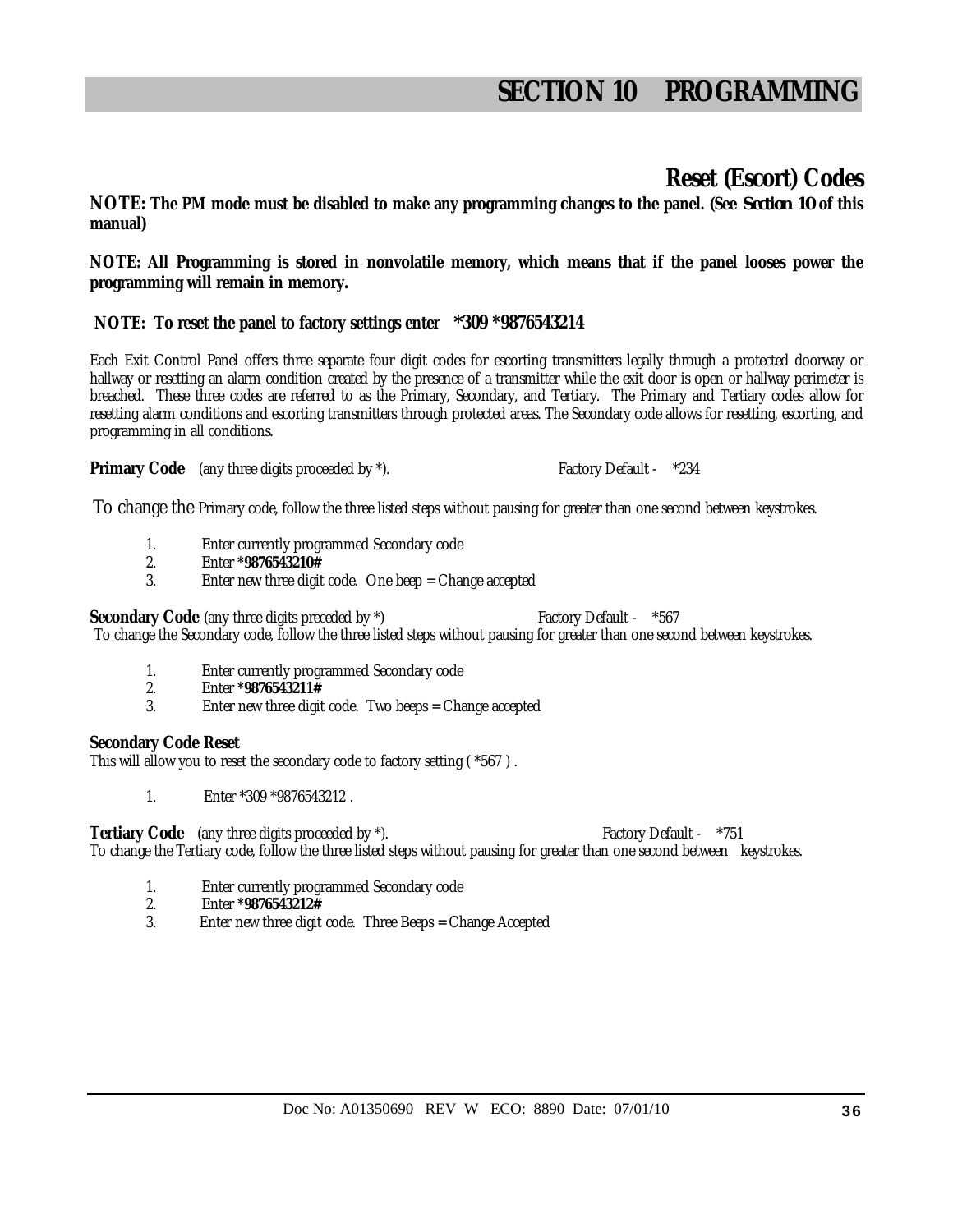# SECTION 10 PROGRAMMING

## Reset (Escort) Codes

**NOTE: The PM mode must be disabled to make any programming changes to the panel. (See *Section 10* of this manual)**

**NOTE: All Programming is stored in nonvolatile memory, which means that if the panel looses power the programming will remain in memory.**

**NOTE: To reset the panel to factory settings enter *309 *9876543214**

Each Exit Control Panel offers three separate four digit codes for escorting transmitters legally through a protected doorway or hallway or resetting an alarm condition created by the presence of a transmitter while the exit door is open or hallway perimeter is breached. These three codes are referred to as the Primary, Secondary, and Tertiary. The Primary and Tertiary codes allow for resetting alarm conditions and escorting transmitters through protected areas. The Secondary code allows for resetting, escorting, and programming in all conditions.

**Primary Code** (any three digits proceeded by *). Factory Default - *234

To change the Primary code, follow the three listed steps without pausing for greater than one second between keystrokes.

1. Enter currently programmed Secondary code
2. Enter ***9876543210#**
3. Enter new three digit code. One beep = Change accepted

**Secondary Code** (any three digits preceded by *) Factory Default - *567

To change the Secondary code, follow the three listed steps without pausing for greater than one second between keystrokes.

1. Enter currently programmed Secondary code
2. Enter ***9876543211#**
3. Enter new three digit code. Two beeps = Change accepted

**Secondary Code Reset**

This will allow you to reset the secondary code to factory setting ( *567 ) .

1. Enter *309 *9876543212 .

**Tertiary Code** (any three digits proceeded by *). Factory Default - *751

To change the Tertiary code, follow the three listed steps without pausing for greater than one second between keystrokes.

1. Enter currently programmed Secondary code
2. Enter ***9876543212#**
3. Enter new three digit code. Three Beeps = Change Accepted

Doc No: A01350690 REV W ECO: 8890 Date: 07/01/10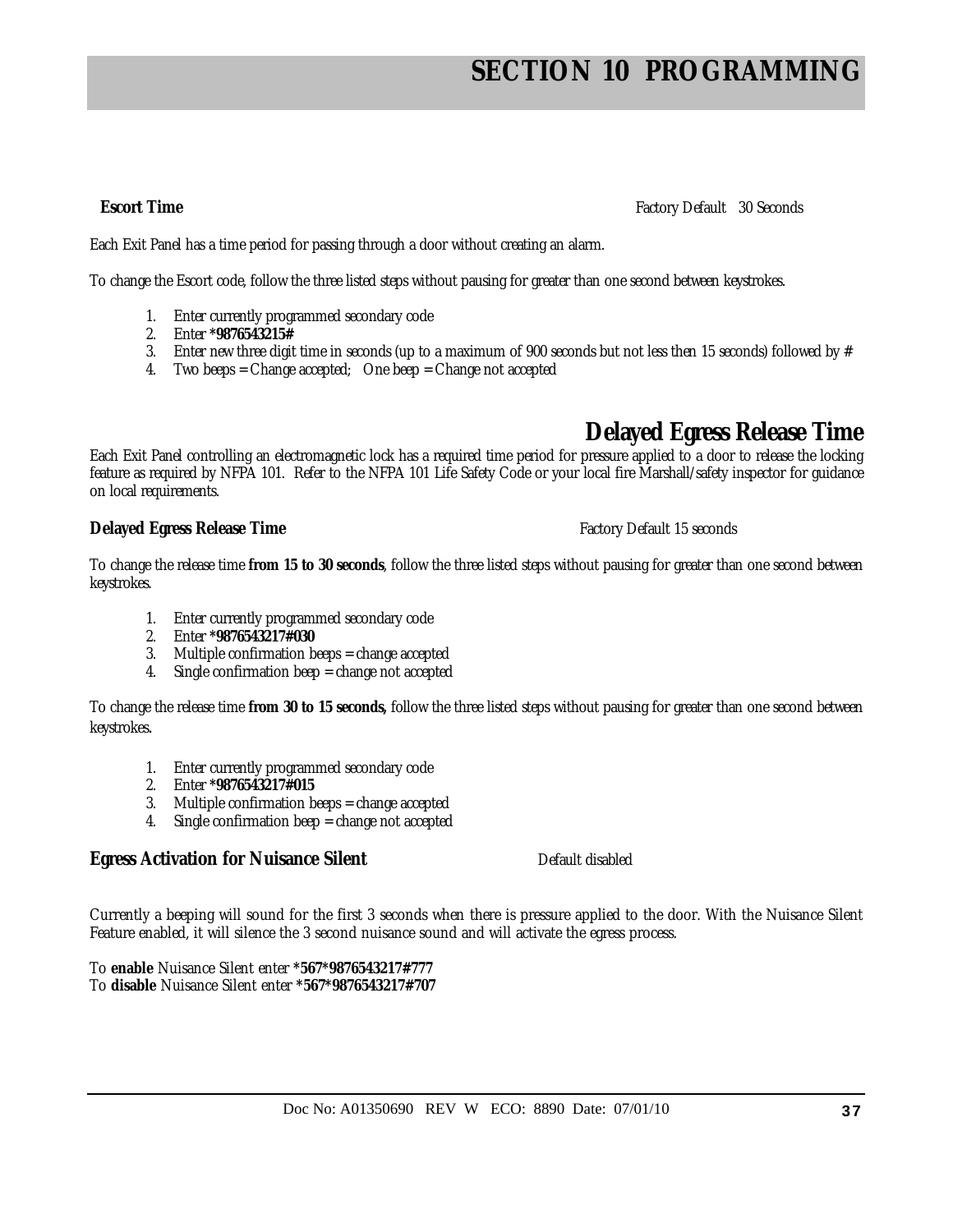# SECTION 10 PROGRAMMING

**Escort Time** Factory Default 30 Seconds

Each Exit Panel has a time period for passing through a door without creating an alarm.

To change the Escort code, follow the three listed steps without pausing for greater than one second between keystrokes.

1. Enter currently programmed secondary code
2. Enter ***9876543215#**
3. Enter new three digit time in seconds (up to a maximum of 900 seconds but not less then 15 seconds) followed by #
4. Two beeps = Change accepted; One beep = Change not accepted

## Delayed Egress Release Time

Each Exit Panel controlling an electromagnetic lock has a required time period for pressure applied to a door to release the locking feature as required by NFPA 101. Refer to the NFPA 101 Life Safety Code or your local fire Marshall/safety inspector for guidance on local requirements.

**Delayed Egress Release Time** Factory Default 15 seconds

To change the release time **from 15 to 30 seconds**, follow the three listed steps without pausing for greater than one second between keystrokes.

1. Enter currently programmed secondary code
2. Enter ***9876543217#030**
3. Multiple confirmation beeps = change accepted
4. Single confirmation beep = change not accepted

To change the release time **from 30 to 15 seconds,** follow the three listed steps without pausing for greater than one second between keystrokes.

1. Enter currently programmed secondary code
2. Enter ***9876543217#015**
3. Multiple confirmation beeps = change accepted
4. Single confirmation beep = change not accepted

**Egress Activation for Nuisance Silent** Default disabled

Currently a beeping will sound for the first 3 seconds when there is pressure applied to the door. With the Nuisance Silent Feature enabled, it will silence the 3 second nuisance sound and will activate the egress process.

To **enable** Nuisance Silent enter ***567*9876543217#777**
To **disable** Nuisance Silent enter ***567*9876543217#707**

Doc No: A01350690 REV W ECO: 8890 Date: 07/01/10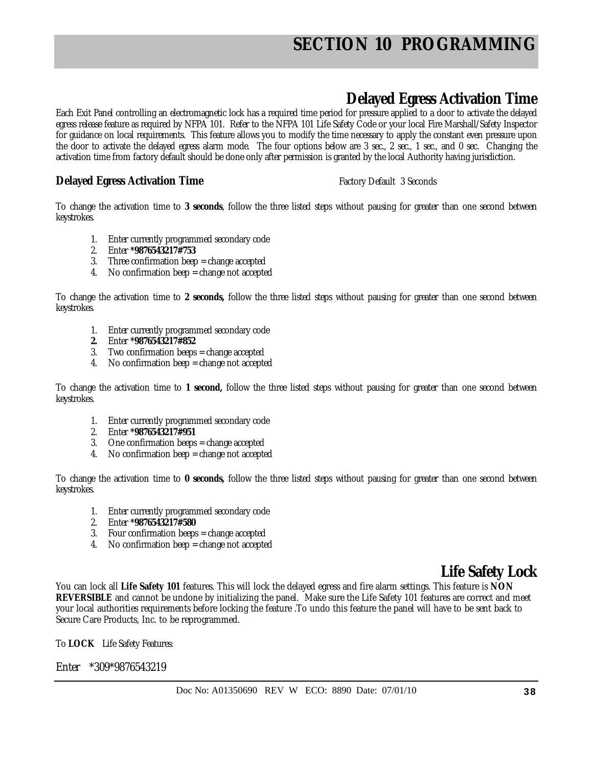# SECTION 10 PROGRAMMING

## Delayed Egress Activation Time

Each Exit Panel controlling an electromagnetic lock has a required time period for pressure applied to a door to activate the delayed egress release feature as required by NFPA 101. Refer to the NFPA 101 Life Safety Code or your local Fire Marshall/Safety Inspector for guidance on local requirements. This feature allows you to modify the time necessary to apply the constant even pressure upon the door to activate the delayed egress alarm mode. The four options below are 3 sec., 2 sec., 1 sec., and 0 sec. Changing the activation time from factory default should be done only after permission is granted by the local Authority having jurisdiction.

### Delayed Egress Activation Time

Factory Default 3 Seconds

To change the activation time to **3 seconds**, follow the three listed steps without pausing for greater than one second between keystrokes.

1. Enter currently programmed secondary code
2. Enter ***9876543217#753**
3. Three confirmation beep = change accepted
4. No confirmation beep = change not accepted

To change the activation time to **2 seconds,** follow the three listed steps without pausing for greater than one second between keystrokes.

1. Enter currently programmed secondary code
2. Enter ***9876543217#852**
3. Two confirmation beeps = change accepted
4. No confirmation beep = change not accepted

To change the activation time to **1 second,** follow the three listed steps without pausing for greater than one second between keystrokes.

1. Enter currently programmed secondary code
2. Enter ***9876543217#951**
3. One confirmation beeps = change accepted
4. No confirmation beep = change not accepted

To change the activation time to **0 seconds,** follow the three listed steps without pausing for greater than one second between keystrokes.

1. Enter currently programmed secondary code
2. Enter ***9876543217#580**
3. Four confirmation beeps = change accepted
4. No confirmation beep = change not accepted

## Life Safety Lock

You can lock all **Life Safety 101** features. This will lock the delayed egress and fire alarm settings. This feature is **NON REVERSIBLE** and cannot be undone by initializing the panel. Make sure the Life Safety 101 features are correct and meet your local authorities requirements before locking the feature .To undo this feature the panel will have to be sent back to Secure Care Products, Inc. to be reprogrammed.

To **LOCK** Life Safety Features:

Enter *309*9876543219

Doc No: A01350690 REV W ECO: 8890 Date: 07/01/10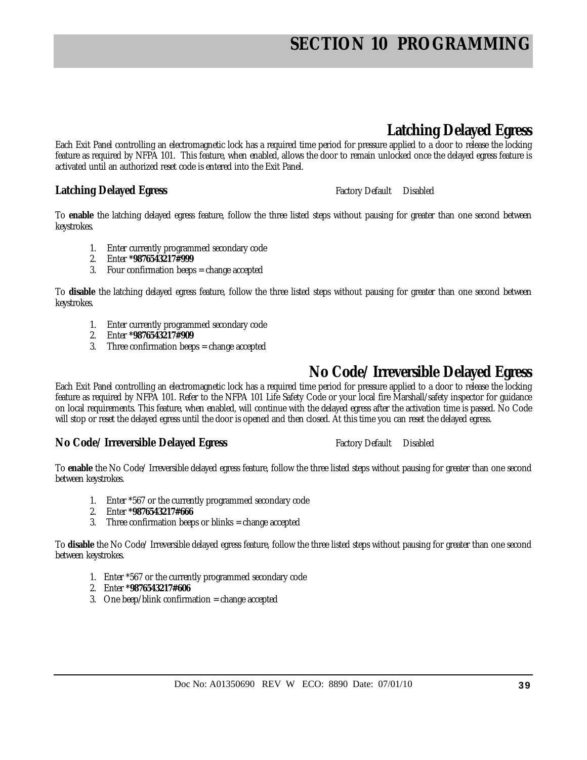# SECTION 10 PROGRAMMING

## Latching Delayed Egress

Each Exit Panel controlling an electromagnetic lock has a required time period for pressure applied to a door to release the locking feature as required by NFPA 101. This feature, when enabled, allows the door to remain unlocked once the delayed egress feature is activated until an authorized reset code is entered into the Exit Panel.

### Latching Delayed Egress

Factory Default Disabled

To **enable** the latching delayed egress feature, follow the three listed steps without pausing for greater than one second between keystrokes.

1. Enter currently programmed secondary code
2. Enter ***9876543217#999**
3. Four confirmation beeps = change accepted

To **disable** the latching delayed egress feature, follow the three listed steps without pausing for greater than one second between keystrokes.

1. Enter currently programmed secondary code
2. Enter ***9876543217#909**
3. Three confirmation beeps = change accepted

## No Code/ Irreversible Delayed Egress

Each Exit Panel controlling an electromagnetic lock has a required time period for pressure applied to a door to release the locking feature as required by NFPA 101. Refer to the NFPA 101 Life Safety Code or your local fire Marshall/safety inspector for guidance on local requirements. This feature, when enabled, will continue with the delayed egress after the activation time is passed. No Code will stop or reset the delayed egress until the door is opened and then closed. At this time you can reset the delayed egress.

### No Code/ Irreversible Delayed Egress

Factory Default Disabled

To **enable** the No Code/ Irreversible delayed egress feature, follow the three listed steps without pausing for greater than one second between keystrokes.

1. Enter *567 or the currently programmed secondary code
2. Enter ***9876543217#666**
3. Three confirmation beeps or blinks = change accepted

To **disable** the No Code/ Irreversible delayed egress feature, follow the three listed steps without pausing for greater than one second between keystrokes.

1. Enter *567 or the currently programmed secondary code
2. Enter ***9876543217#606**
3. One beep/blink confirmation = change accepted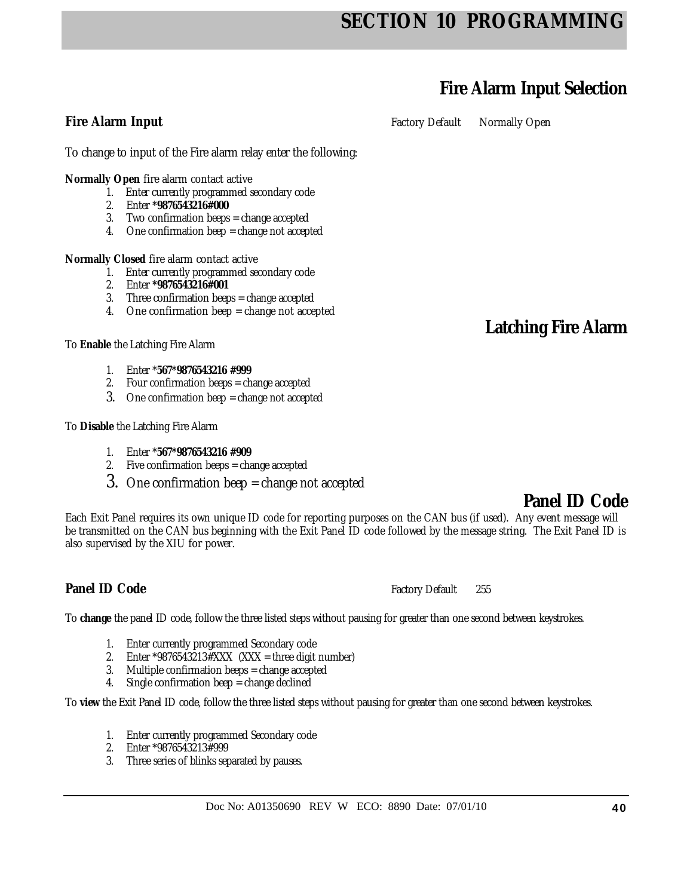# SECTION 10 PROGRAMMING

## Fire Alarm Input Selection

**Fire Alarm Input** Factory Default Normally Open

To change to input of the Fire alarm relay enter the following:

**Normally Open** fire alarm contact active

1. Enter currently programmed secondary code
2. Enter ***9876543216#000**
3. Two confirmation beeps = change accepted
4. One confirmation beep = change not accepted

**Normally Closed** fire alarm contact active

1. Enter currently programmed secondary code
2. Enter ***9876543216#001**
3. Three confirmation beeps = change accepted
4. One confirmation beep = change not accepted

## Latching Fire Alarm

To **Enable** the Latching Fire Alarm

1. Enter ***567*9876543216 #999**
2. Four confirmation beeps = change accepted
3. One confirmation beep = change not accepted

To **Disable** the Latching Fire Alarm

1. Enter ***567*9876543216 #909**
2. Five confirmation beeps = change accepted
3. One confirmation beep = change not accepted

## Panel ID Code

Each Exit Panel requires its own unique ID code for reporting purposes on the CAN bus (if used). Any event message will be transmitted on the CAN bus beginning with the Exit Panel ID code followed by the message string. The Exit Panel ID is also supervised by the XIU for power.

**Panel ID Code** Factory Default 255

To **change** the panel ID code, follow the three listed steps without pausing for greater than one second between keystrokes.

1. Enter currently programmed Secondary code
2. Enter *9876543213#XXX (XXX = three digit number)
3. Multiple confirmation beeps = change accepted
4. Single confirmation beep = change declined

To **view** the Exit Panel ID code, follow the three listed steps without pausing for greater than one second between keystrokes.

1. Enter currently programmed Secondary code
2. Enter *9876543213#999
3. Three series of blinks separated by pauses.

Doc No: A01350690 REV W ECO: 8890 Date: 07/01/10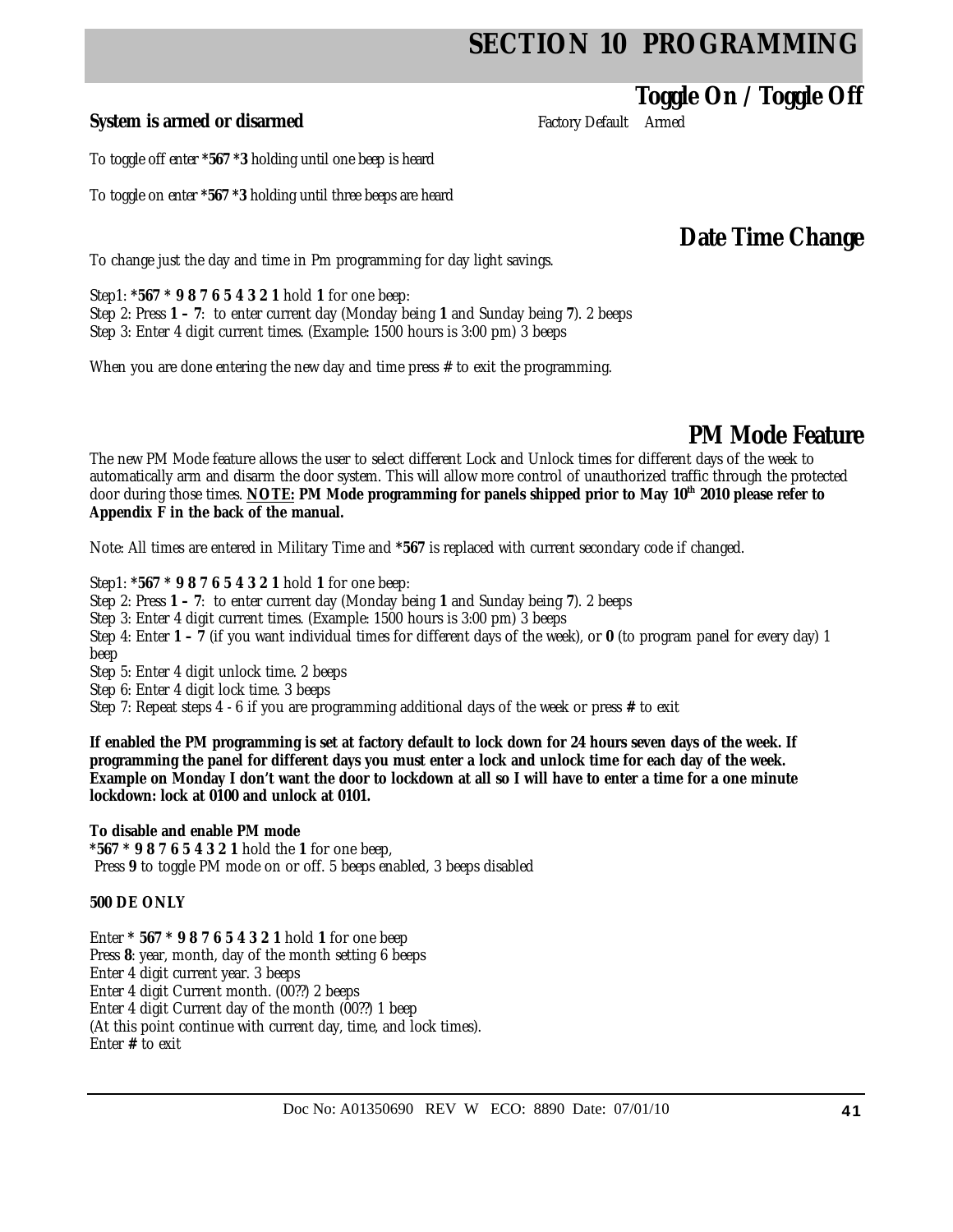# SECTION 10 PROGRAMMING

## Toggle On / Toggle Off

**System is armed or disarmed** Factory Default Armed

*To toggle off enter **\*567 \*3** holding until one beep is heard*

*To toggle on enter **\*567 \*3** holding until three beeps are heard*

## Date Time Change

To change just the day and time in Pm programming for day light savings.

Step1: **\*567 \* 9 8 7 6 5 4 3 2 1** hold **1** for one beep:
Step 2: Press **1 – 7**: to enter current day (Monday being **1** and Sunday being **7**). 2 beeps
Step 3: Enter 4 digit current times. (Example: 1500 hours is 3:00 pm) 3 beeps

When you are done entering the new day and time press **#** to exit the programming.

## PM Mode Feature

The new PM Mode feature allows the user to select different Lock and Unlock times for different days of the week to automatically arm and disarm the door system. This will allow more control of unauthorized traffic through the protected door during those times. **<u>NOTE:</u> PM Mode programming for panels shipped prior to May 10th 2010 please refer to Appendix F in the back of the manual.**

Note: All times are entered in Military Time and **\*567** is replaced with current secondary code if changed.

Step1: **\*567 \* 9 8 7 6 5 4 3 2 1** hold **1** for one beep:
Step 2: Press **1 – 7**: to enter current day (Monday being **1** and Sunday being **7**). 2 beeps
Step 3: Enter 4 digit current times. (Example: 1500 hours is 3:00 pm) 3 beeps
Step 4: Enter **1 – 7** (if you want individual times for different days of the week), or **0** (to program panel for every day) 1 beep
Step 5: Enter 4 digit unlock time. 2 beeps
Step 6: Enter 4 digit lock time. 3 beeps
Step 7: Repeat steps 4 - 6 if you are programming additional days of the week or press **#** to exit

**If enabled the PM programming is set at factory default to lock down for 24 hours seven days of the week. If programming the panel for different days you must enter a lock and unlock time for each day of the week. Example on Monday I don't want the door to lockdown at all so I will have to enter a time for a one minute lockdown: lock at 0100 and unlock at 0101.**

**To disable and enable PM mode**
**\*567 \* 9 8 7 6 5 4 3 2 1** hold the **1** for one beep,
Press **9** to toggle PM mode on or off. 5 beeps enabled, 3 beeps disabled

**500 DE ONLY**

Enter **\* 567 \* 9 8 7 6 5 4 3 2 1** hold **1** for one beep
Press **8**: year, month, day of the month setting 6 beeps
Enter 4 digit current year. 3 beeps
Enter 4 digit Current month. (00??) 2 beeps
Enter 4 digit Current day of the month (00??) 1 beep
(At this point continue with current day, time, and lock times).
Enter **#** to exit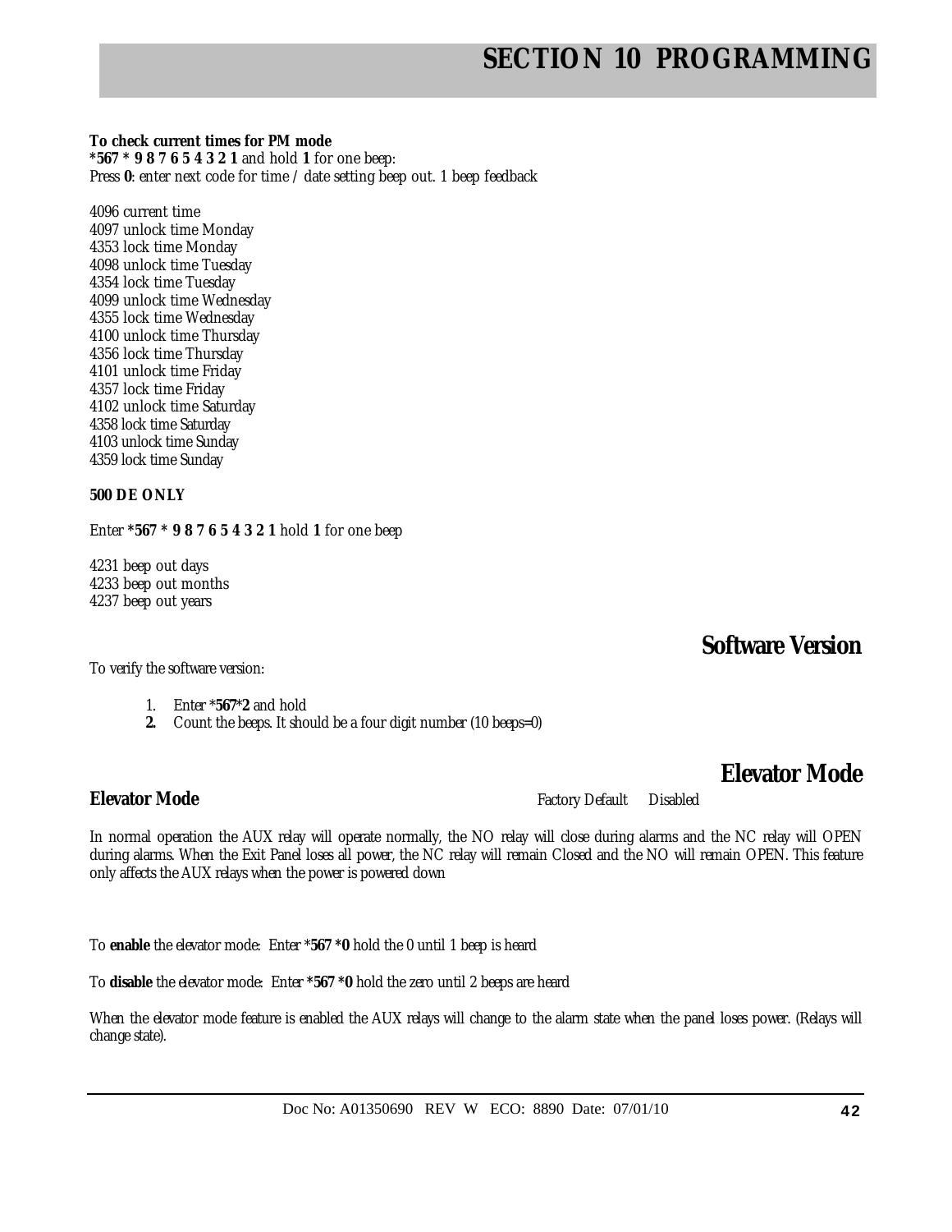**To check current times for PM mode**
***567 * 9 8 7 6 5 4 3 2 1** and hold **1** for one beep:
Press **0**: enter next code for time / date setting beep out. 1 beep feedback

4096 current time
4097 unlock time Monday
4353 lock time Monday
4098 unlock time Tuesday
4354 lock time Tuesday
4099 unlock time Wednesday
4355 lock time Wednesday
4100 unlock time Thursday
4356 lock time Thursday
4101 unlock time Friday
4357 lock time Friday
4102 unlock time Saturday
4358 lock time Saturday
4103 unlock time Sunday
4359 lock time Sunday

**500 DE ONLY**

Enter ***567 * 9 8 7 6 5 4 3 2 1** hold **1** for one beep

4231 beep out days
4233 beep out months
4237 beep out years

## Software Version

To verify the software version:

1. Enter ***567*2** and hold
2. Count the beeps. It should be a four digit number (10 beeps=0)

## Elevator Mode

### Elevator Mode

Factory Default Disabled

In normal operation the AUX relay will operate normally, the NO relay will close during alarms and the NC relay will OPEN during alarms. When the Exit Panel loses all power, the NC relay will remain Closed and the NO will remain OPEN. This feature only affects the AUX relays when the power is powered down

To **enable** the elevator mode: Enter ***567 *0** hold the 0 until 1 beep is heard

To **disable** the elevator mode: Enter ***567 *0** hold the zero until 2 beeps are heard

When the elevator mode feature is enabled the AUX relays will change to the alarm state when the panel loses power. (Relays will change state).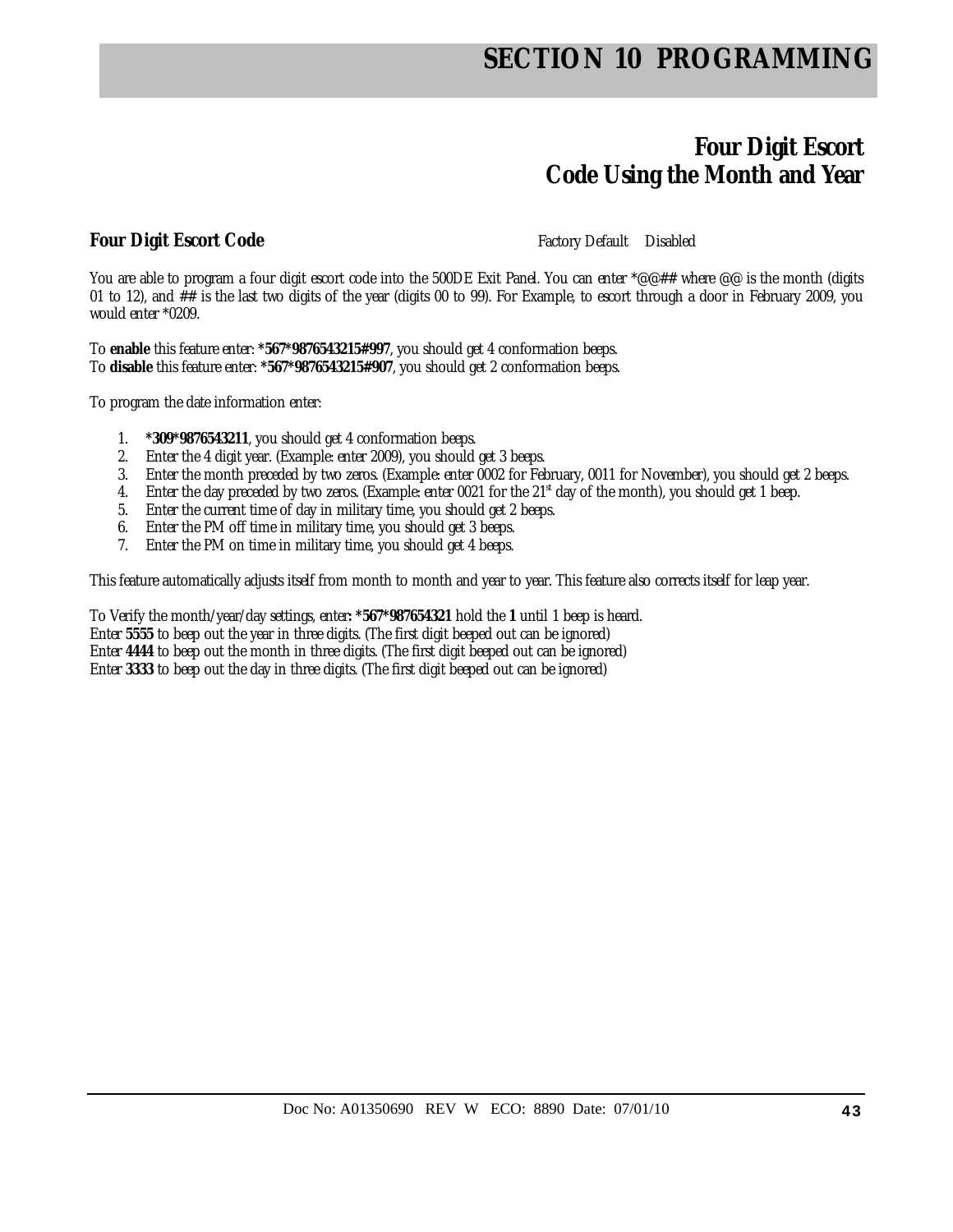# SECTION 10 PROGRAMMING

## Four Digit Escort Code Using the Month and Year

### Four Digit Escort Code

Factory Default Disabled

You are able to program a four digit escort code into the 500DE Exit Panel. You can enter *@@## where @@ is the month (digits 01 to 12), and ## is the last two digits of the year (digits 00 to 99). For Example, to escort through a door in February 2009, you would enter *0209.

To **enable** this feature enter: ***567*9876543215#997**, you should get 4 conformation beeps.
To **disable** this feature enter: ***567*9876543215#907**, you should get 2 conformation beeps.

To program the date information enter:

1. ***309*9876543211**, you should get 4 conformation beeps.
2. Enter the 4 digit year. (Example: enter 2009), you should get 3 beeps.
3. Enter the month preceded by two zeros. (Example: enter 0002 for February, 0011 for November), you should get 2 beeps.
4. Enter the day preceded by two zeros. (Example: enter 0021 for the 21st day of the month), you should get 1 beep.
5. Enter the current time of day in military time, you should get 2 beeps.
6. Enter the PM off time in military time, you should get 3 beeps.
7. Enter the PM on time in military time, you should get 4 beeps.

This feature automatically adjusts itself from month to month and year to year. This feature also corrects itself for leap year.

To Verify the month/year/day settings, enter**: *567*987654321** hold the **1** until 1 beep is heard.
Enter **5555** to beep out the year in three digits. (The first digit beeped out can be ignored)
Enter **4444** to beep out the month in three digits. (The first digit beeped out can be ignored)
Enter **3333** to beep out the day in three digits. (The first digit beeped out can be ignored)

Doc No: A01350690 REV W ECO: 8890 Date: 07/01/10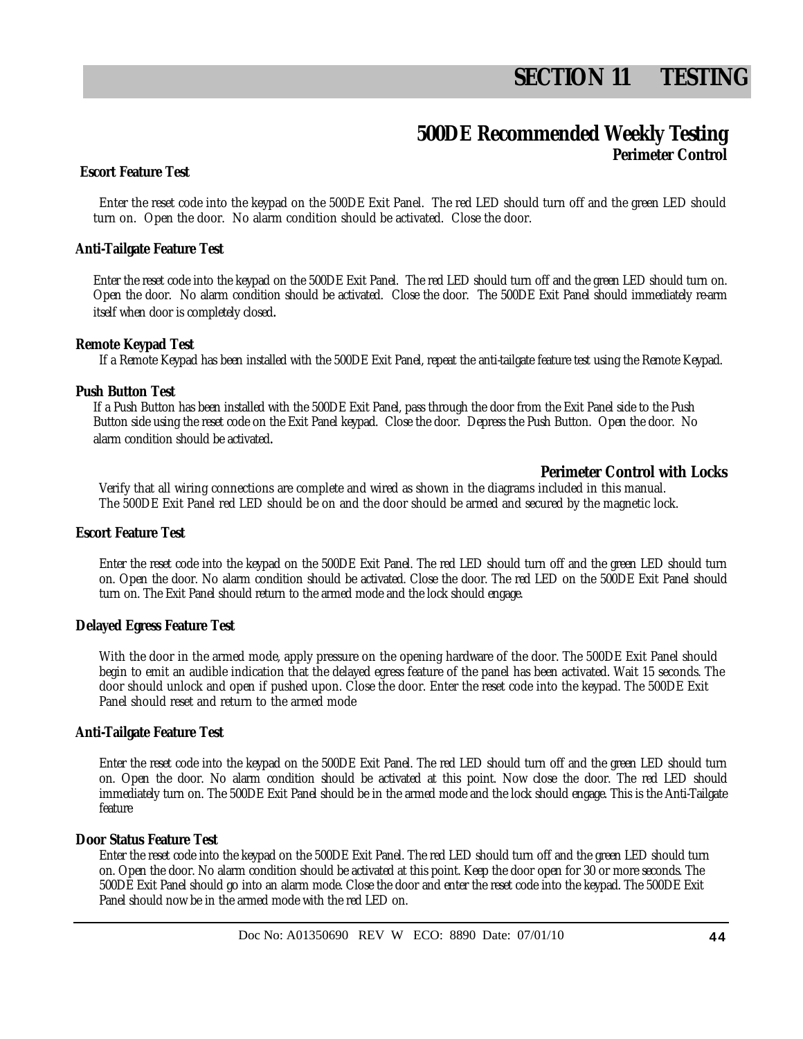# SECTION 11 TESTING

## 500DE Recommended Weekly Testing

### Perimeter Control

**Escort Feature Test**

Enter the reset code into the keypad on the 500DE Exit Panel. The red LED should turn off and the green LED should turn on. Open the door. No alarm condition should be activated. Close the door.

**Anti-Tailgate Feature Test**

Enter the reset code into the keypad on the 500DE Exit Panel. The red LED should turn off and the green LED should turn on. Open the door. No alarm condition should be activated. Close the door. The 500DE Exit Panel should immediately re-arm itself when door is completely closed.

**Remote Keypad Test**

If a Remote Keypad has been installed with the 500DE Exit Panel, repeat the anti-tailgate feature test using the Remote Keypad.

**Push Button Test**

If a Push Button has been installed with the 500DE Exit Panel, pass through the door from the Exit Panel side to the Push Button side using the reset code on the Exit Panel keypad. Close the door. Depress the Push Button. Open the door. No alarm condition should be activated.

### Perimeter Control with Locks

Verify that all wiring connections are complete and wired as shown in the diagrams included in this manual. The 500DE Exit Panel red LED should be on and the door should be armed and secured by the magnetic lock.

**Escort Feature Test**

Enter the reset code into the keypad on the 500DE Exit Panel. The red LED should turn off and the green LED should turn on. Open the door. No alarm condition should be activated. Close the door. The red LED on the 500DE Exit Panel should turn on. The Exit Panel should return to the armed mode and the lock should engage.

**Delayed Egress Feature Test**

With the door in the armed mode, apply pressure on the opening hardware of the door. The 500DE Exit Panel should begin to emit an audible indication that the delayed egress feature of the panel has been activated. Wait 15 seconds. The door should unlock and open if pushed upon. Close the door. Enter the reset code into the keypad. The 500DE Exit Panel should reset and return to the armed mode

**Anti-Tailgate Feature Test**

Enter the reset code into the keypad on the 500DE Exit Panel. The red LED should turn off and the green LED should turn on. Open the door. No alarm condition should be activated at this point. Now close the door. The red LED should immediately turn on. The 500DE Exit Panel should be in the armed mode and the lock should engage. This is the Anti-Tailgate feature

**Door Status Feature Test**

Enter the reset code into the keypad on the 500DE Exit Panel. The red LED should turn off and the green LED should turn on. Open the door. No alarm condition should be activated at this point. Keep the door open for 30 or more seconds. The 500DE Exit Panel should go into an alarm mode. Close the door and enter the reset code into the keypad. The 500DE Exit Panel should now be in the armed mode with the red LED on.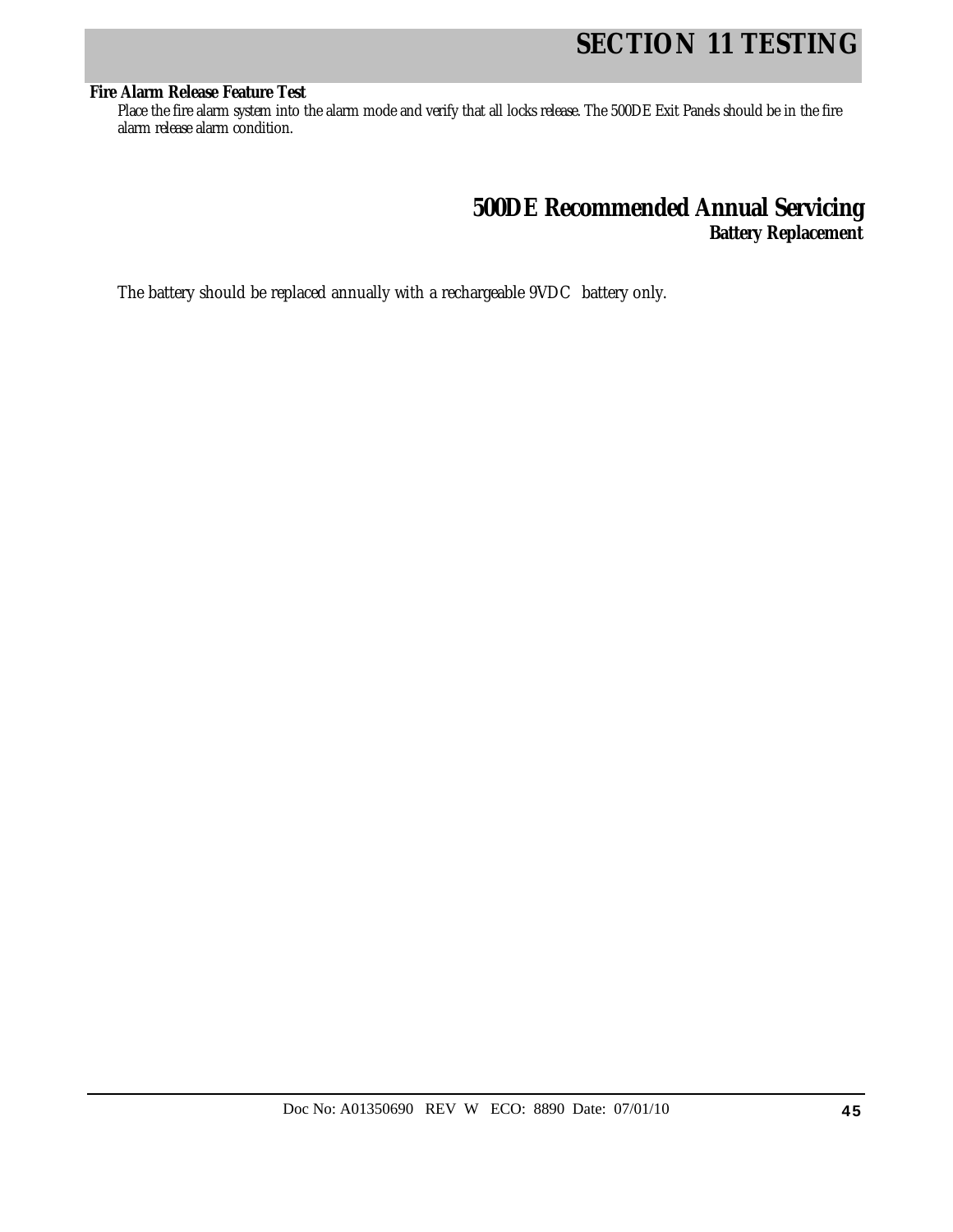**Fire Alarm Release Feature Test**

Place the fire alarm system into the alarm mode and verify that all locks release. The 500DE Exit Panels should be in the fire alarm release alarm condition.

## 500DE Recommended Annual Servicing

### Battery Replacement

The battery should be replaced annually with a rechargeable 9VDC battery only.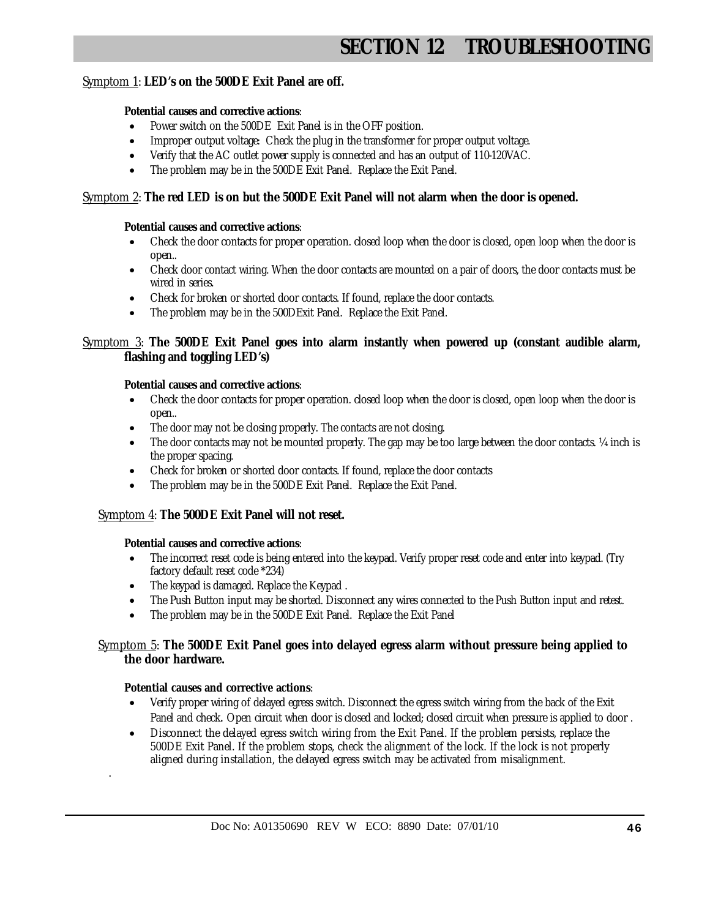# SECTION 12 TROUBLESHOOTING

Symptom 1: **LED's on the 500DE Exit Panel are off.**

**Potential causes and corrective actions**:

- Power switch on the 500DE Exit Panel is in the OFF position.
- Improper output voltage: Check the plug in the transformer for proper output voltage.
- Verify that the AC outlet power supply is connected and has an output of 110-120VAC.
- The problem may be in the 500DE Exit Panel. Replace the Exit Panel.

Symptom 2: **The red LED is on but the 500DE Exit Panel will not alarm when the door is opened.**

**Potential causes and corrective actions**:

- Check the door contacts for proper operation. closed loop when the door is closed, open loop when the door is open..
- Check door contact wiring. When the door contacts are mounted on a pair of doors, the door contacts must be wired in series.
- Check for broken or shorted door contacts. If found, replace the door contacts.
- The problem may be in the 500DExit Panel. Replace the Exit Panel.

Symptom 3: **The 500DE Exit Panel goes into alarm instantly when powered up (constant audible alarm, flashing and toggling LED's)**

**Potential causes and corrective actions**:

- Check the door contacts for proper operation. closed loop when the door is closed, open loop when the door is open..
- The door may not be closing properly. The contacts are not closing.
- The door contacts may not be mounted properly. The gap may be too large between the door contacts. ¼ inch is the proper spacing.
- Check for broken or shorted door contacts. If found, replace the door contacts
- The problem may be in the 500DE Exit Panel. Replace the Exit Panel.

Symptom 4: **The 500DE Exit Panel will not reset.**

**Potential causes and corrective actions**:

- The incorrect reset code is being entered into the keypad. Verify proper reset code and enter into keypad. (Try factory default reset code *234)
- The keypad is damaged. Replace the Keypad .
- The Push Button input may be shorted. Disconnect any wires connected to the Push Button input and retest.
- The problem may be in the 500DE Exit Panel. Replace the Exit Panel

Symptom 5: **The 500DE Exit Panel goes into delayed egress alarm without pressure being applied to the door hardware.**

**Potential causes and corrective actions**:

- Verify proper wiring of delayed egress switch. Disconnect the egress switch wiring from the back of the Exit Panel and check. Open circuit when door is closed and locked; closed circuit when pressure is applied to door .
- Disconnect the delayed egress switch wiring from the Exit Panel. If the problem persists, replace the 500DE Exit Panel. If the problem stops, check the alignment of the lock. If the lock is not properly aligned during installation, the delayed egress switch may be activated from misalignment.

Doc No: A01350690 REV W ECO: 8890 Date: 07/01/10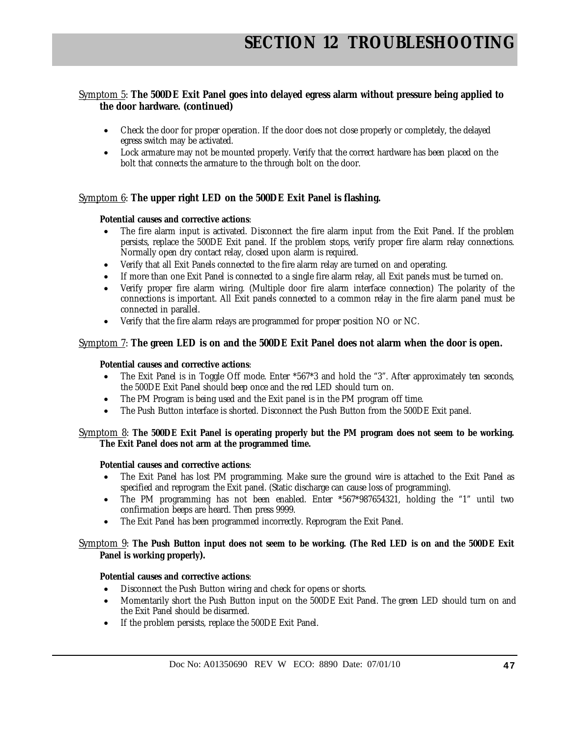# SECTION 12 TROUBLESHOOTING

<u>Symptom 5</u>: **The 500DE Exit Panel goes into delayed egress alarm without pressure being applied to the door hardware. (continued)**

- Check the door for proper operation. If the door does not close properly or completely, the delayed egress switch may be activated.
- Lock armature may not be mounted properly. Verify that the correct hardware has been placed on the bolt that connects the armature to the through bolt on the door.

<u>Symptom 6</u>: **The upper right LED on the 500DE Exit Panel is flashing.**

**Potential causes and corrective actions**:

- The fire alarm input is activated. Disconnect the fire alarm input from the Exit Panel. If the problem persists, replace the 500DE Exit panel. If the problem stops, verify proper fire alarm relay connections. Normally open dry contact relay, closed upon alarm is required.
- Verify that all Exit Panels connected to the fire alarm relay are turned on and operating.
- If more than one Exit Panel is connected to a single fire alarm relay, all Exit panels must be turned on.
- Verify proper fire alarm wiring. (Multiple door fire alarm interface connection) The polarity of the connections is important. All Exit panels connected to a common relay in the fire alarm panel must be connected in parallel.
- Verify that the fire alarm relays are programmed for proper position NO or NC.

<u>Symptom 7</u>: **The green LED is on and the 500DE Exit Panel does not alarm when the door is open.**

**Potential causes and corrective actions**:

- The Exit Panel is in Toggle Off mode. Enter *567*3 and hold the "3". After approximately ten seconds, the 500DE Exit Panel should beep once and the red LED should turn on.
- The PM Program is being used and the Exit panel is in the PM program off time.
- The Push Button interface is shorted. Disconnect the Push Button from the 500DE Exit panel.

<u>Symptom 8</u>: **The 500DE Exit Panel is operating properly but the PM program does not seem to be working. The Exit Panel does not arm at the programmed time.**

**Potential causes and corrective actions**:

- The Exit Panel has lost PM programming. Make sure the ground wire is attached to the Exit Panel as specified and reprogram the Exit panel. (Static discharge can cause loss of programming).
- The PM programming has not been enabled. Enter *567*987654321, holding the "1" until two confirmation beeps are heard. Then press 9999.
- The Exit Panel has been programmed incorrectly. Reprogram the Exit Panel.

<u>Symptom 9</u>: **The Push Button input does not seem to be working. (The Red LED is on and the 500DE Exit Panel is working properly).**

**Potential causes and corrective actions**:

- Disconnect the Push Button wiring and check for opens or shorts.
- Momentarily short the Push Button input on the 500DE Exit Panel. The green LED should turn on and the Exit Panel should be disarmed.
- If the problem persists, replace the 500DE Exit Panel.

Doc No: A01350690 REV W ECO: 8890 Date: 07/01/10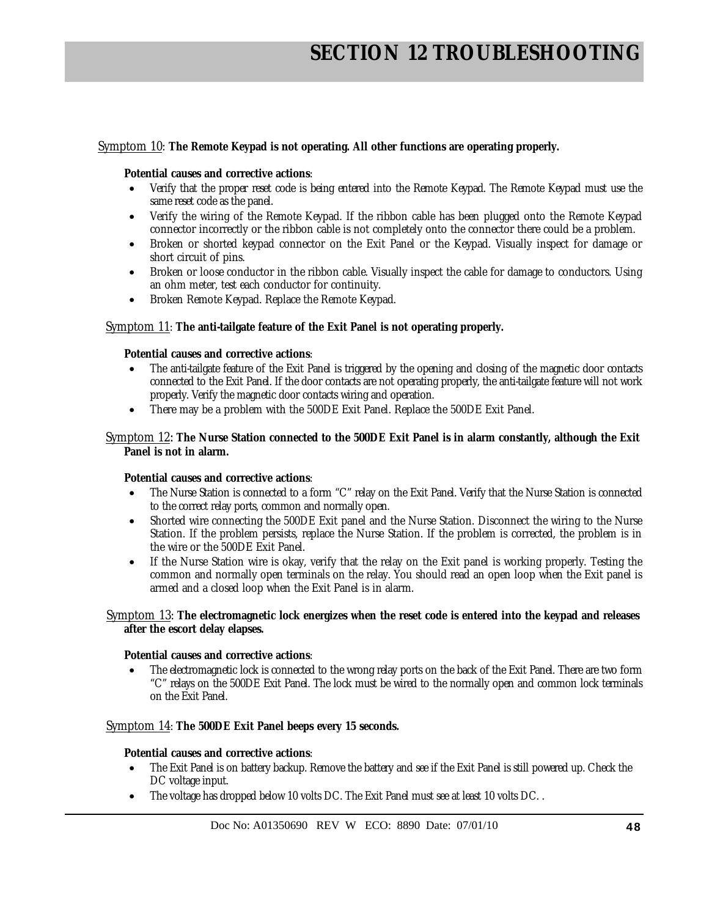# SECTION 12 TROUBLESHOOTING

Symptom 10: **The Remote Keypad is not operating. All other functions are operating properly.**

**Potential causes and corrective actions**:

- Verify that the proper reset code is being entered into the Remote Keypad. The Remote Keypad must use the same reset code as the panel.
- Verify the wiring of the Remote Keypad. If the ribbon cable has been plugged onto the Remote Keypad connector incorrectly or the ribbon cable is not completely onto the connector there could be a problem.
- Broken or shorted keypad connector on the Exit Panel or the Keypad. Visually inspect for damage or short circuit of pins.
- Broken or loose conductor in the ribbon cable. Visually inspect the cable for damage to conductors. Using an ohm meter, test each conductor for continuity.
- Broken Remote Keypad. Replace the Remote Keypad.

Symptom 11: **The anti-tailgate feature of the Exit Panel is not operating properly.**

**Potential causes and corrective actions**:

- The anti-tailgate feature of the Exit Panel is triggered by the opening and closing of the magnetic door contacts connected to the Exit Panel. If the door contacts are not operating properly, the anti-tailgate feature will not work properly. Verify the magnetic door contacts wiring and operation.
- There may be a problem with the 500DE Exit Panel. Replace the 500DE Exit Panel.

Symptom 12: **The Nurse Station connected to the 500DE Exit Panel is in alarm constantly, although the Exit Panel is not in alarm.**

**Potential causes and corrective actions**:

- The Nurse Station is connected to a form "C" relay on the Exit Panel. Verify that the Nurse Station is connected to the correct relay ports, common and normally open.
- Shorted wire connecting the 500DE Exit panel and the Nurse Station. Disconnect the wiring to the Nurse Station. If the problem persists, replace the Nurse Station. If the problem is corrected, the problem is in the wire or the 500DE Exit Panel.
- If the Nurse Station wire is okay, verify that the relay on the Exit panel is working properly. Testing the common and normally open terminals on the relay. You should read an open loop when the Exit panel is armed and a closed loop when the Exit Panel is in alarm.

Symptom 13: **The electromagnetic lock energizes when the reset code is entered into the keypad and releases after the escort delay elapses.**

**Potential causes and corrective actions**:

- The electromagnetic lock is connected to the wrong relay ports on the back of the Exit Panel. There are two form "C" relays on the 500DE Exit Panel. The lock must be wired to the normally open and common lock terminals on the Exit Panel.

Symptom 14: **The 500DE Exit Panel beeps every 15 seconds.**

**Potential causes and corrective actions**:

- The Exit Panel is on battery backup. Remove the battery and see if the Exit Panel is still powered up. Check the DC voltage input.
- The voltage has dropped below 10 volts DC. The Exit Panel must see at least 10 volts DC. .

Doc No: A01350690 REV W ECO: 8890 Date: 07/01/10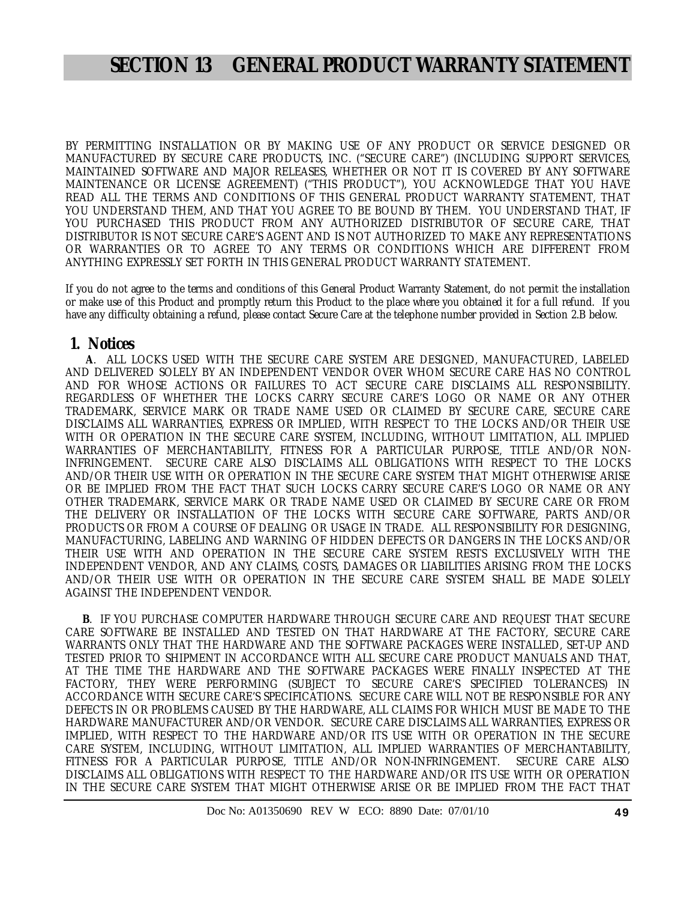# SECTION 13 GENERAL PRODUCT WARRANTY STATEMENT

BY PERMITTING INSTALLATION OR BY MAKING USE OF ANY PRODUCT OR SERVICE DESIGNED OR MANUFACTURED BY SECURE CARE PRODUCTS, INC. ("SECURE CARE") (INCLUDING SUPPORT SERVICES, MAINTAINED SOFTWARE AND MAJOR RELEASES, WHETHER OR NOT IT IS COVERED BY ANY SOFTWARE MAINTENANCE OR LICENSE AGREEMENT) ("THIS PRODUCT"), YOU ACKNOWLEDGE THAT YOU HAVE READ ALL THE TERMS AND CONDITIONS OF THIS GENERAL PRODUCT WARRANTY STATEMENT, THAT YOU UNDERSTAND THEM, AND THAT YOU AGREE TO BE BOUND BY THEM. YOU UNDERSTAND THAT, IF YOU PURCHASED THIS PRODUCT FROM ANY AUTHORIZED DISTRIBUTOR OF SECURE CARE, THAT DISTRIBUTOR IS NOT SECURE CARE'S AGENT AND IS NOT AUTHORIZED TO MAKE ANY REPRESENTATIONS OR WARRANTIES OR TO AGREE TO ANY TERMS OR CONDITIONS WHICH ARE DIFFERENT FROM ANYTHING EXPRESSLY SET FORTH IN THIS GENERAL PRODUCT WARRANTY STATEMENT.

If you do not agree to the terms and conditions of this General Product Warranty Statement, do not permit the installation or make use of this Product and promptly return this Product to the place where you obtained it for a full refund. If you have any difficulty obtaining a refund, please contact Secure Care at the telephone number provided in Section 2.B below.

## 1. Notices

**A**. ALL LOCKS USED WITH THE SECURE CARE SYSTEM ARE DESIGNED, MANUFACTURED, LABELED AND DELIVERED SOLELY BY AN INDEPENDENT VENDOR OVER WHOM SECURE CARE HAS NO CONTROL AND FOR WHOSE ACTIONS OR FAILURES TO ACT SECURE CARE DISCLAIMS ALL RESPONSIBILITY. REGARDLESS OF WHETHER THE LOCKS CARRY SECURE CARE'S LOGO OR NAME OR ANY OTHER TRADEMARK, SERVICE MARK OR TRADE NAME USED OR CLAIMED BY SECURE CARE, SECURE CARE DISCLAIMS ALL WARRANTIES, EXPRESS OR IMPLIED, WITH RESPECT TO THE LOCKS AND/OR THEIR USE WITH OR OPERATION IN THE SECURE CARE SYSTEM, INCLUDING, WITHOUT LIMITATION, ALL IMPLIED WARRANTIES OF MERCHANTABILITY, FITNESS FOR A PARTICULAR PURPOSE, TITLE AND/OR NON-INFRINGEMENT. SECURE CARE ALSO DISCLAIMS ALL OBLIGATIONS WITH RESPECT TO THE LOCKS AND/OR THEIR USE WITH OR OPERATION IN THE SECURE CARE SYSTEM THAT MIGHT OTHERWISE ARISE OR BE IMPLIED FROM THE FACT THAT SUCH LOCKS CARRY SECURE CARE'S LOGO OR NAME OR ANY OTHER TRADEMARK, SERVICE MARK OR TRADE NAME USED OR CLAIMED BY SECURE CARE OR FROM THE DELIVERY OR INSTALLATION OF THE LOCKS WITH SECURE CARE SOFTWARE, PARTS AND/OR PRODUCTS OR FROM A COURSE OF DEALING OR USAGE IN TRADE. ALL RESPONSIBILITY FOR DESIGNING, MANUFACTURING, LABELING AND WARNING OF HIDDEN DEFECTS OR DANGERS IN THE LOCKS AND/OR THEIR USE WITH AND OPERATION IN THE SECURE CARE SYSTEM RESTS EXCLUSIVELY WITH THE INDEPENDENT VENDOR, AND ANY CLAIMS, COSTS, DAMAGES OR LIABILITIES ARISING FROM THE LOCKS AND/OR THEIR USE WITH OR OPERATION IN THE SECURE CARE SYSTEM SHALL BE MADE SOLELY AGAINST THE INDEPENDENT VENDOR.

**B**. IF YOU PURCHASE COMPUTER HARDWARE THROUGH SECURE CARE AND REQUEST THAT SECURE CARE SOFTWARE BE INSTALLED AND TESTED ON THAT HARDWARE AT THE FACTORY, SECURE CARE WARRANTS ONLY THAT THE HARDWARE AND THE SOFTWARE PACKAGES WERE INSTALLED, SET-UP AND TESTED PRIOR TO SHIPMENT IN ACCORDANCE WITH ALL SECURE CARE PRODUCT MANUALS AND THAT, AT THE TIME THE HARDWARE AND THE SOFTWARE PACKAGES WERE FINALLY INSPECTED AT THE FACTORY, THEY WERE PERFORMING (SUBJECT TO SECURE CARE'S SPECIFIED TOLERANCES) IN ACCORDANCE WITH SECURE CARE'S SPECIFICATIONS. SECURE CARE WILL NOT BE RESPONSIBLE FOR ANY DEFECTS IN OR PROBLEMS CAUSED BY THE HARDWARE, ALL CLAIMS FOR WHICH MUST BE MADE TO THE HARDWARE MANUFACTURER AND/OR VENDOR. SECURE CARE DISCLAIMS ALL WARRANTIES, EXPRESS OR IMPLIED, WITH RESPECT TO THE HARDWARE AND/OR ITS USE WITH OR OPERATION IN THE SECURE CARE SYSTEM, INCLUDING, WITHOUT LIMITATION, ALL IMPLIED WARRANTIES OF MERCHANTABILITY, FITNESS FOR A PARTICULAR PURPOSE, TITLE AND/OR NON-INFRINGEMENT. SECURE CARE ALSO DISCLAIMS ALL OBLIGATIONS WITH RESPECT TO THE HARDWARE AND/OR ITS USE WITH OR OPERATION IN THE SECURE CARE SYSTEM THAT MIGHT OTHERWISE ARISE OR BE IMPLIED FROM THE FACT THAT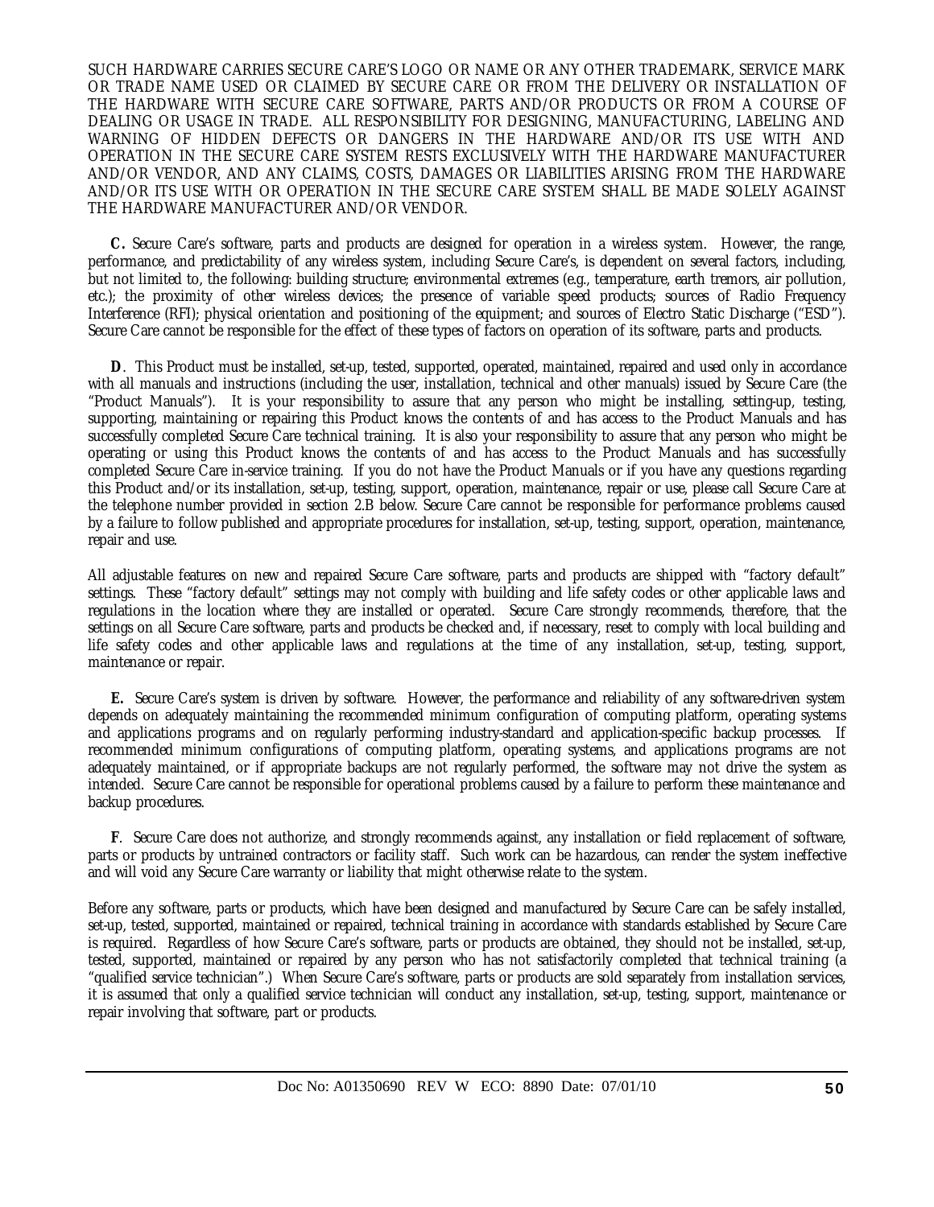SUCH HARDWARE CARRIES SECURE CARE'S LOGO OR NAME OR ANY OTHER TRADEMARK, SERVICE MARK OR TRADE NAME USED OR CLAIMED BY SECURE CARE OR FROM THE DELIVERY OR INSTALLATION OF THE HARDWARE WITH SECURE CARE SOFTWARE, PARTS AND/OR PRODUCTS OR FROM A COURSE OF DEALING OR USAGE IN TRADE. ALL RESPONSIBILITY FOR DESIGNING, MANUFACTURING, LABELING AND WARNING OF HIDDEN DEFECTS OR DANGERS IN THE HARDWARE AND/OR ITS USE WITH AND OPERATION IN THE SECURE CARE SYSTEM RESTS EXCLUSIVELY WITH THE HARDWARE MANUFACTURER AND/OR VENDOR, AND ANY CLAIMS, COSTS, DAMAGES OR LIABILITIES ARISING FROM THE HARDWARE AND/OR ITS USE WITH OR OPERATION IN THE SECURE CARE SYSTEM SHALL BE MADE SOLELY AGAINST THE HARDWARE MANUFACTURER AND/OR VENDOR.

**C.** Secure Care's software, parts and products are designed for operation in a wireless system. However, the range, performance, and predictability of any wireless system, including Secure Care's, is dependent on several factors, including, but not limited to, the following: building structure; environmental extremes (e.g., temperature, earth tremors, air pollution, etc.); the proximity of other wireless devices; the presence of variable speed products; sources of Radio Frequency Interference (RFI); physical orientation and positioning of the equipment; and sources of Electro Static Discharge ("ESD"). Secure Care cannot be responsible for the effect of these types of factors on operation of its software, parts and products.

**D**. This Product must be installed, set-up, tested, supported, operated, maintained, repaired and used only in accordance with all manuals and instructions (including the user, installation, technical and other manuals) issued by Secure Care (the "Product Manuals"). It is your responsibility to assure that any person who might be installing, setting-up, testing, supporting, maintaining or repairing this Product knows the contents of and has access to the Product Manuals and has successfully completed Secure Care technical training. It is also your responsibility to assure that any person who might be operating or using this Product knows the contents of and has access to the Product Manuals and has successfully completed Secure Care in-service training. If you do not have the Product Manuals or if you have any questions regarding this Product and/or its installation, set-up, testing, support, operation, maintenance, repair or use, please call Secure Care at the telephone number provided in section 2.B below. Secure Care cannot be responsible for performance problems caused by a failure to follow published and appropriate procedures for installation, set-up, testing, support, operation, maintenance, repair and use.

All adjustable features on new and repaired Secure Care software, parts and products are shipped with "factory default" settings. These "factory default" settings may not comply with building and life safety codes or other applicable laws and regulations in the location where they are installed or operated. Secure Care strongly recommends, therefore, that the settings on all Secure Care software, parts and products be checked and, if necessary, reset to comply with local building and life safety codes and other applicable laws and regulations at the time of any installation, set-up, testing, support, maintenance or repair.

**E.** Secure Care's system is driven by software. However, the performance and reliability of any software-driven system depends on adequately maintaining the recommended minimum configuration of computing platform, operating systems and applications programs and on regularly performing industry-standard and application-specific backup processes. If recommended minimum configurations of computing platform, operating systems, and applications programs are not adequately maintained, or if appropriate backups are not regularly performed, the software may not drive the system as intended. Secure Care cannot be responsible for operational problems caused by a failure to perform these maintenance and backup procedures.

**F**. Secure Care does not authorize, and strongly recommends against, any installation or field replacement of software, parts or products by untrained contractors or facility staff. Such work can be hazardous, can render the system ineffective and will void any Secure Care warranty or liability that might otherwise relate to the system.

Before any software, parts or products, which have been designed and manufactured by Secure Care can be safely installed, set-up, tested, supported, maintained or repaired, technical training in accordance with standards established by Secure Care is required. Regardless of how Secure Care's software, parts or products are obtained, they should not be installed, set-up, tested, supported, maintained or repaired by any person who has not satisfactorily completed that technical training (a "qualified service technician".) When Secure Care's software, parts or products are sold separately from installation services, it is assumed that only a qualified service technician will conduct any installation, set-up, testing, support, maintenance or repair involving that software, part or products.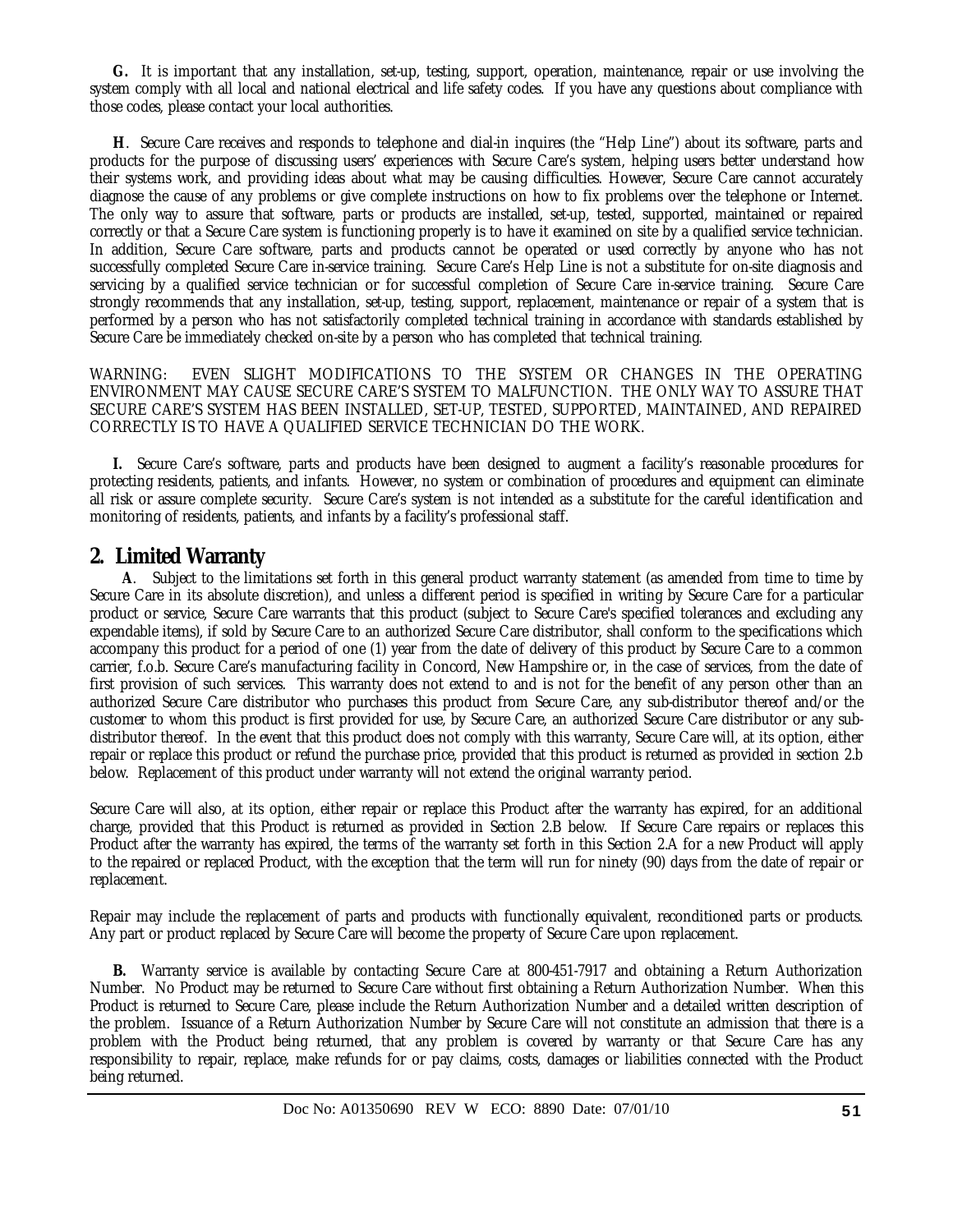**G.** It is important that any installation, set-up, testing, support, operation, maintenance, repair or use involving the system comply with all local and national electrical and life safety codes. If you have any questions about compliance with those codes, please contact your local authorities.

**H**. Secure Care receives and responds to telephone and dial-in inquires (the "Help Line") about its software, parts and products for the purpose of discussing users' experiences with Secure Care's system, helping users better understand how their systems work, and providing ideas about what may be causing difficulties. However, Secure Care cannot accurately diagnose the cause of any problems or give complete instructions on how to fix problems over the telephone or Internet. The only way to assure that software, parts or products are installed, set-up, tested, supported, maintained or repaired correctly or that a Secure Care system is functioning properly is to have it examined on site by a qualified service technician. In addition, Secure Care software, parts and products cannot be operated or used correctly by anyone who has not successfully completed Secure Care in-service training. Secure Care's Help Line is not a substitute for on-site diagnosis and servicing by a qualified service technician or for successful completion of Secure Care in-service training. Secure Care strongly recommends that any installation, set-up, testing, support, replacement, maintenance or repair of a system that is performed by a person who has not satisfactorily completed technical training in accordance with standards established by Secure Care be immediately checked on-site by a person who has completed that technical training.

WARNING: EVEN SLIGHT MODIFICATIONS TO THE SYSTEM OR CHANGES IN THE OPERATING ENVIRONMENT MAY CAUSE SECURE CARE'S SYSTEM TO MALFUNCTION. THE ONLY WAY TO ASSURE THAT SECURE CARE'S SYSTEM HAS BEEN INSTALLED, SET-UP, TESTED, SUPPORTED, MAINTAINED, AND REPAIRED CORRECTLY IS TO HAVE A QUALIFIED SERVICE TECHNICIAN DO THE WORK.

**I.** Secure Care's software, parts and products have been designed to augment a facility's reasonable procedures for protecting residents, patients, and infants. However, no system or combination of procedures and equipment can eliminate all risk or assure complete security. Secure Care's system is not intended as a substitute for the careful identification and monitoring of residents, patients, and infants by a facility's professional staff.

## 2. Limited Warranty

**A**. Subject to the limitations set forth in this general product warranty statement (as amended from time to time by Secure Care in its absolute discretion), and unless a different period is specified in writing by Secure Care for a particular product or service, Secure Care warrants that this product (subject to Secure Care's specified tolerances and excluding any expendable items), if sold by Secure Care to an authorized Secure Care distributor, shall conform to the specifications which accompany this product for a period of one (1) year from the date of delivery of this product by Secure Care to a common carrier, f.o.b. Secure Care's manufacturing facility in Concord, New Hampshire or, in the case of services, from the date of first provision of such services. This warranty does not extend to and is not for the benefit of any person other than an authorized Secure Care distributor who purchases this product from Secure Care, any sub-distributor thereof and/or the customer to whom this product is first provided for use, by Secure Care, an authorized Secure Care distributor or any sub-distributor thereof. In the event that this product does not comply with this warranty, Secure Care will, at its option, either repair or replace this product or refund the purchase price, provided that this product is returned as provided in section 2.b below. Replacement of this product under warranty will not extend the original warranty period.

Secure Care will also, at its option, either repair or replace this Product after the warranty has expired, for an additional charge, provided that this Product is returned as provided in Section 2.B below. If Secure Care repairs or replaces this Product after the warranty has expired, the terms of the warranty set forth in this Section 2.A for a new Product will apply to the repaired or replaced Product, with the exception that the term will run for ninety (90) days from the date of repair or replacement.

Repair may include the replacement of parts and products with functionally equivalent, reconditioned parts or products. Any part or product replaced by Secure Care will become the property of Secure Care upon replacement.

**B.** Warranty service is available by contacting Secure Care at 800-451-7917 and obtaining a Return Authorization Number. No Product may be returned to Secure Care without first obtaining a Return Authorization Number. When this Product is returned to Secure Care, please include the Return Authorization Number and a detailed written description of the problem. Issuance of a Return Authorization Number by Secure Care will not constitute an admission that there is a problem with the Product being returned, that any problem is covered by warranty or that Secure Care has any responsibility to repair, replace, make refunds for or pay claims, costs, damages or liabilities connected with the Product being returned.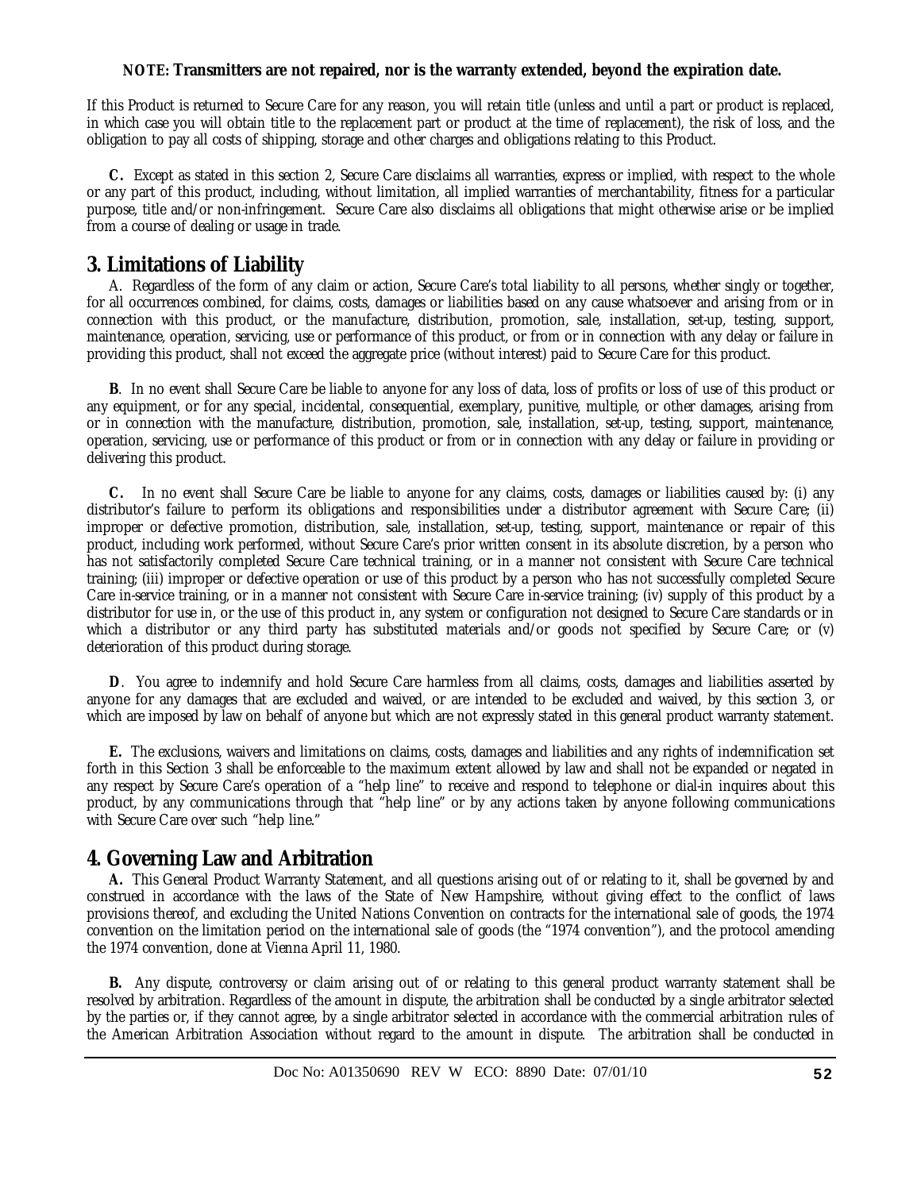**NOTE: Transmitters are not repaired, nor is the warranty extended, beyond the expiration date.**

If this Product is returned to Secure Care for any reason, you will retain title (unless and until a part or product is replaced, in which case you will obtain title to the replacement part or product at the time of replacement), the risk of loss, and the obligation to pay all costs of shipping, storage and other charges and obligations relating to this Product.

**C.** Except as stated in this section 2, Secure Care disclaims all warranties, express or implied, with respect to the whole or any part of this product, including, without limitation, all implied warranties of merchantability, fitness for a particular purpose, title and/or non-infringement. Secure Care also disclaims all obligations that might otherwise arise or be implied from a course of dealing or usage in trade.

## 3. Limitations of Liability

A. Regardless of the form of any claim or action, Secure Care's total liability to all persons, whether singly or together, for all occurrences combined, for claims, costs, damages or liabilities based on any cause whatsoever and arising from or in connection with this product, or the manufacture, distribution, promotion, sale, installation, set-up, testing, support, maintenance, operation, servicing, use or performance of this product, or from or in connection with any delay or failure in providing this product, shall not exceed the aggregate price (without interest) paid to Secure Care for this product.

**B**. In no event shall Secure Care be liable to anyone for any loss of data, loss of profits or loss of use of this product or any equipment, or for any special, incidental, consequential, exemplary, punitive, multiple, or other damages, arising from or in connection with the manufacture, distribution, promotion, sale, installation, set-up, testing, support, maintenance, operation, servicing, use or performance of this product or from or in connection with any delay or failure in providing or delivering this product.

**C.** In no event shall Secure Care be liable to anyone for any claims, costs, damages or liabilities caused by: (i) any distributor's failure to perform its obligations and responsibilities under a distributor agreement with Secure Care; (ii) improper or defective promotion, distribution, sale, installation, set-up, testing, support, maintenance or repair of this product, including work performed, without Secure Care's prior written consent in its absolute discretion, by a person who has not satisfactorily completed Secure Care technical training, or in a manner not consistent with Secure Care technical training; (iii) improper or defective operation or use of this product by a person who has not successfully completed Secure Care in-service training, or in a manner not consistent with Secure Care in-service training; (iv) supply of this product by a distributor for use in, or the use of this product in, any system or configuration not designed to Secure Care standards or in which a distributor or any third party has substituted materials and/or goods not specified by Secure Care; or (v) deterioration of this product during storage.

**D**. You agree to indemnify and hold Secure Care harmless from all claims, costs, damages and liabilities asserted by anyone for any damages that are excluded and waived, or are intended to be excluded and waived, by this section 3, or which are imposed by law on behalf of anyone but which are not expressly stated in this general product warranty statement.

**E.** The exclusions, waivers and limitations on claims, costs, damages and liabilities and any rights of indemnification set forth in this Section 3 shall be enforceable to the maximum extent allowed by law and shall not be expanded or negated in any respect by Secure Care's operation of a "help line" to receive and respond to telephone or dial-in inquires about this product, by any communications through that "help line" or by any actions taken by anyone following communications with Secure Care over such "help line."

## 4. Governing Law and Arbitration

**A.** This General Product Warranty Statement, and all questions arising out of or relating to it, shall be governed by and construed in accordance with the laws of the State of New Hampshire, without giving effect to the conflict of laws provisions thereof, and excluding the United Nations Convention on contracts for the international sale of goods, the 1974 convention on the limitation period on the international sale of goods (the "1974 convention"), and the protocol amending the 1974 convention, done at Vienna April 11, 1980.

**B.** Any dispute, controversy or claim arising out of or relating to this general product warranty statement shall be resolved by arbitration. Regardless of the amount in dispute, the arbitration shall be conducted by a single arbitrator selected by the parties or, if they cannot agree, by a single arbitrator selected in accordance with the commercial arbitration rules of the American Arbitration Association without regard to the amount in dispute. The arbitration shall be conducted in

Doc No: A01350690 REV W ECO: 8890 Date: 07/01/10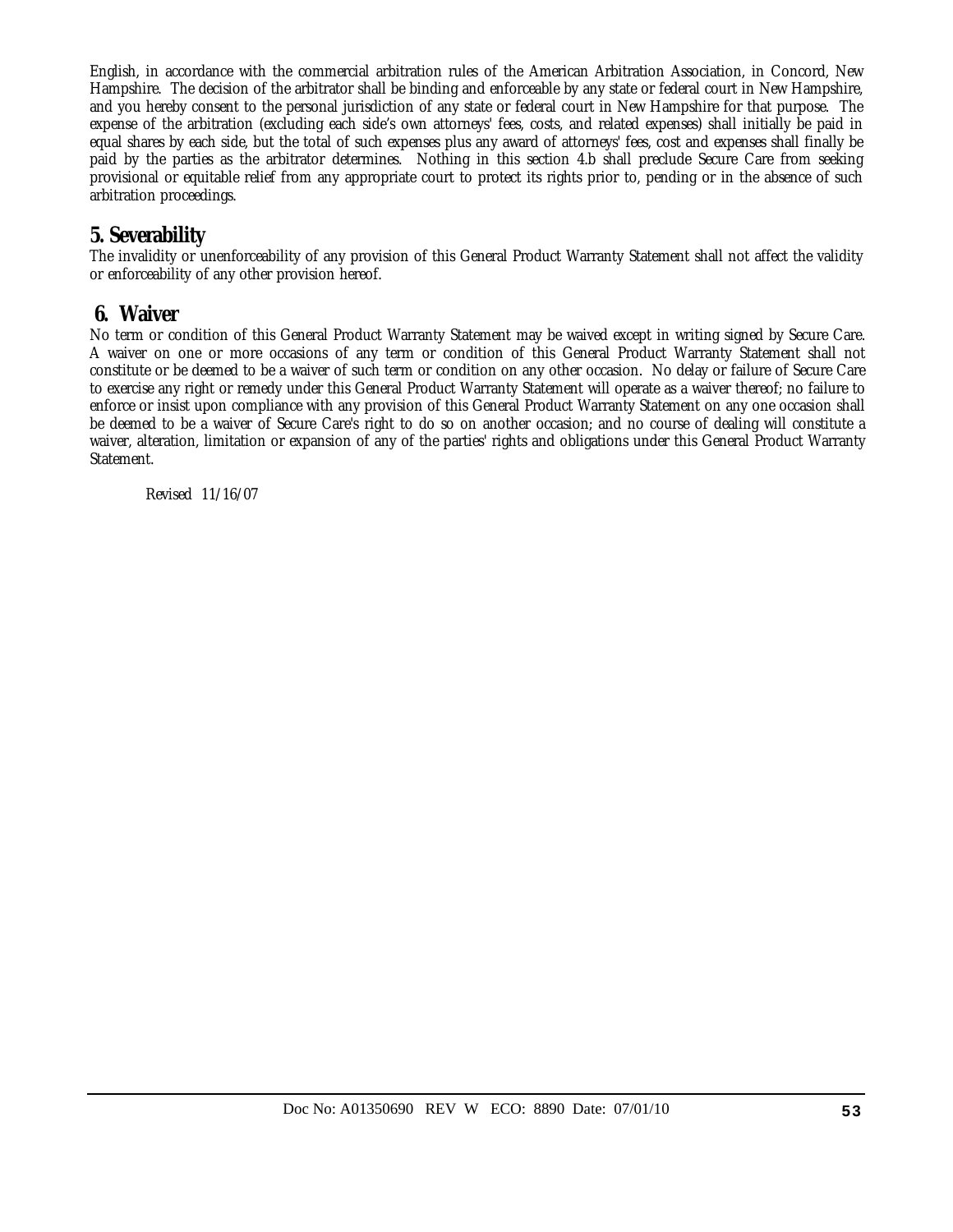English, in accordance with the commercial arbitration rules of the American Arbitration Association, in Concord, New Hampshire. The decision of the arbitrator shall be binding and enforceable by any state or federal court in New Hampshire, and you hereby consent to the personal jurisdiction of any state or federal court in New Hampshire for that purpose. The expense of the arbitration (excluding each side's own attorneys' fees, costs, and related expenses) shall initially be paid in equal shares by each side, but the total of such expenses plus any award of attorneys' fees, cost and expenses shall finally be paid by the parties as the arbitrator determines. Nothing in this section 4.b shall preclude Secure Care from seeking provisional or equitable relief from any appropriate court to protect its rights prior to, pending or in the absence of such arbitration proceedings.

## 5. Severability

The invalidity or unenforceability of any provision of this General Product Warranty Statement shall not affect the validity or enforceability of any other provision hereof.

## 6. Waiver

No term or condition of this General Product Warranty Statement may be waived except in writing signed by Secure Care. A waiver on one or more occasions of any term or condition of this General Product Warranty Statement shall not constitute or be deemed to be a waiver of such term or condition on any other occasion. No delay or failure of Secure Care to exercise any right or remedy under this General Product Warranty Statement will operate as a waiver thereof; no failure to enforce or insist upon compliance with any provision of this General Product Warranty Statement on any one occasion shall be deemed to be a waiver of Secure Care's right to do so on another occasion; and no course of dealing will constitute a waiver, alteration, limitation or expansion of any of the parties' rights and obligations under this General Product Warranty Statement.

Revised 11/16/07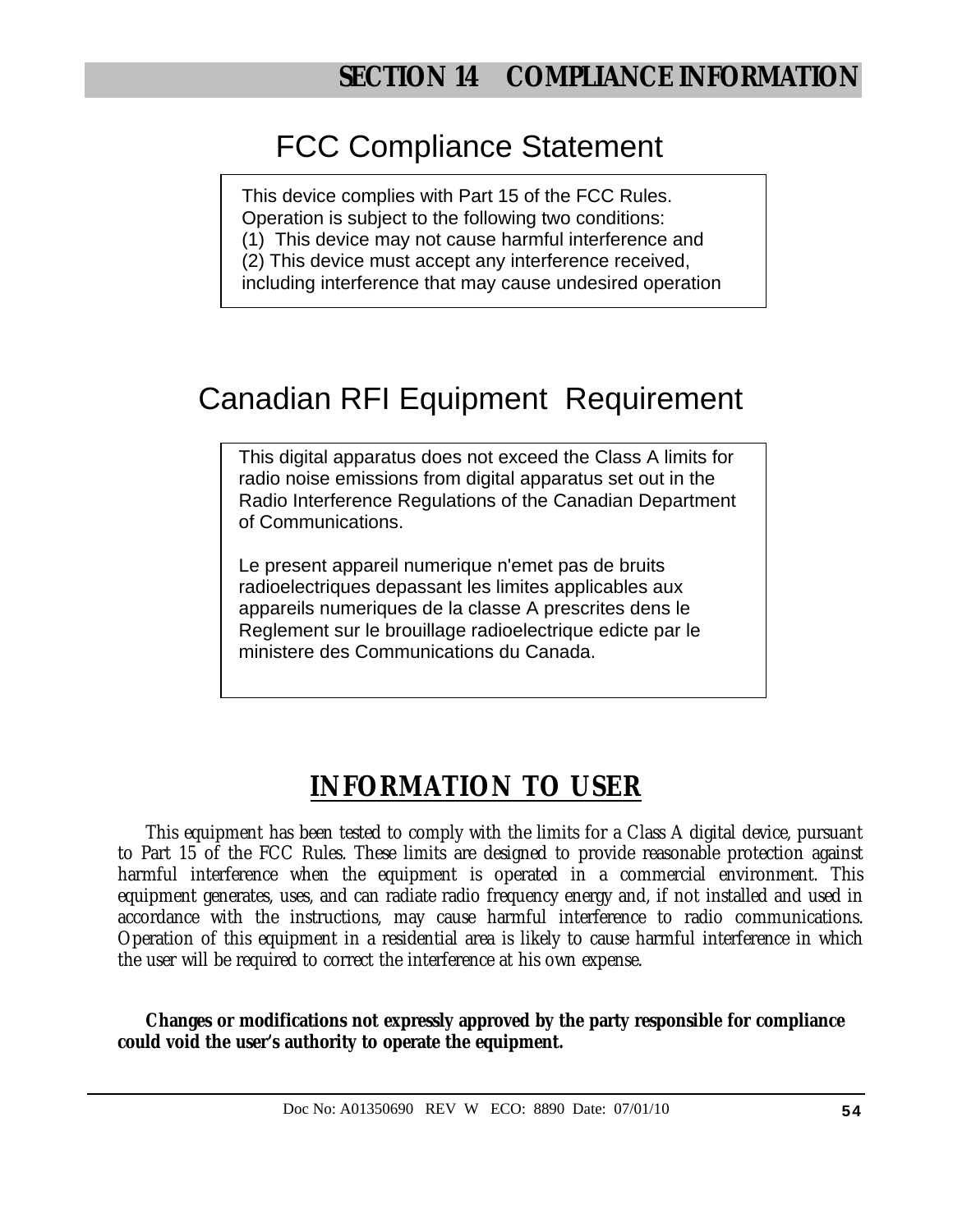# SECTION 14 COMPLIANCE INFORMATION

## FCC Compliance Statement

This device complies with Part 15 of the FCC Rules.
Operation is subject to the following two conditions:
(1) This device may not cause harmful interference and
(2) This device must accept any interference received, including interference that may cause undesired operation

## Canadian RFI Equipment Requirement

This digital apparatus does not exceed the Class A limits for radio noise emissions from digital apparatus set out in the Radio Interference Regulations of the Canadian Department of Communications.

Le present appareil numerique n'emet pas de bruits radioelectriques depassant les limites applicables aux appareils numeriques de la classe A prescrites dens le Reglement sur le brouillage radioelectrique edicte par le ministere des Communications du Canada.

## INFORMATION TO USER

This equipment has been tested to comply with the limits for a Class A digital device, pursuant to Part 15 of the FCC Rules. These limits are designed to provide reasonable protection against harmful interference when the equipment is operated in a commercial environment. This equipment generates, uses, and can radiate radio frequency energy and, if not installed and used in accordance with the instructions, may cause harmful interference to radio communications. Operation of this equipment in a residential area is likely to cause harmful interference in which the user will be required to correct the interference at his own expense.

**Changes or modifications not expressly approved by the party responsible for compliance could void the user's authority to operate the equipment.**

Doc No: A01350690 REV W ECO: 8890 Date: 07/01/10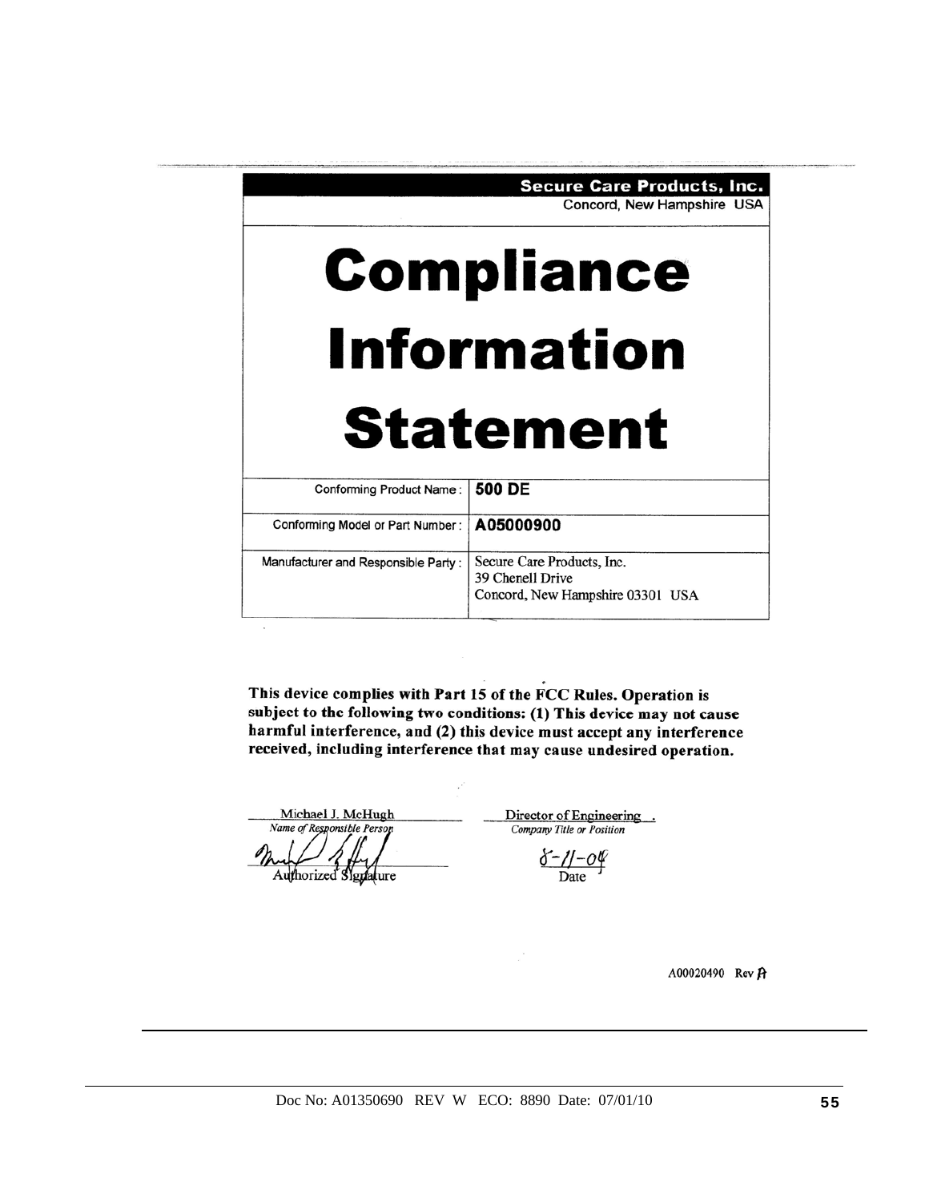**Secure Care Products, Inc.**
Concord, New Hampshire USA

# Compliance Information Statement

| Conforming Product Name: | **500 DE** |
|---|---|
| Conforming Model or Part Number: | **A05000900** |
| Manufacturer and Responsible Party: | Secure Care Products, Inc.<br>39 Chenell Drive<br>Concord, New Hampshire 03301 USA |

**This device complies with Part 15 of the FCC Rules. Operation is subject to the following two conditions: (1) This device may not cause harmful interference, and (2) this device must accept any interference received, including interference that may cause undesired operation.**

Michael J. McHugh
*Name of Responsible Person*

Director of Engineering
*Company Title or Position*

Authorized Signature

8-11-04
Date

A00020490 Rev A

Doc No: A01350690 REV W ECO: 8890 Date: 07/01/10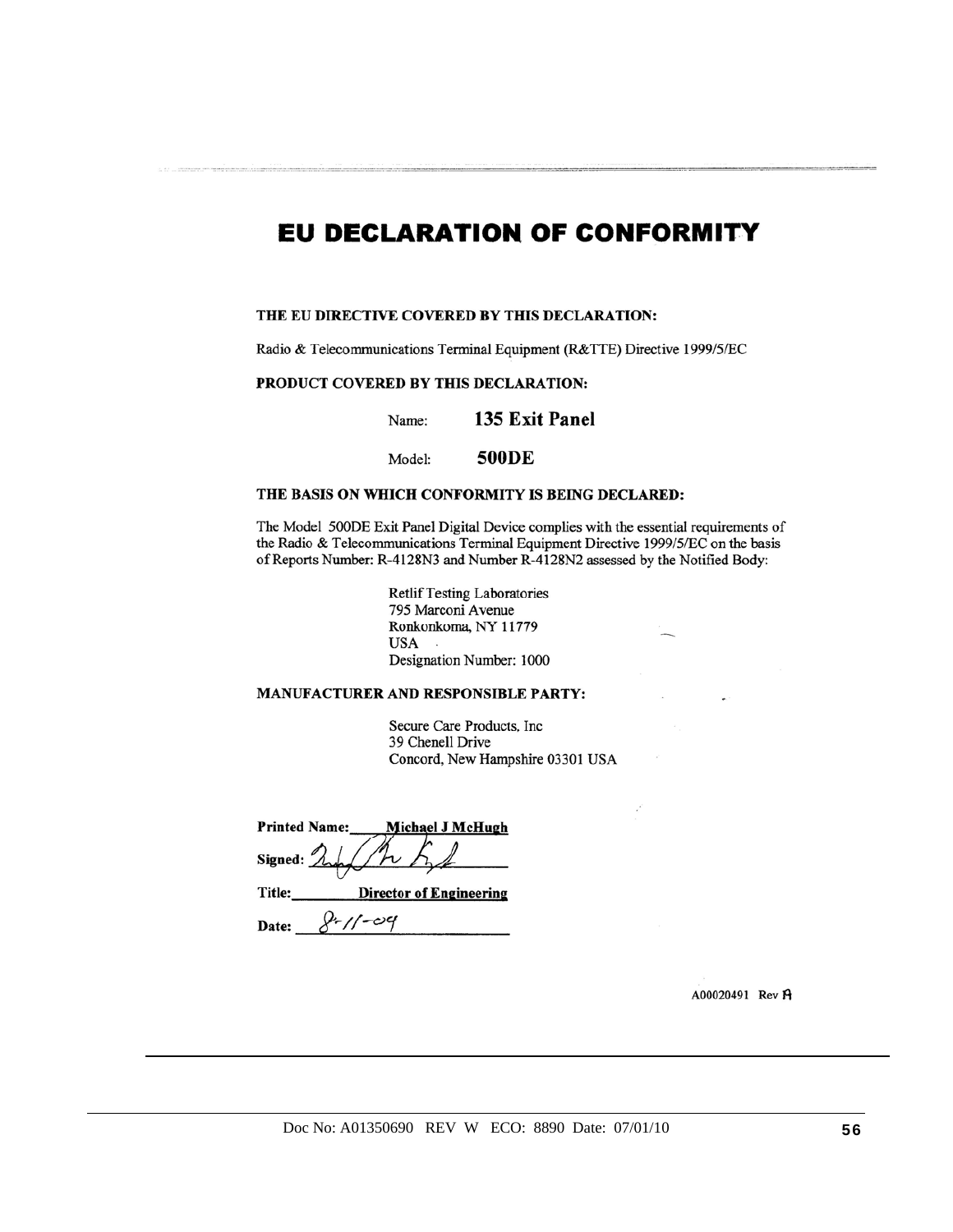# EU DECLARATION OF CONFORMITY

**THE EU DIRECTIVE COVERED BY THIS DECLARATION:**

Radio & Telecommunications Terminal Equipment (R&TTE) Directive 1999/5/EC

**PRODUCT COVERED BY THIS DECLARATION:**

Name: **135 Exit Panel**

Model: **500DE**

**THE BASIS ON WHICH CONFORMITY IS BEING DECLARED:**

The Model 500DE Exit Panel Digital Device complies with the essential requirements of the Radio & Telecommunications Terminal Equipment Directive 1999/5/EC on the basis of Reports Number: R-4128N3 and Number R-4128N2 assessed by the Notified Body:

Retlif Testing Laboratories
795 Marconi Avenue
Ronkonkoma, NY 11779
USA
Designation Number: 1000

**MANUFACTURER AND RESPONSIBLE PARTY:**

Secure Care Products, Inc
39 Chenell Drive
Concord, New Hampshire 03301 USA

**Printed Name:** Michael J McHugh

**Signed:** [signature]

**Title:** Director of Engineering

**Date:** 8-11-09

A00020491 Rev A

Doc No: A01350690 REV W ECO: 8890 Date: 07/01/10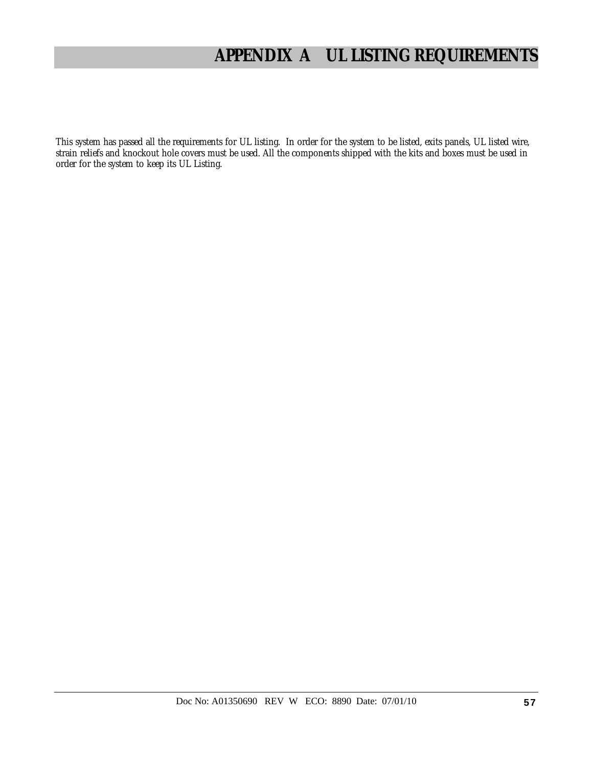# APPENDIX A UL LISTING REQUIREMENTS

This system has passed all the requirements for UL listing. In order for the system to be listed, exits panels, UL listed wire, strain reliefs and knockout hole covers must be used. All the components shipped with the kits and boxes must be used in order for the system to keep its UL Listing.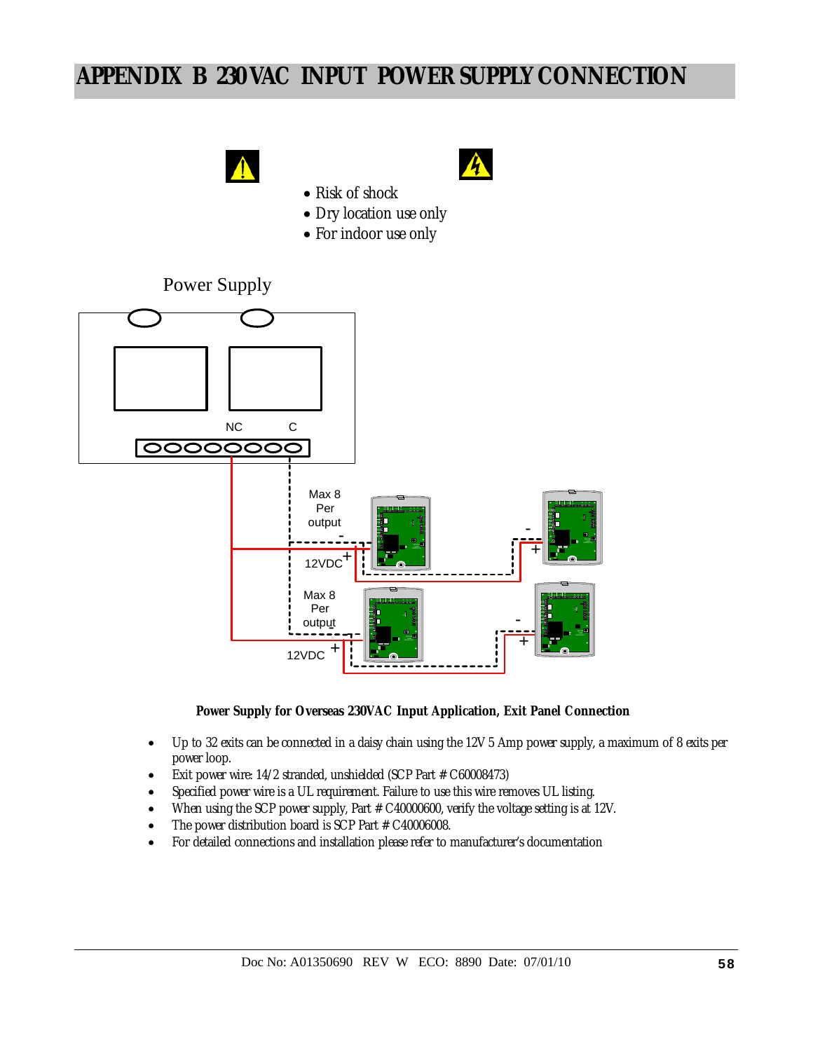# APPENDIX B 230VAC INPUT POWER SUPPLY CONNECTION

- Risk of shock
- Dry location use only
- For indoor use only

Power Supply

NC C

Max 8 Per output

12VDC

Max 8 Per output

12VDC

**Power Supply for Overseas 230VAC Input Application, Exit Panel Connection**

- Up to 32 exits can be connected in a daisy chain using the 12V 5 Amp power supply, a maximum of 8 exits per power loop.
- Exit power wire: 14/2 stranded, unshielded (SCP Part # C60008473)
- Specified power wire is a UL requirement. Failure to use this wire removes UL listing.
- When using the SCP power supply, Part # C40000600, verify the voltage setting is at 12V.
- The power distribution board is SCP Part # C40006008.
- For detailed connections and installation please refer to manufacturer's documentation

Doc No: A01350690 REV W ECO: 8890 Date: 07/01/10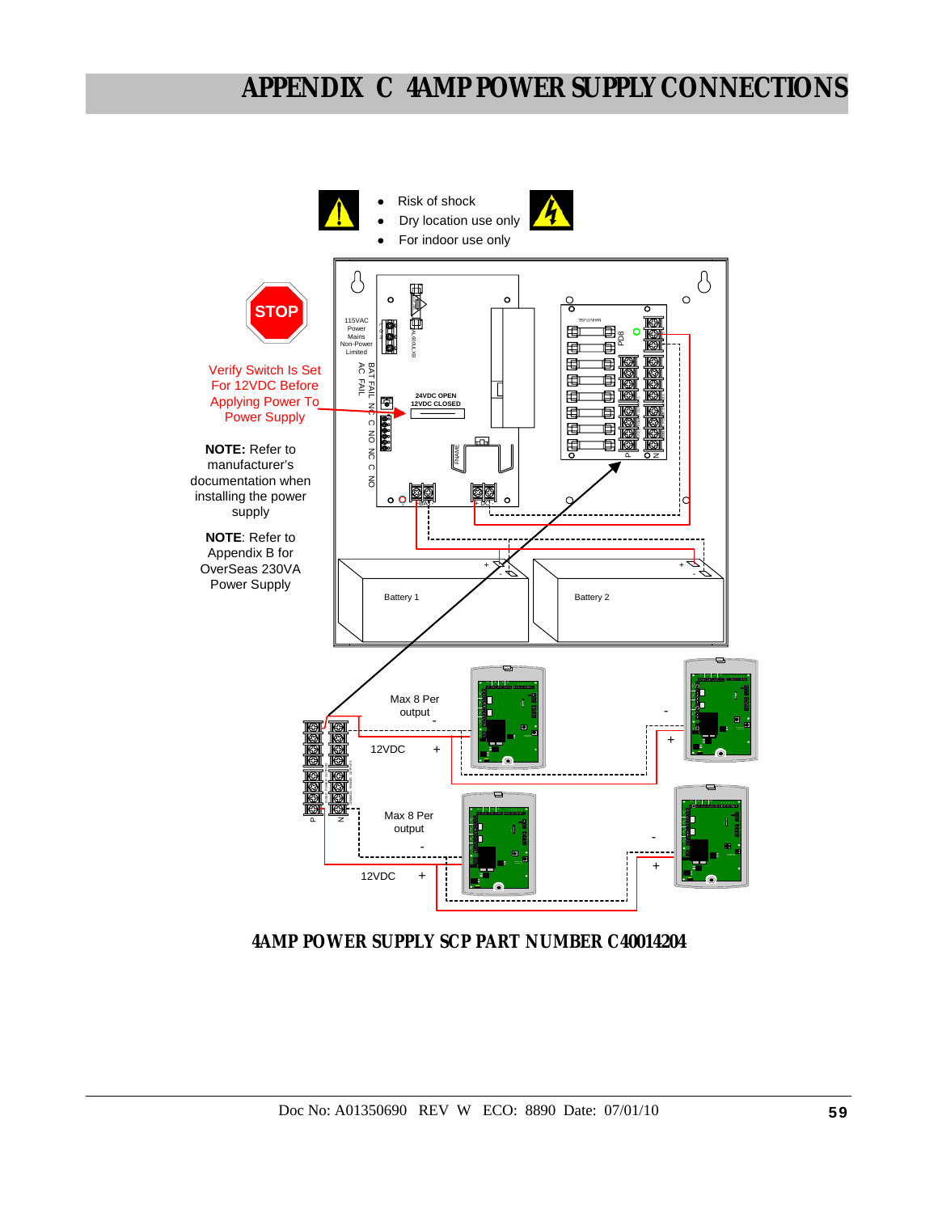# APPENDIX C 4AMP POWER SUPPLY CONNECTIONS

- Risk of shock
- Dry location use only
- For indoor use only

STOP

Verify Switch Is Set For 12VDC Before Applying Power To Power Supply

**NOTE:** Refer to manufacturer's documentation when installing the power supply

**NOTE**: Refer to Appendix B for OverSeas 230VA Power Supply

115VAC Power Mains Non-Power Limited

BAT FAIL AC FAIL

NC C NO NC C NO

24VDC OPEN 12VDC CLOSED

PD8

Battery 1

Battery 2

Max 8 Per output

12VDC

Max 8 Per output

12VDC

**4AMP POWER SUPPLY SCP PART NUMBER C40014204**

Doc No: A01350690 REV W ECO: 8890 Date: 07/01/10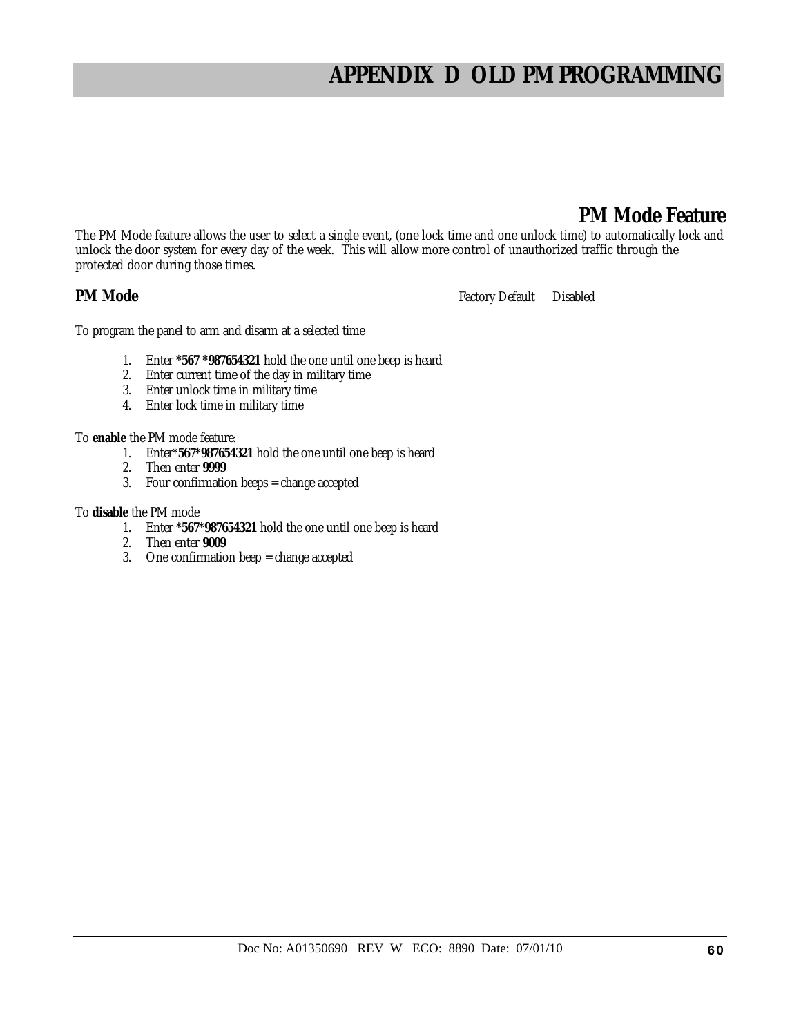# APPENDIX D OLD PM PROGRAMMING

## PM Mode Feature

The PM Mode feature allows the user to select a single event, (one lock time and one unlock time) to automatically lock and unlock the door system for every day of the week. This will allow more control of unauthorized traffic through the protected door during those times.

### PM Mode

*Factory Default Disabled*

To program the panel to arm and disarm at a selected time

1. Enter ***567 *987654321** hold the one until one beep is heard
2. Enter current time of the day in military time
3. Enter unlock time in military time
4. Enter lock time in military time

To **enable** the PM mode feature:

1. Enter***567*987654321** hold the one until one beep is heard
2. Then enter **9999**
3. Four confirmation beeps = change accepted

To **disable** the PM mode

1. Enter ***567*987654321** hold the one until one beep is heard
2. Then enter **9009**
3. One confirmation beep = change accepted

Doc No: A01350690 REV W ECO: 8890 Date: 07/01/10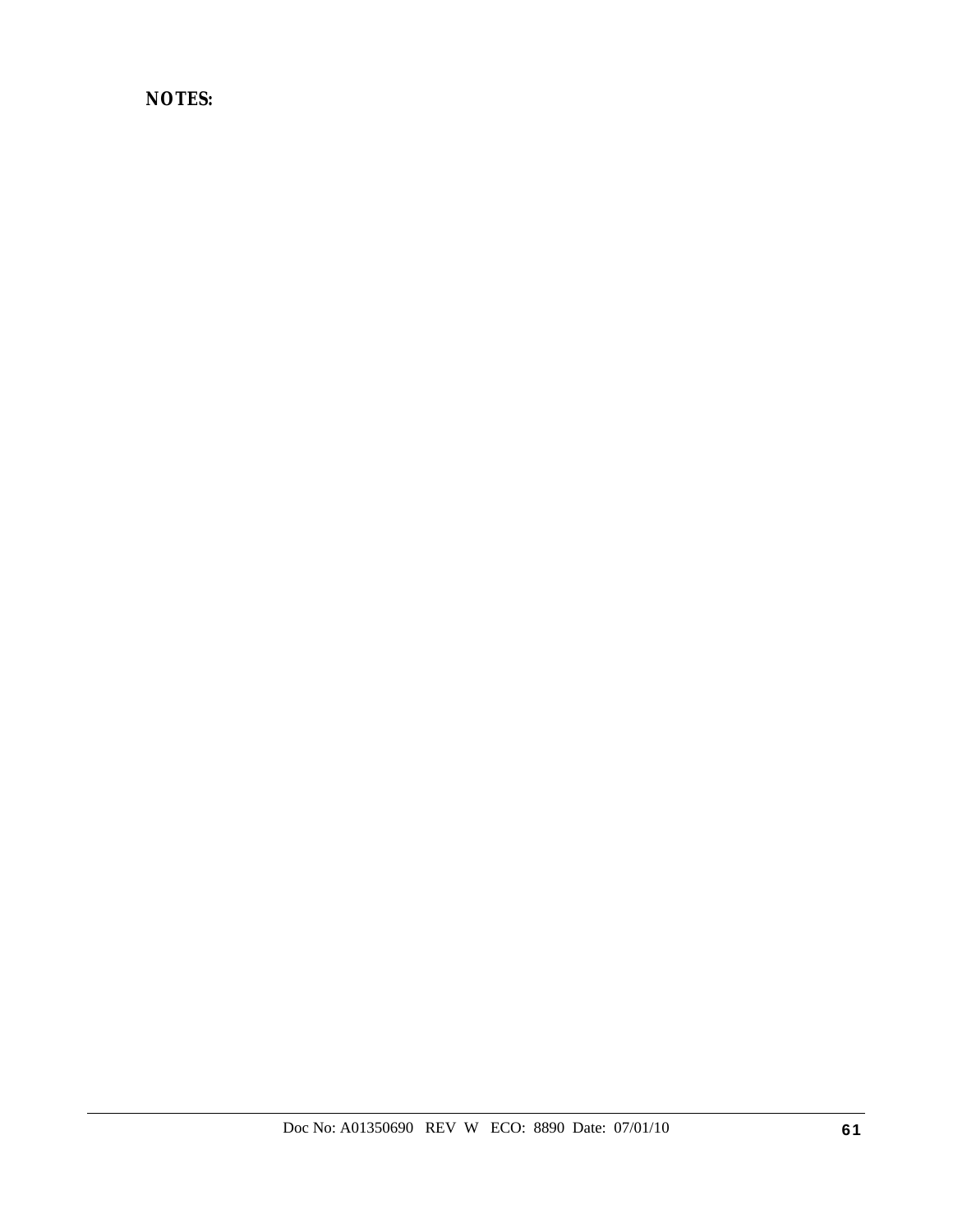**NOTES:**